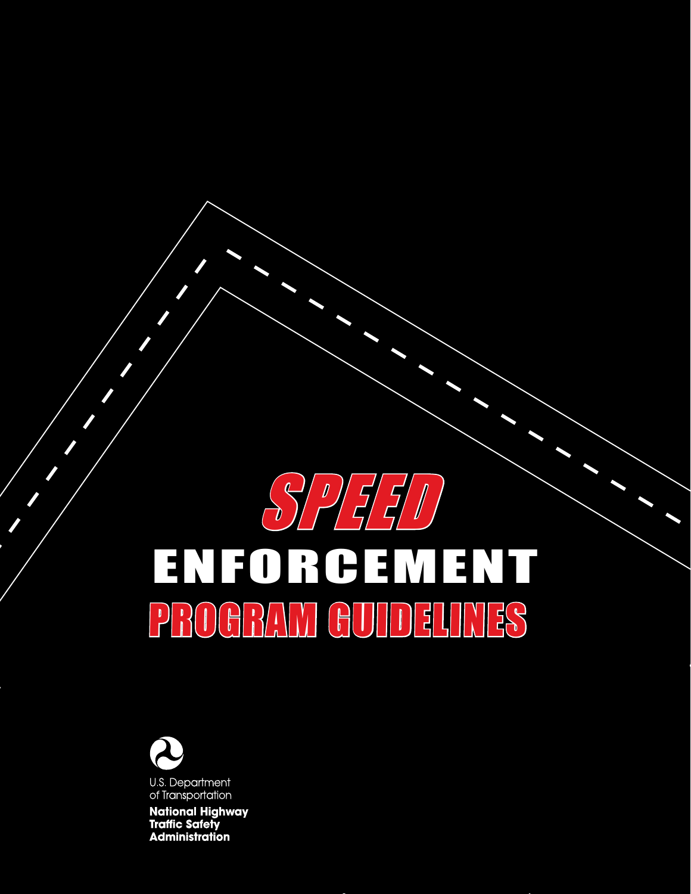# SPEED ENFORCEMENT PROGRAM GUIDELINES

U.S. Department of Transportation

**National Highway Traffic Safety Administration**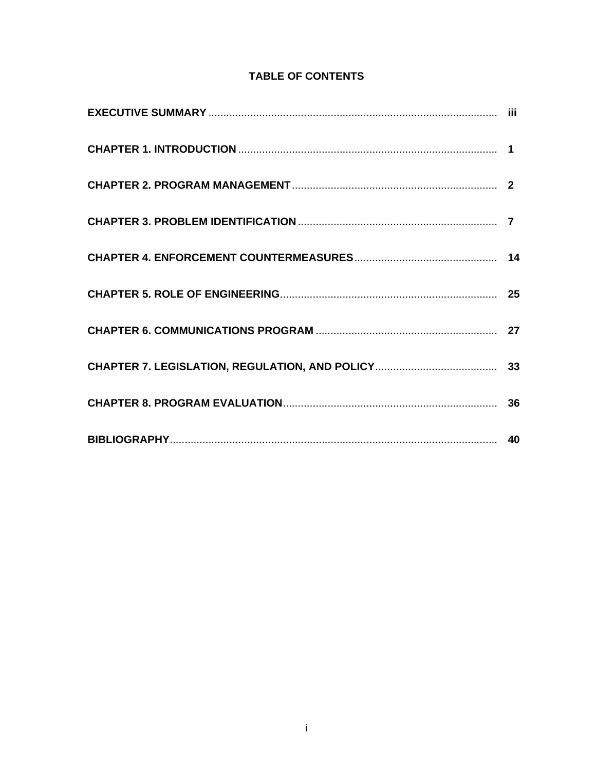# TABLE OF CONTENTS

| | |
|---|---|
| **EXECUTIVE SUMMARY** | **iii** |
| **CHAPTER 1. INTRODUCTION** | **1** |
| **CHAPTER 2. PROGRAM MANAGEMENT** | **2** |
| **CHAPTER 3. PROBLEM IDENTIFICATION** | **7** |
| **CHAPTER 4. ENFORCEMENT COUNTERMEASURES** | **14** |
| **CHAPTER 5. ROLE OF ENGINEERING** | **25** |
| **CHAPTER 6. COMMUNICATIONS PROGRAM** | **27** |
| **CHAPTER 7. LEGISLATION, REGULATION, AND POLICY** | **33** |
| **CHAPTER 8. PROGRAM EVALUATION** | **36** |
| **BIBLIOGRAPHY** | **40** |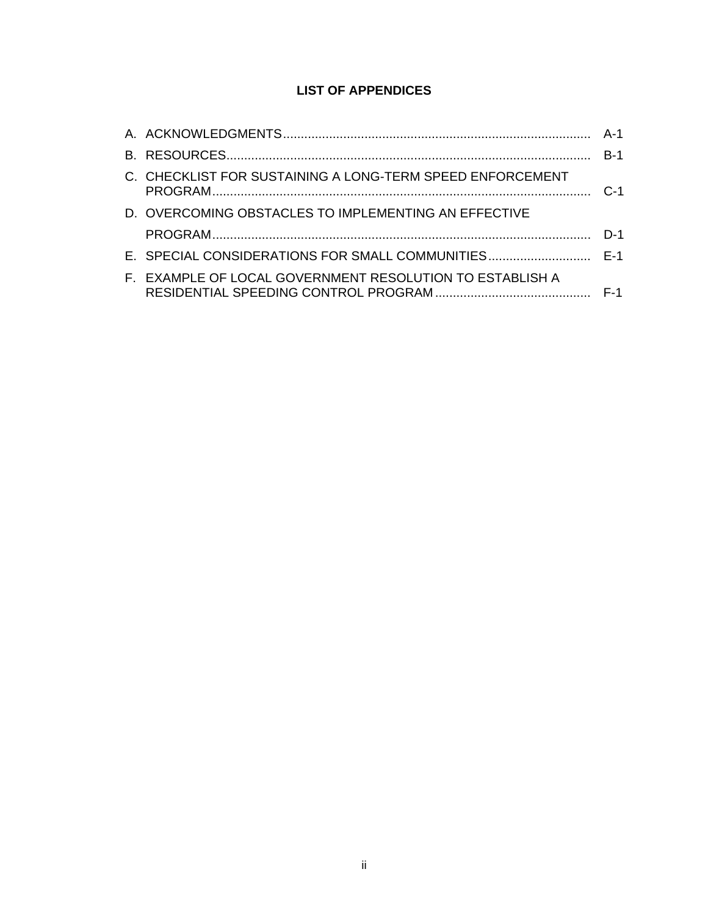## LIST OF APPENDICES

| | |
|---|---|
| A. ACKNOWLEDGMENTS | A-1 |
| B. RESOURCES | B-1 |
| C. CHECKLIST FOR SUSTAINING A LONG-TERM SPEED ENFORCEMENT PROGRAM | C-1 |
| D. OVERCOMING OBSTACLES TO IMPLEMENTING AN EFFECTIVE PROGRAM | D-1 |
| E. SPECIAL CONSIDERATIONS FOR SMALL COMMUNITIES | E-1 |
| F. EXAMPLE OF LOCAL GOVERNMENT RESOLUTION TO ESTABLISH A RESIDENTIAL SPEEDING CONTROL PROGRAM | F-1 |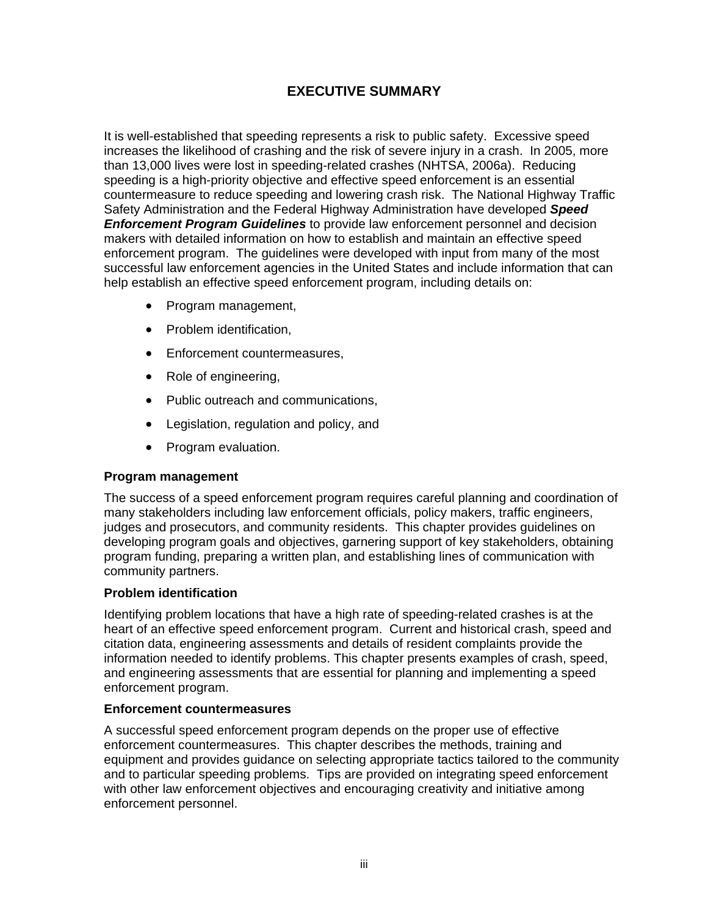# EXECUTIVE SUMMARY

It is well-established that speeding represents a risk to public safety. Excessive speed increases the likelihood of crashing and the risk of severe injury in a crash. In 2005, more than 13,000 lives were lost in speeding-related crashes (NHTSA, 2006a). Reducing speeding is a high-priority objective and effective speed enforcement is an essential countermeasure to reduce speeding and lowering crash risk. The National Highway Traffic Safety Administration and the Federal Highway Administration have developed ***Speed Enforcement Program Guidelines*** to provide law enforcement personnel and decision makers with detailed information on how to establish and maintain an effective speed enforcement program. The guidelines were developed with input from many of the most successful law enforcement agencies in the United States and include information that can help establish an effective speed enforcement program, including details on:

- Program management,
- Problem identification,
- Enforcement countermeasures,
- Role of engineering,
- Public outreach and communications,
- Legislation, regulation and policy, and
- Program evaluation.

**Program management**

The success of a speed enforcement program requires careful planning and coordination of many stakeholders including law enforcement officials, policy makers, traffic engineers, judges and prosecutors, and community residents. This chapter provides guidelines on developing program goals and objectives, garnering support of key stakeholders, obtaining program funding, preparing a written plan, and establishing lines of communication with community partners.

**Problem identification**

Identifying problem locations that have a high rate of speeding-related crashes is at the heart of an effective speed enforcement program. Current and historical crash, speed and citation data, engineering assessments and details of resident complaints provide the information needed to identify problems. This chapter presents examples of crash, speed, and engineering assessments that are essential for planning and implementing a speed enforcement program.

**Enforcement countermeasures**

A successful speed enforcement program depends on the proper use of effective enforcement countermeasures. This chapter describes the methods, training and equipment and provides guidance on selecting appropriate tactics tailored to the community and to particular speeding problems. Tips are provided on integrating speed enforcement with other law enforcement objectives and encouraging creativity and initiative among enforcement personnel.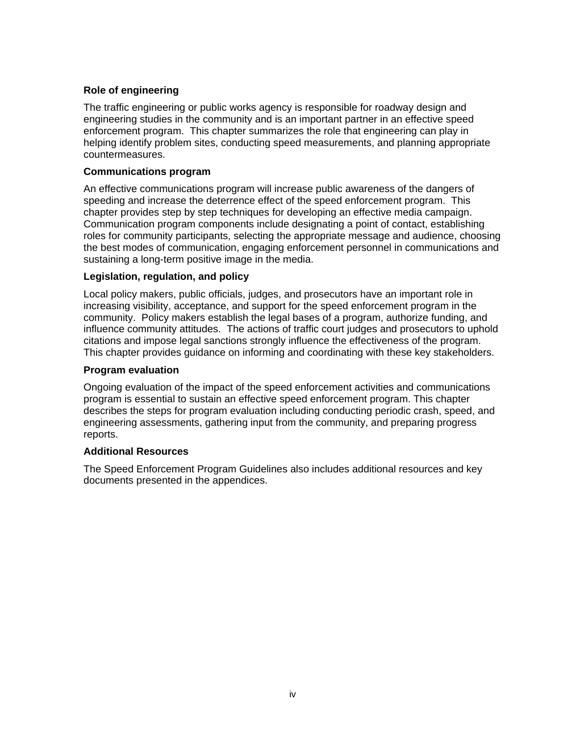**Role of engineering**

The traffic engineering or public works agency is responsible for roadway design and engineering studies in the community and is an important partner in an effective speed enforcement program. This chapter summarizes the role that engineering can play in helping identify problem sites, conducting speed measurements, and planning appropriate countermeasures.

**Communications program**

An effective communications program will increase public awareness of the dangers of speeding and increase the deterrence effect of the speed enforcement program. This chapter provides step by step techniques for developing an effective media campaign. Communication program components include designating a point of contact, establishing roles for community participants, selecting the appropriate message and audience, choosing the best modes of communication, engaging enforcement personnel in communications and sustaining a long-term positive image in the media.

**Legislation, regulation, and policy**

Local policy makers, public officials, judges, and prosecutors have an important role in increasing visibility, acceptance, and support for the speed enforcement program in the community. Policy makers establish the legal bases of a program, authorize funding, and influence community attitudes. The actions of traffic court judges and prosecutors to uphold citations and impose legal sanctions strongly influence the effectiveness of the program. This chapter provides guidance on informing and coordinating with these key stakeholders.

**Program evaluation**

Ongoing evaluation of the impact of the speed enforcement activities and communications program is essential to sustain an effective speed enforcement program. This chapter describes the steps for program evaluation including conducting periodic crash, speed, and engineering assessments, gathering input from the community, and preparing progress reports.

**Additional Resources**

The Speed Enforcement Program Guidelines also includes additional resources and key documents presented in the appendices.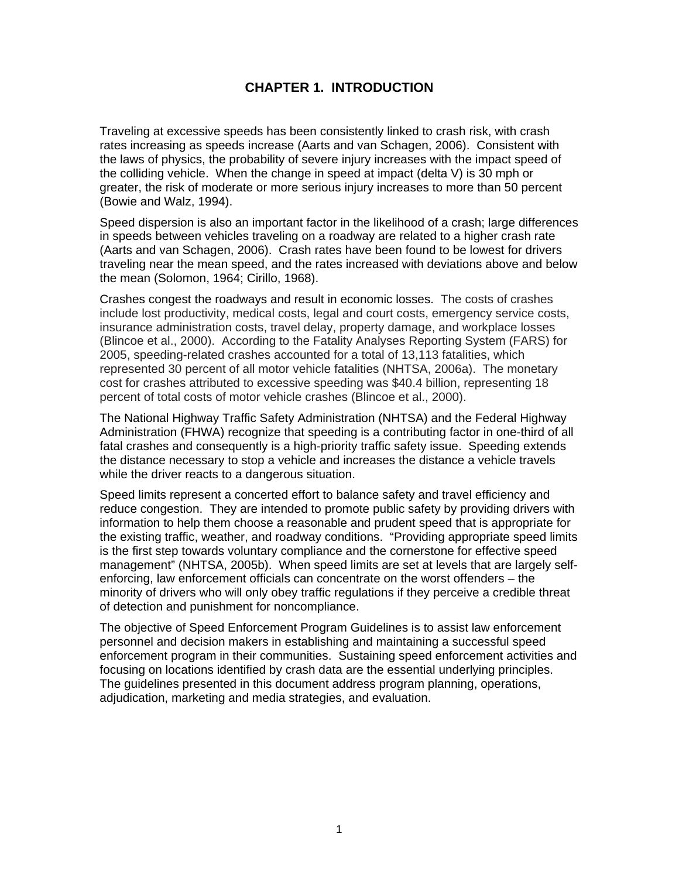# CHAPTER 1. INTRODUCTION

Traveling at excessive speeds has been consistently linked to crash risk, with crash rates increasing as speeds increase (Aarts and van Schagen, 2006). Consistent with the laws of physics, the probability of severe injury increases with the impact speed of the colliding vehicle. When the change in speed at impact (delta V) is 30 mph or greater, the risk of moderate or more serious injury increases to more than 50 percent (Bowie and Walz, 1994).

Speed dispersion is also an important factor in the likelihood of a crash; large differences in speeds between vehicles traveling on a roadway are related to a higher crash rate (Aarts and van Schagen, 2006). Crash rates have been found to be lowest for drivers traveling near the mean speed, and the rates increased with deviations above and below the mean (Solomon, 1964; Cirillo, 1968).

Crashes congest the roadways and result in economic losses. The costs of crashes include lost productivity, medical costs, legal and court costs, emergency service costs, insurance administration costs, travel delay, property damage, and workplace losses (Blincoe et al., 2000). According to the Fatality Analyses Reporting System (FARS) for 2005, speeding-related crashes accounted for a total of 13,113 fatalities, which represented 30 percent of all motor vehicle fatalities (NHTSA, 2006a). The monetary cost for crashes attributed to excessive speeding was $40.4 billion, representing 18 percent of total costs of motor vehicle crashes (Blincoe et al., 2000).

The National Highway Traffic Safety Administration (NHTSA) and the Federal Highway Administration (FHWA) recognize that speeding is a contributing factor in one-third of all fatal crashes and consequently is a high-priority traffic safety issue. Speeding extends the distance necessary to stop a vehicle and increases the distance a vehicle travels while the driver reacts to a dangerous situation.

Speed limits represent a concerted effort to balance safety and travel efficiency and reduce congestion. They are intended to promote public safety by providing drivers with information to help them choose a reasonable and prudent speed that is appropriate for the existing traffic, weather, and roadway conditions. "Providing appropriate speed limits is the first step towards voluntary compliance and the cornerstone for effective speed management" (NHTSA, 2005b). When speed limits are set at levels that are largely self-enforcing, law enforcement officials can concentrate on the worst offenders – the minority of drivers who will only obey traffic regulations if they perceive a credible threat of detection and punishment for noncompliance.

The objective of Speed Enforcement Program Guidelines is to assist law enforcement personnel and decision makers in establishing and maintaining a successful speed enforcement program in their communities. Sustaining speed enforcement activities and focusing on locations identified by crash data are the essential underlying principles. The guidelines presented in this document address program planning, operations, adjudication, marketing and media strategies, and evaluation.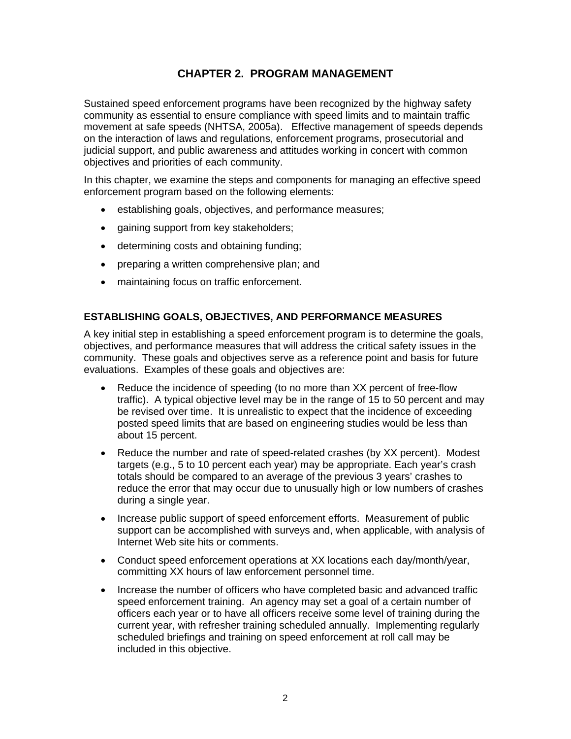# CHAPTER 2. PROGRAM MANAGEMENT

Sustained speed enforcement programs have been recognized by the highway safety community as essential to ensure compliance with speed limits and to maintain traffic movement at safe speeds (NHTSA, 2005a). Effective management of speeds depends on the interaction of laws and regulations, enforcement programs, prosecutorial and judicial support, and public awareness and attitudes working in concert with common objectives and priorities of each community.

In this chapter, we examine the steps and components for managing an effective speed enforcement program based on the following elements:

- establishing goals, objectives, and performance measures;
- gaining support from key stakeholders;
- determining costs and obtaining funding;
- preparing a written comprehensive plan; and
- maintaining focus on traffic enforcement.

## ESTABLISHING GOALS, OBJECTIVES, AND PERFORMANCE MEASURES

A key initial step in establishing a speed enforcement program is to determine the goals, objectives, and performance measures that will address the critical safety issues in the community. These goals and objectives serve as a reference point and basis for future evaluations. Examples of these goals and objectives are:

- Reduce the incidence of speeding (to no more than XX percent of free-flow traffic). A typical objective level may be in the range of 15 to 50 percent and may be revised over time. It is unrealistic to expect that the incidence of exceeding posted speed limits that are based on engineering studies would be less than about 15 percent.
- Reduce the number and rate of speed-related crashes (by XX percent). Modest targets (e.g., 5 to 10 percent each year) may be appropriate. Each year's crash totals should be compared to an average of the previous 3 years' crashes to reduce the error that may occur due to unusually high or low numbers of crashes during a single year.
- Increase public support of speed enforcement efforts. Measurement of public support can be accomplished with surveys and, when applicable, with analysis of Internet Web site hits or comments.
- Conduct speed enforcement operations at XX locations each day/month/year, committing XX hours of law enforcement personnel time.
- Increase the number of officers who have completed basic and advanced traffic speed enforcement training. An agency may set a goal of a certain number of officers each year or to have all officers receive some level of training during the current year, with refresher training scheduled annually. Implementing regularly scheduled briefings and training on speed enforcement at roll call may be included in this objective.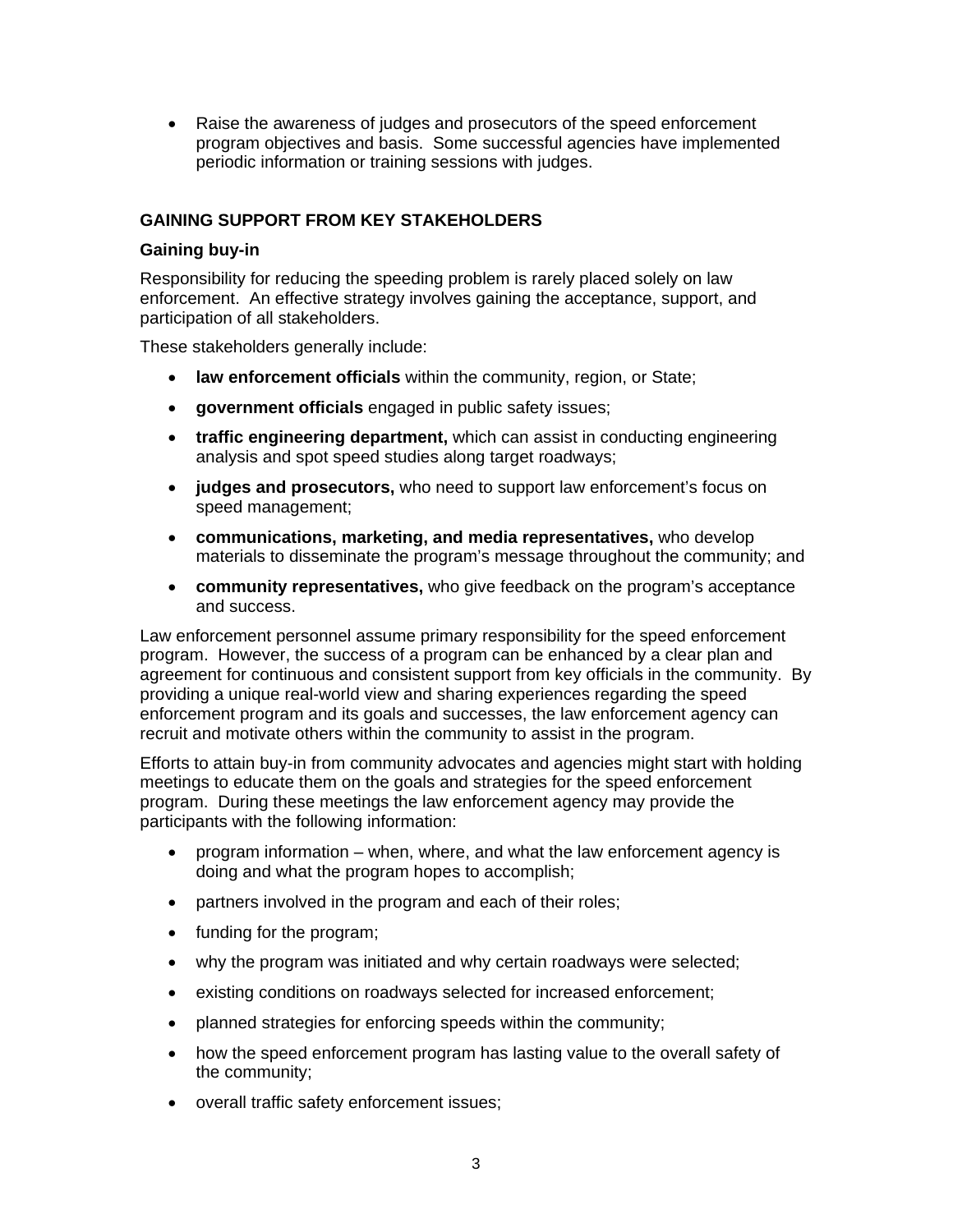- Raise the awareness of judges and prosecutors of the speed enforcement program objectives and basis. Some successful agencies have implemented periodic information or training sessions with judges.

## GAINING SUPPORT FROM KEY STAKEHOLDERS

### Gaining buy-in

Responsibility for reducing the speeding problem is rarely placed solely on law enforcement. An effective strategy involves gaining the acceptance, support, and participation of all stakeholders.

These stakeholders generally include:

- **law enforcement officials** within the community, region, or State;
- **government officials** engaged in public safety issues;
- **traffic engineering department,** which can assist in conducting engineering analysis and spot speed studies along target roadways;
- **judges and prosecutors,** who need to support law enforcement's focus on speed management;
- **communications, marketing, and media representatives,** who develop materials to disseminate the program's message throughout the community; and
- **community representatives,** who give feedback on the program's acceptance and success.

Law enforcement personnel assume primary responsibility for the speed enforcement program. However, the success of a program can be enhanced by a clear plan and agreement for continuous and consistent support from key officials in the community. By providing a unique real-world view and sharing experiences regarding the speed enforcement program and its goals and successes, the law enforcement agency can recruit and motivate others within the community to assist in the program.

Efforts to attain buy-in from community advocates and agencies might start with holding meetings to educate them on the goals and strategies for the speed enforcement program. During these meetings the law enforcement agency may provide the participants with the following information:

- program information – when, where, and what the law enforcement agency is doing and what the program hopes to accomplish;
- partners involved in the program and each of their roles;
- funding for the program;
- why the program was initiated and why certain roadways were selected;
- existing conditions on roadways selected for increased enforcement;
- planned strategies for enforcing speeds within the community;
- how the speed enforcement program has lasting value to the overall safety of the community;
- overall traffic safety enforcement issues;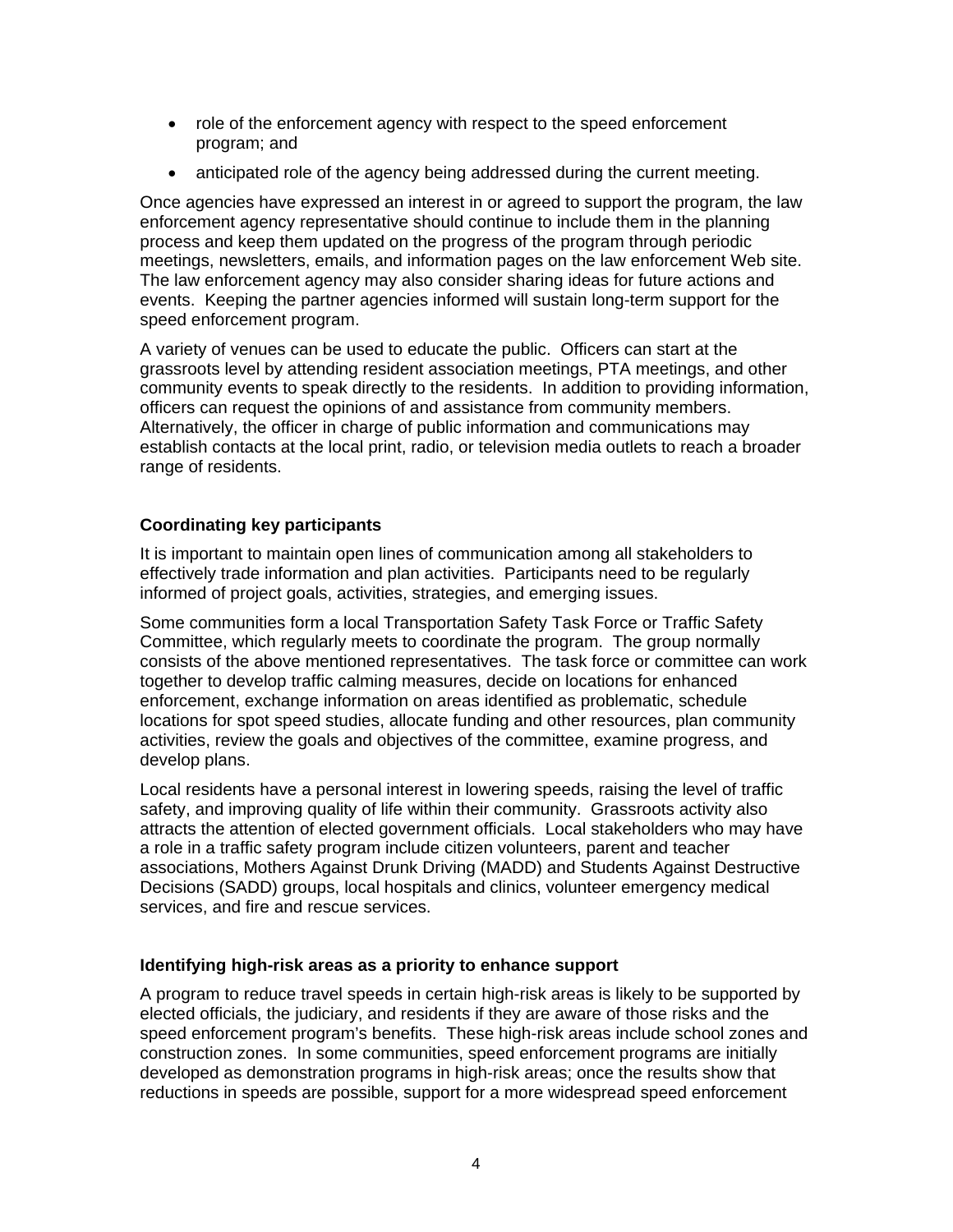- role of the enforcement agency with respect to the speed enforcement program; and
- anticipated role of the agency being addressed during the current meeting.

Once agencies have expressed an interest in or agreed to support the program, the law enforcement agency representative should continue to include them in the planning process and keep them updated on the progress of the program through periodic meetings, newsletters, emails, and information pages on the law enforcement Web site. The law enforcement agency may also consider sharing ideas for future actions and events. Keeping the partner agencies informed will sustain long-term support for the speed enforcement program.

A variety of venues can be used to educate the public. Officers can start at the grassroots level by attending resident association meetings, PTA meetings, and other community events to speak directly to the residents. In addition to providing information, officers can request the opinions of and assistance from community members. Alternatively, the officer in charge of public information and communications may establish contacts at the local print, radio, or television media outlets to reach a broader range of residents.

#### Coordinating key participants

It is important to maintain open lines of communication among all stakeholders to effectively trade information and plan activities. Participants need to be regularly informed of project goals, activities, strategies, and emerging issues.

Some communities form a local Transportation Safety Task Force or Traffic Safety Committee, which regularly meets to coordinate the program. The group normally consists of the above mentioned representatives. The task force or committee can work together to develop traffic calming measures, decide on locations for enhanced enforcement, exchange information on areas identified as problematic, schedule locations for spot speed studies, allocate funding and other resources, plan community activities, review the goals and objectives of the committee, examine progress, and develop plans.

Local residents have a personal interest in lowering speeds, raising the level of traffic safety, and improving quality of life within their community. Grassroots activity also attracts the attention of elected government officials. Local stakeholders who may have a role in a traffic safety program include citizen volunteers, parent and teacher associations, Mothers Against Drunk Driving (MADD) and Students Against Destructive Decisions (SADD) groups, local hospitals and clinics, volunteer emergency medical services, and fire and rescue services.

#### Identifying high-risk areas as a priority to enhance support

A program to reduce travel speeds in certain high-risk areas is likely to be supported by elected officials, the judiciary, and residents if they are aware of those risks and the speed enforcement program's benefits. These high-risk areas include school zones and construction zones. In some communities, speed enforcement programs are initially developed as demonstration programs in high-risk areas; once the results show that reductions in speeds are possible, support for a more widespread speed enforcement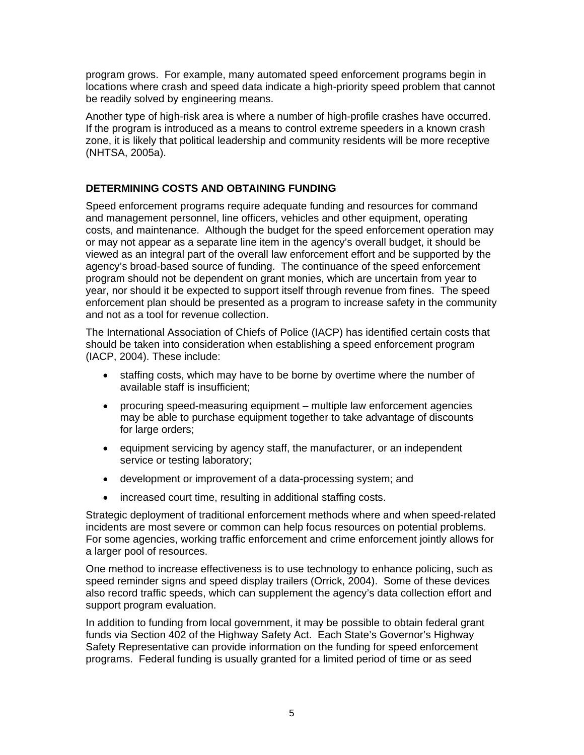program grows. For example, many automated speed enforcement programs begin in locations where crash and speed data indicate a high-priority speed problem that cannot be readily solved by engineering means.

Another type of high-risk area is where a number of high-profile crashes have occurred. If the program is introduced as a means to control extreme speeders in a known crash zone, it is likely that political leadership and community residents will be more receptive (NHTSA, 2005a).

## DETERMINING COSTS AND OBTAINING FUNDING

Speed enforcement programs require adequate funding and resources for command and management personnel, line officers, vehicles and other equipment, operating costs, and maintenance. Although the budget for the speed enforcement operation may or may not appear as a separate line item in the agency's overall budget, it should be viewed as an integral part of the overall law enforcement effort and be supported by the agency's broad-based source of funding. The continuance of the speed enforcement program should not be dependent on grant monies, which are uncertain from year to year, nor should it be expected to support itself through revenue from fines. The speed enforcement plan should be presented as a program to increase safety in the community and not as a tool for revenue collection.

The International Association of Chiefs of Police (IACP) has identified certain costs that should be taken into consideration when establishing a speed enforcement program (IACP, 2004). These include:

- staffing costs, which may have to be borne by overtime where the number of available staff is insufficient;
- procuring speed-measuring equipment – multiple law enforcement agencies may be able to purchase equipment together to take advantage of discounts for large orders;
- equipment servicing by agency staff, the manufacturer, or an independent service or testing laboratory;
- development or improvement of a data-processing system; and
- increased court time, resulting in additional staffing costs.

Strategic deployment of traditional enforcement methods where and when speed-related incidents are most severe or common can help focus resources on potential problems. For some agencies, working traffic enforcement and crime enforcement jointly allows for a larger pool of resources.

One method to increase effectiveness is to use technology to enhance policing, such as speed reminder signs and speed display trailers (Orrick, 2004). Some of these devices also record traffic speeds, which can supplement the agency's data collection effort and support program evaluation.

In addition to funding from local government, it may be possible to obtain federal grant funds via Section 402 of the Highway Safety Act. Each State's Governor's Highway Safety Representative can provide information on the funding for speed enforcement programs. Federal funding is usually granted for a limited period of time or as seed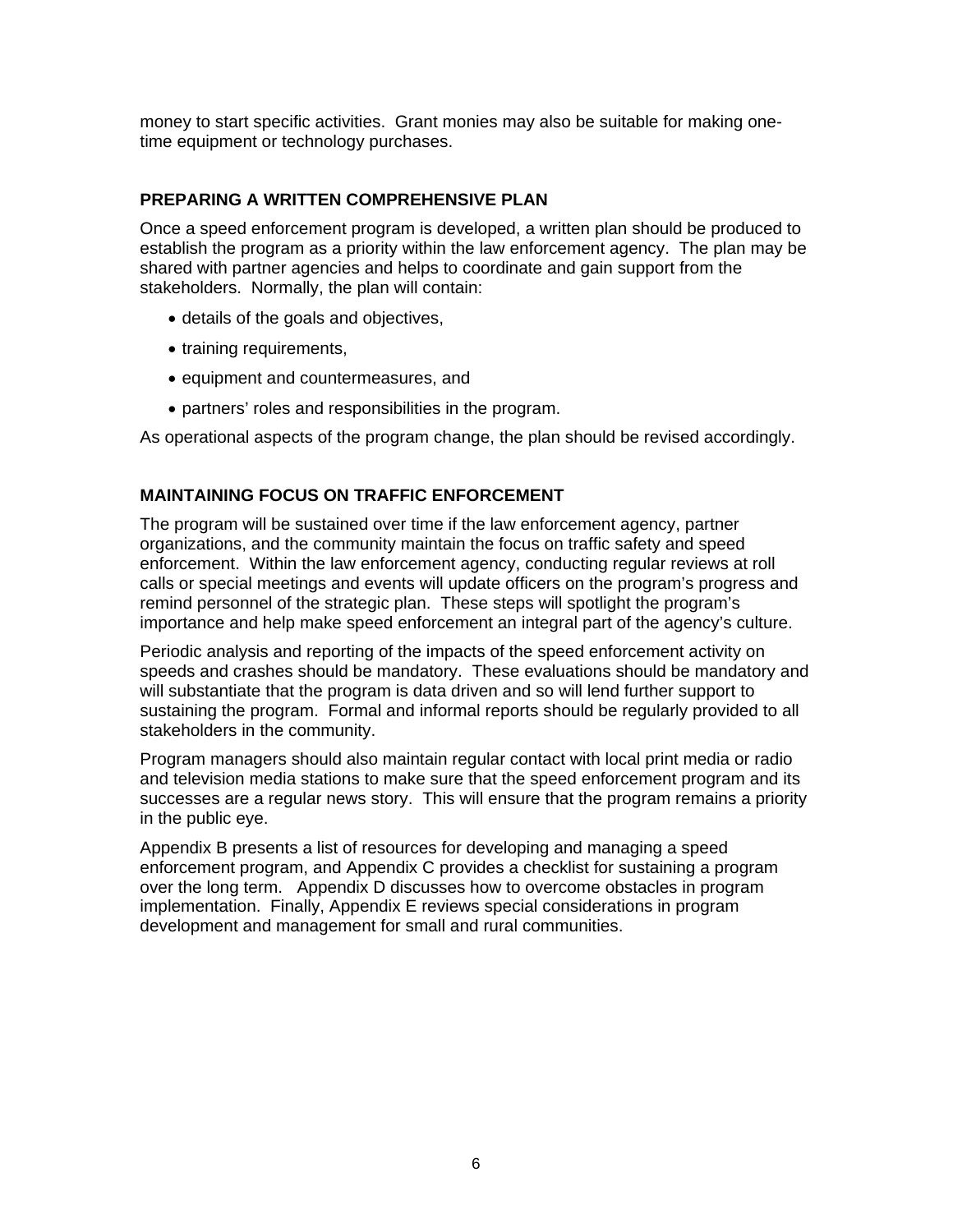money to start specific activities. Grant monies may also be suitable for making one-time equipment or technology purchases.

### PREPARING A WRITTEN COMPREHENSIVE PLAN

Once a speed enforcement program is developed, a written plan should be produced to establish the program as a priority within the law enforcement agency. The plan may be shared with partner agencies and helps to coordinate and gain support from the stakeholders. Normally, the plan will contain:

- details of the goals and objectives,
- training requirements,
- equipment and countermeasures, and
- partners' roles and responsibilities in the program.

As operational aspects of the program change, the plan should be revised accordingly.

### MAINTAINING FOCUS ON TRAFFIC ENFORCEMENT

The program will be sustained over time if the law enforcement agency, partner organizations, and the community maintain the focus on traffic safety and speed enforcement. Within the law enforcement agency, conducting regular reviews at roll calls or special meetings and events will update officers on the program's progress and remind personnel of the strategic plan. These steps will spotlight the program's importance and help make speed enforcement an integral part of the agency's culture.

Periodic analysis and reporting of the impacts of the speed enforcement activity on speeds and crashes should be mandatory. These evaluations should be mandatory and will substantiate that the program is data driven and so will lend further support to sustaining the program. Formal and informal reports should be regularly provided to all stakeholders in the community.

Program managers should also maintain regular contact with local print media or radio and television media stations to make sure that the speed enforcement program and its successes are a regular news story. This will ensure that the program remains a priority in the public eye.

Appendix B presents a list of resources for developing and managing a speed enforcement program, and Appendix C provides a checklist for sustaining a program over the long term. Appendix D discusses how to overcome obstacles in program implementation. Finally, Appendix E reviews special considerations in program development and management for small and rural communities.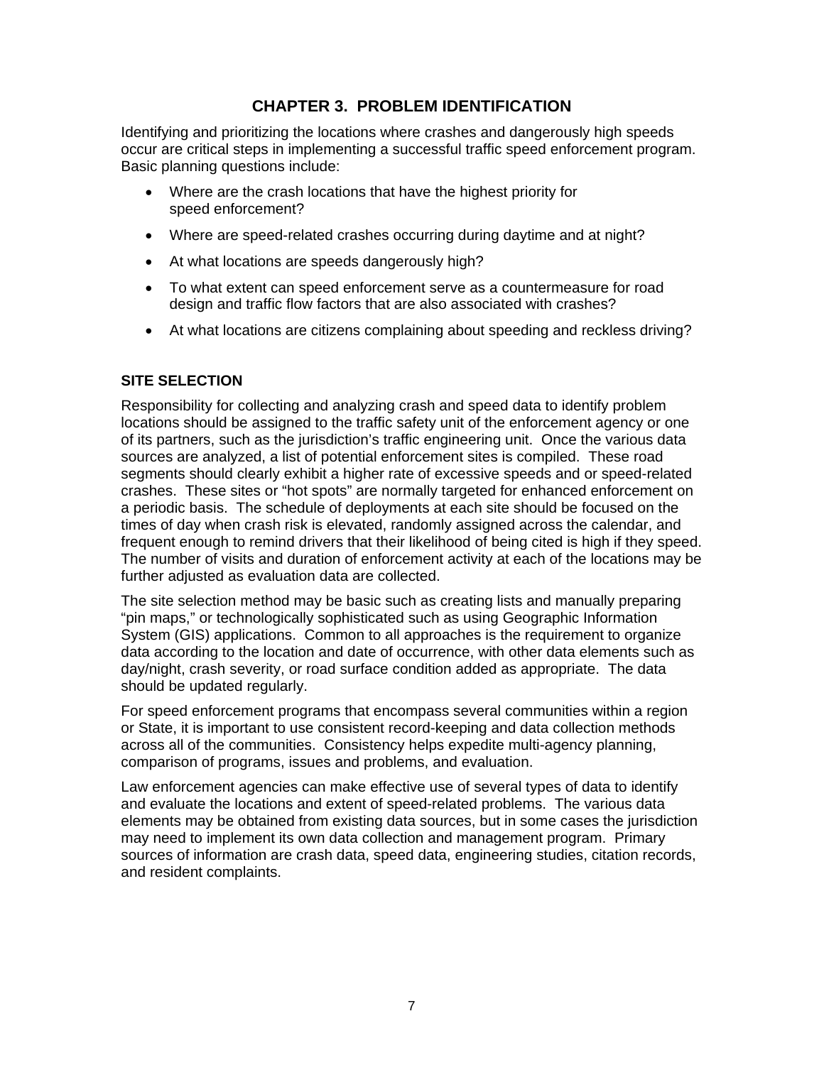# CHAPTER 3. PROBLEM IDENTIFICATION

Identifying and prioritizing the locations where crashes and dangerously high speeds occur are critical steps in implementing a successful traffic speed enforcement program. Basic planning questions include:

- Where are the crash locations that have the highest priority for speed enforcement?
- Where are speed-related crashes occurring during daytime and at night?
- At what locations are speeds dangerously high?
- To what extent can speed enforcement serve as a countermeasure for road design and traffic flow factors that are also associated with crashes?
- At what locations are citizens complaining about speeding and reckless driving?

## SITE SELECTION

Responsibility for collecting and analyzing crash and speed data to identify problem locations should be assigned to the traffic safety unit of the enforcement agency or one of its partners, such as the jurisdiction's traffic engineering unit. Once the various data sources are analyzed, a list of potential enforcement sites is compiled. These road segments should clearly exhibit a higher rate of excessive speeds and or speed-related crashes. These sites or "hot spots" are normally targeted for enhanced enforcement on a periodic basis. The schedule of deployments at each site should be focused on the times of day when crash risk is elevated, randomly assigned across the calendar, and frequent enough to remind drivers that their likelihood of being cited is high if they speed. The number of visits and duration of enforcement activity at each of the locations may be further adjusted as evaluation data are collected.

The site selection method may be basic such as creating lists and manually preparing "pin maps," or technologically sophisticated such as using Geographic Information System (GIS) applications. Common to all approaches is the requirement to organize data according to the location and date of occurrence, with other data elements such as day/night, crash severity, or road surface condition added as appropriate. The data should be updated regularly.

For speed enforcement programs that encompass several communities within a region or State, it is important to use consistent record-keeping and data collection methods across all of the communities. Consistency helps expedite multi-agency planning, comparison of programs, issues and problems, and evaluation.

Law enforcement agencies can make effective use of several types of data to identify and evaluate the locations and extent of speed-related problems. The various data elements may be obtained from existing data sources, but in some cases the jurisdiction may need to implement its own data collection and management program. Primary sources of information are crash data, speed data, engineering studies, citation records, and resident complaints.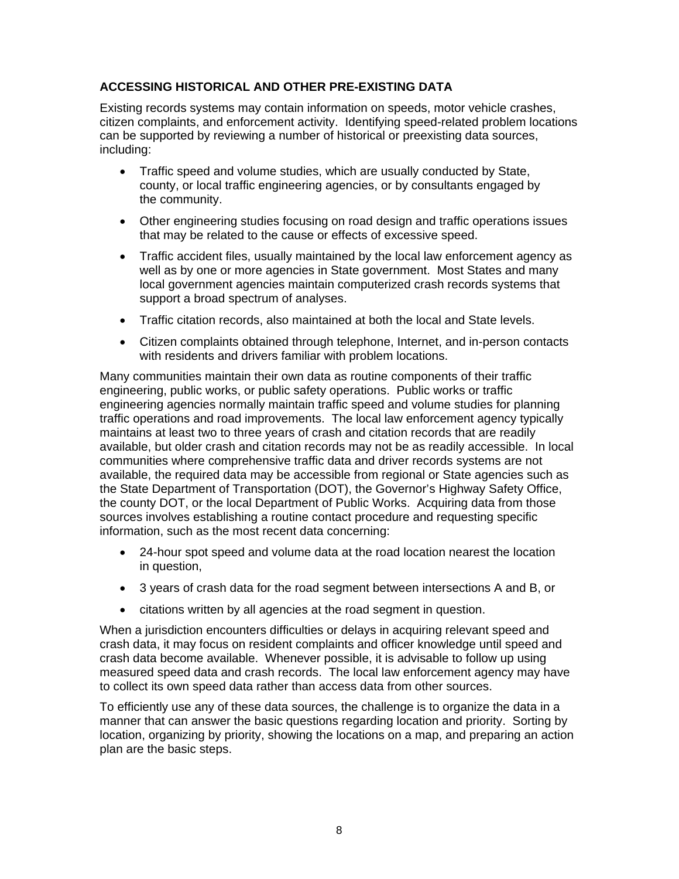## ACCESSING HISTORICAL AND OTHER PRE-EXISTING DATA

Existing records systems may contain information on speeds, motor vehicle crashes, citizen complaints, and enforcement activity. Identifying speed-related problem locations can be supported by reviewing a number of historical or preexisting data sources, including:

- Traffic speed and volume studies, which are usually conducted by State, county, or local traffic engineering agencies, or by consultants engaged by the community.
- Other engineering studies focusing on road design and traffic operations issues that may be related to the cause or effects of excessive speed.
- Traffic accident files, usually maintained by the local law enforcement agency as well as by one or more agencies in State government. Most States and many local government agencies maintain computerized crash records systems that support a broad spectrum of analyses.
- Traffic citation records, also maintained at both the local and State levels.
- Citizen complaints obtained through telephone, Internet, and in-person contacts with residents and drivers familiar with problem locations.

Many communities maintain their own data as routine components of their traffic engineering, public works, or public safety operations. Public works or traffic engineering agencies normally maintain traffic speed and volume studies for planning traffic operations and road improvements. The local law enforcement agency typically maintains at least two to three years of crash and citation records that are readily available, but older crash and citation records may not be as readily accessible. In local communities where comprehensive traffic data and driver records systems are not available, the required data may be accessible from regional or State agencies such as the State Department of Transportation (DOT), the Governor's Highway Safety Office, the county DOT, or the local Department of Public Works. Acquiring data from those sources involves establishing a routine contact procedure and requesting specific information, such as the most recent data concerning:

- 24-hour spot speed and volume data at the road location nearest the location in question,
- 3 years of crash data for the road segment between intersections A and B, or
- citations written by all agencies at the road segment in question.

When a jurisdiction encounters difficulties or delays in acquiring relevant speed and crash data, it may focus on resident complaints and officer knowledge until speed and crash data become available. Whenever possible, it is advisable to follow up using measured speed data and crash records. The local law enforcement agency may have to collect its own speed data rather than access data from other sources.

To efficiently use any of these data sources, the challenge is to organize the data in a manner that can answer the basic questions regarding location and priority. Sorting by location, organizing by priority, showing the locations on a map, and preparing an action plan are the basic steps.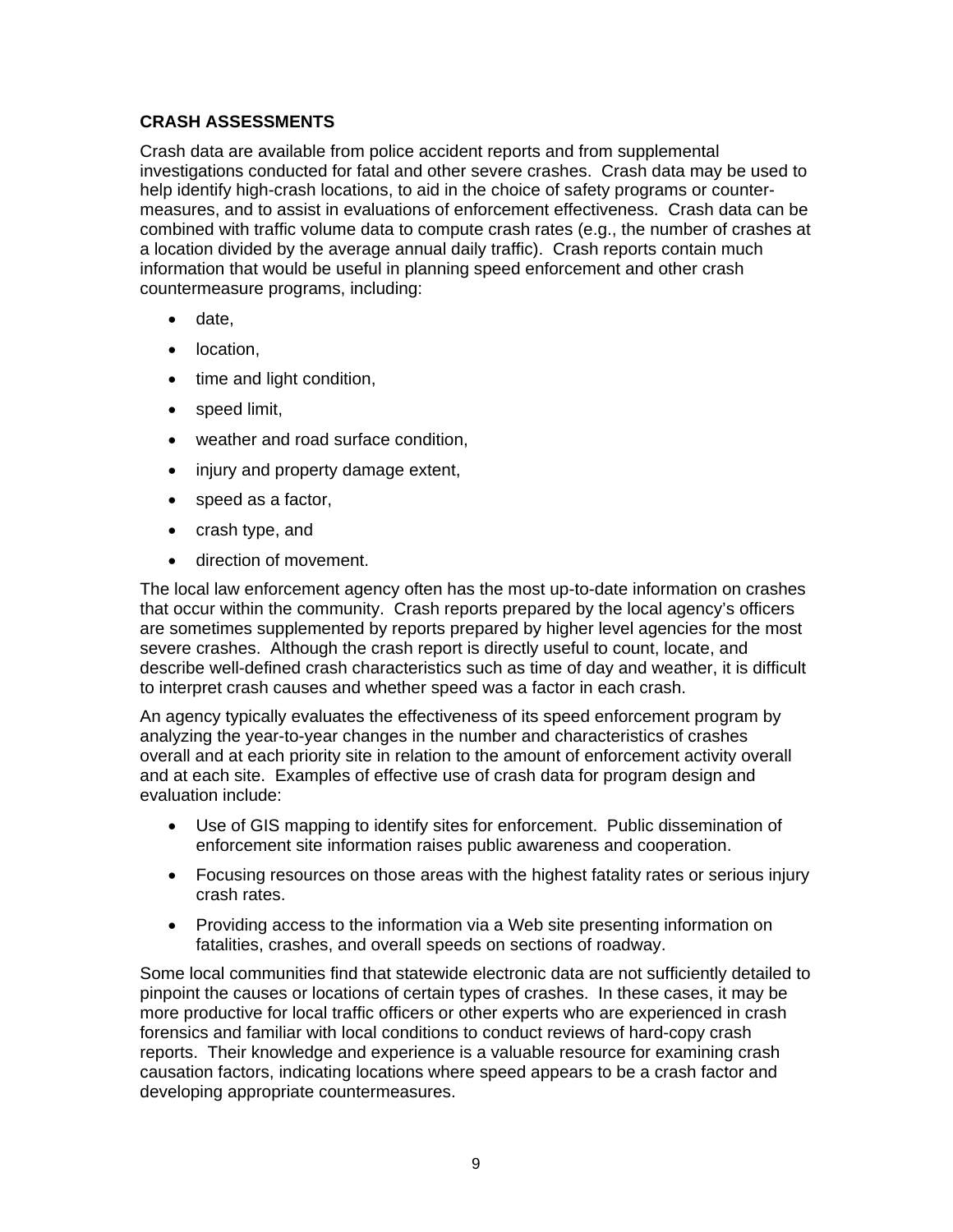## CRASH ASSESSMENTS

Crash data are available from police accident reports and from supplemental investigations conducted for fatal and other severe crashes. Crash data may be used to help identify high-crash locations, to aid in the choice of safety programs or counter-measures, and to assist in evaluations of enforcement effectiveness. Crash data can be combined with traffic volume data to compute crash rates (e.g., the number of crashes at a location divided by the average annual daily traffic). Crash reports contain much information that would be useful in planning speed enforcement and other crash countermeasure programs, including:

- date,
- location,
- time and light condition,
- speed limit,
- weather and road surface condition,
- injury and property damage extent,
- speed as a factor,
- crash type, and
- direction of movement.

The local law enforcement agency often has the most up-to-date information on crashes that occur within the community. Crash reports prepared by the local agency's officers are sometimes supplemented by reports prepared by higher level agencies for the most severe crashes. Although the crash report is directly useful to count, locate, and describe well-defined crash characteristics such as time of day and weather, it is difficult to interpret crash causes and whether speed was a factor in each crash.

An agency typically evaluates the effectiveness of its speed enforcement program by analyzing the year-to-year changes in the number and characteristics of crashes overall and at each priority site in relation to the amount of enforcement activity overall and at each site. Examples of effective use of crash data for program design and evaluation include:

- Use of GIS mapping to identify sites for enforcement. Public dissemination of enforcement site information raises public awareness and cooperation.
- Focusing resources on those areas with the highest fatality rates or serious injury crash rates.
- Providing access to the information via a Web site presenting information on fatalities, crashes, and overall speeds on sections of roadway.

Some local communities find that statewide electronic data are not sufficiently detailed to pinpoint the causes or locations of certain types of crashes. In these cases, it may be more productive for local traffic officers or other experts who are experienced in crash forensics and familiar with local conditions to conduct reviews of hard-copy crash reports. Their knowledge and experience is a valuable resource for examining crash causation factors, indicating locations where speed appears to be a crash factor and developing appropriate countermeasures.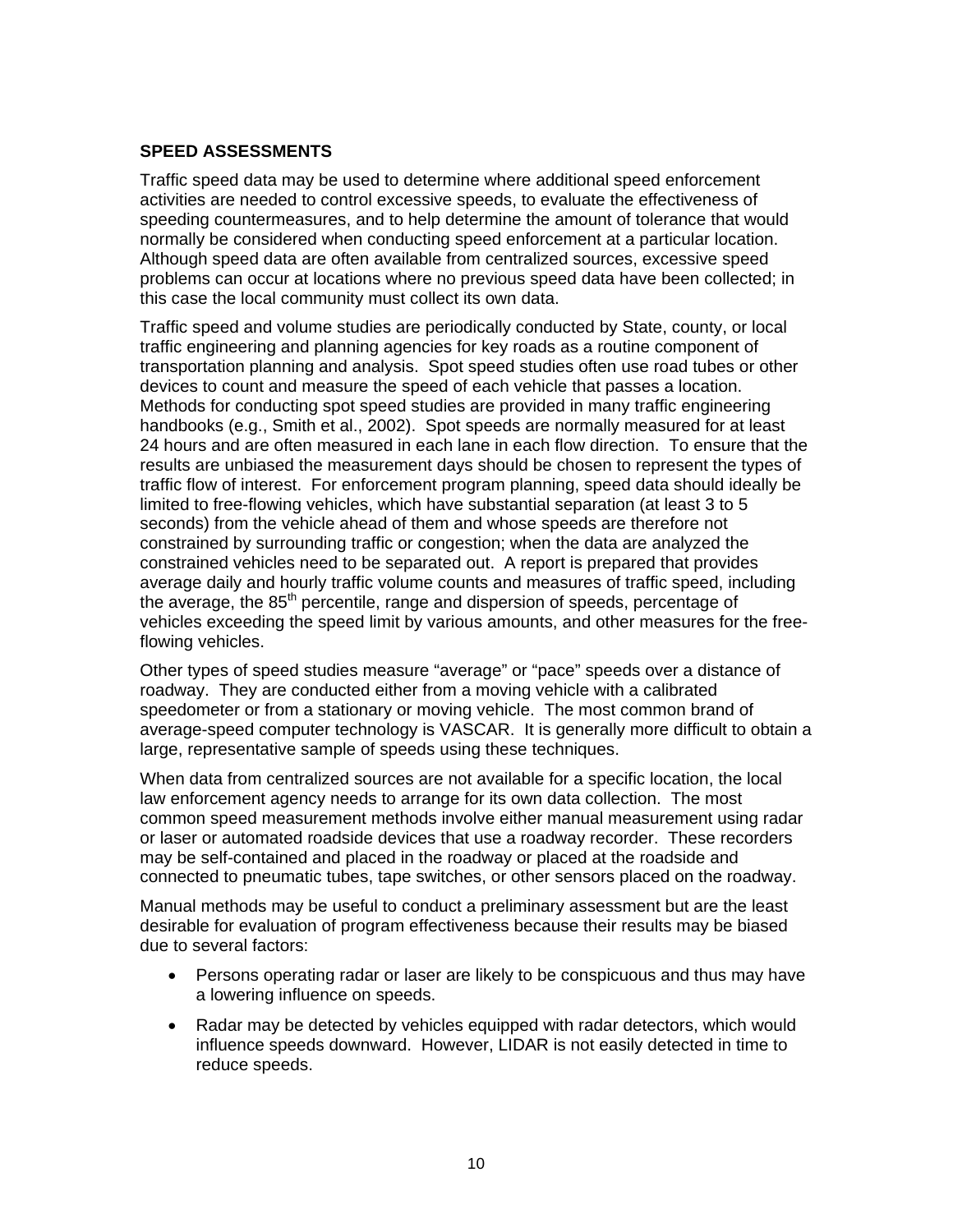## SPEED ASSESSMENTS

Traffic speed data may be used to determine where additional speed enforcement activities are needed to control excessive speeds, to evaluate the effectiveness of speeding countermeasures, and to help determine the amount of tolerance that would normally be considered when conducting speed enforcement at a particular location. Although speed data are often available from centralized sources, excessive speed problems can occur at locations where no previous speed data have been collected; in this case the local community must collect its own data.

Traffic speed and volume studies are periodically conducted by State, county, or local traffic engineering and planning agencies for key roads as a routine component of transportation planning and analysis. Spot speed studies often use road tubes or other devices to count and measure the speed of each vehicle that passes a location. Methods for conducting spot speed studies are provided in many traffic engineering handbooks (e.g., Smith et al., 2002). Spot speeds are normally measured for at least 24 hours and are often measured in each lane in each flow direction. To ensure that the results are unbiased the measurement days should be chosen to represent the types of traffic flow of interest. For enforcement program planning, speed data should ideally be limited to free-flowing vehicles, which have substantial separation (at least 3 to 5 seconds) from the vehicle ahead of them and whose speeds are therefore not constrained by surrounding traffic or congestion; when the data are analyzed the constrained vehicles need to be separated out. A report is prepared that provides average daily and hourly traffic volume counts and measures of traffic speed, including the average, the 85$^{th}$ percentile, range and dispersion of speeds, percentage of vehicles exceeding the speed limit by various amounts, and other measures for the free-flowing vehicles.

Other types of speed studies measure "average" or "pace" speeds over a distance of roadway. They are conducted either from a moving vehicle with a calibrated speedometer or from a stationary or moving vehicle. The most common brand of average-speed computer technology is VASCAR. It is generally more difficult to obtain a large, representative sample of speeds using these techniques.

When data from centralized sources are not available for a specific location, the local law enforcement agency needs to arrange for its own data collection. The most common speed measurement methods involve either manual measurement using radar or laser or automated roadside devices that use a roadway recorder. These recorders may be self-contained and placed in the roadway or placed at the roadside and connected to pneumatic tubes, tape switches, or other sensors placed on the roadway.

Manual methods may be useful to conduct a preliminary assessment but are the least desirable for evaluation of program effectiveness because their results may be biased due to several factors:

- Persons operating radar or laser are likely to be conspicuous and thus may have a lowering influence on speeds.
- Radar may be detected by vehicles equipped with radar detectors, which would influence speeds downward. However, LIDAR is not easily detected in time to reduce speeds.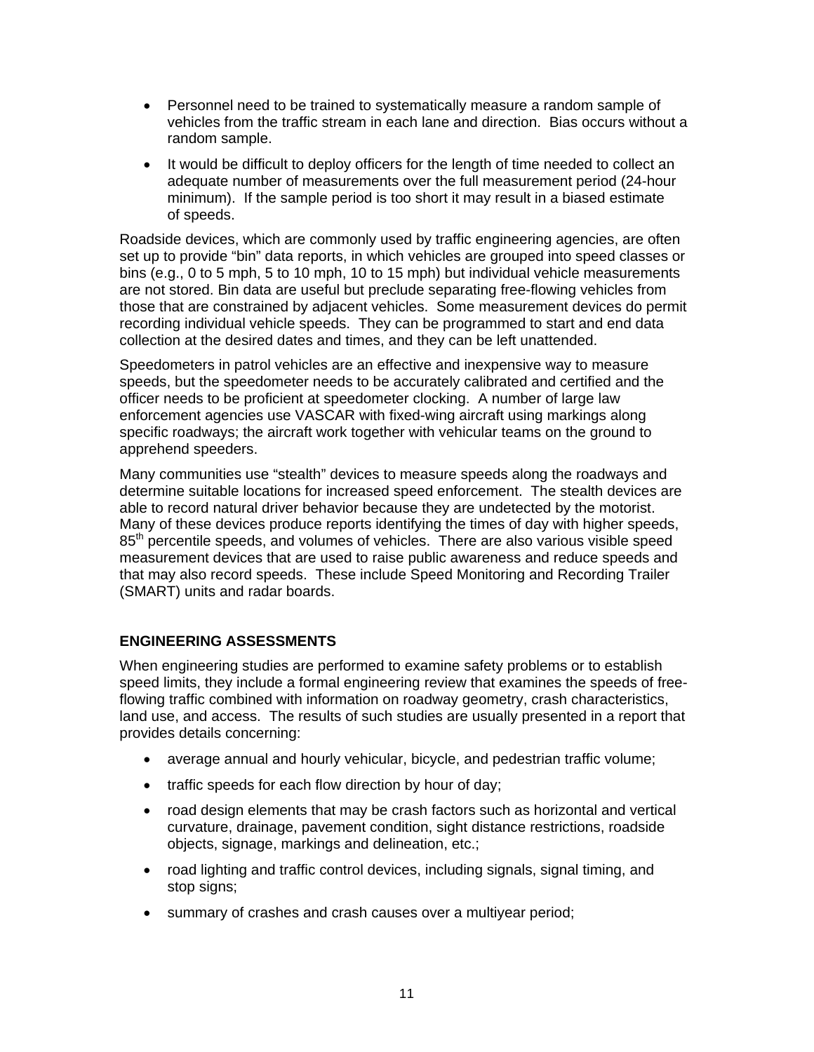- Personnel need to be trained to systematically measure a random sample of vehicles from the traffic stream in each lane and direction. Bias occurs without a random sample.

- It would be difficult to deploy officers for the length of time needed to collect an adequate number of measurements over the full measurement period (24-hour minimum). If the sample period is too short it may result in a biased estimate of speeds.

Roadside devices, which are commonly used by traffic engineering agencies, are often set up to provide "bin" data reports, in which vehicles are grouped into speed classes or bins (e.g., 0 to 5 mph, 5 to 10 mph, 10 to 15 mph) but individual vehicle measurements are not stored. Bin data are useful but preclude separating free-flowing vehicles from those that are constrained by adjacent vehicles. Some measurement devices do permit recording individual vehicle speeds. They can be programmed to start and end data collection at the desired dates and times, and they can be left unattended.

Speedometers in patrol vehicles are an effective and inexpensive way to measure speeds, but the speedometer needs to be accurately calibrated and certified and the officer needs to be proficient at speedometer clocking. A number of large law enforcement agencies use VASCAR with fixed-wing aircraft using markings along specific roadways; the aircraft work together with vehicular teams on the ground to apprehend speeders.

Many communities use "stealth" devices to measure speeds along the roadways and determine suitable locations for increased speed enforcement. The stealth devices are able to record natural driver behavior because they are undetected by the motorist. Many of these devices produce reports identifying the times of day with higher speeds, 85th percentile speeds, and volumes of vehicles. There are also various visible speed measurement devices that are used to raise public awareness and reduce speeds and that may also record speeds. These include Speed Monitoring and Recording Trailer (SMART) units and radar boards.

## ENGINEERING ASSESSMENTS

When engineering studies are performed to examine safety problems or to establish speed limits, they include a formal engineering review that examines the speeds of free-flowing traffic combined with information on roadway geometry, crash characteristics, land use, and access. The results of such studies are usually presented in a report that provides details concerning:

- average annual and hourly vehicular, bicycle, and pedestrian traffic volume;

- traffic speeds for each flow direction by hour of day;

- road design elements that may be crash factors such as horizontal and vertical curvature, drainage, pavement condition, sight distance restrictions, roadside objects, signage, markings and delineation, etc.;

- road lighting and traffic control devices, including signals, signal timing, and stop signs;

- summary of crashes and crash causes over a multiyear period;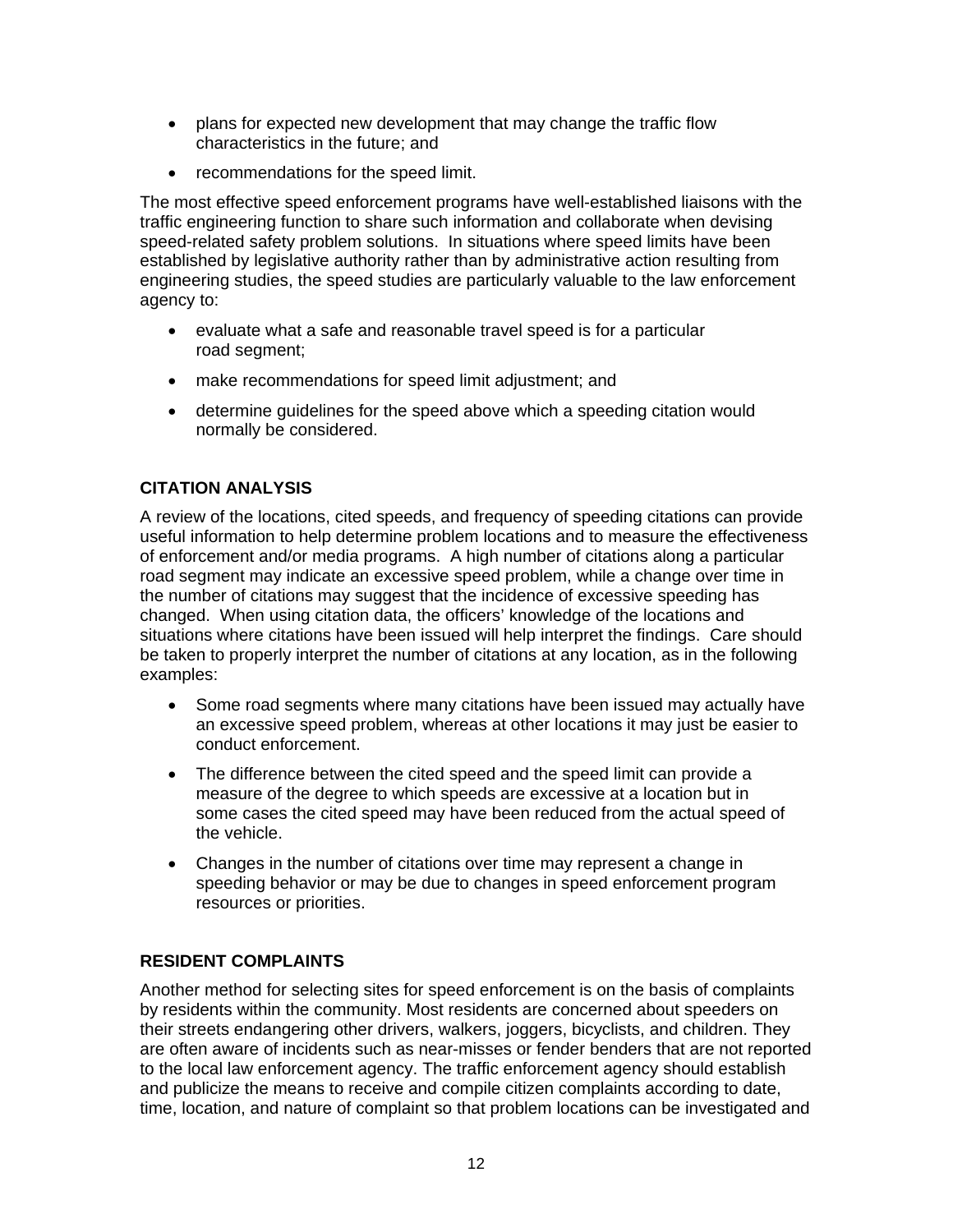- plans for expected new development that may change the traffic flow characteristics in the future; and
- recommendations for the speed limit.

The most effective speed enforcement programs have well-established liaisons with the traffic engineering function to share such information and collaborate when devising speed-related safety problem solutions. In situations where speed limits have been established by legislative authority rather than by administrative action resulting from engineering studies, the speed studies are particularly valuable to the law enforcement agency to:

- evaluate what a safe and reasonable travel speed is for a particular road segment;
- make recommendations for speed limit adjustment; and
- determine guidelines for the speed above which a speeding citation would normally be considered.

### CITATION ANALYSIS

A review of the locations, cited speeds, and frequency of speeding citations can provide useful information to help determine problem locations and to measure the effectiveness of enforcement and/or media programs. A high number of citations along a particular road segment may indicate an excessive speed problem, while a change over time in the number of citations may suggest that the incidence of excessive speeding has changed. When using citation data, the officers' knowledge of the locations and situations where citations have been issued will help interpret the findings. Care should be taken to properly interpret the number of citations at any location, as in the following examples:

- Some road segments where many citations have been issued may actually have an excessive speed problem, whereas at other locations it may just be easier to conduct enforcement.
- The difference between the cited speed and the speed limit can provide a measure of the degree to which speeds are excessive at a location but in some cases the cited speed may have been reduced from the actual speed of the vehicle.
- Changes in the number of citations over time may represent a change in speeding behavior or may be due to changes in speed enforcement program resources or priorities.

### RESIDENT COMPLAINTS

Another method for selecting sites for speed enforcement is on the basis of complaints by residents within the community. Most residents are concerned about speeders on their streets endangering other drivers, walkers, joggers, bicyclists, and children. They are often aware of incidents such as near-misses or fender benders that are not reported to the local law enforcement agency. The traffic enforcement agency should establish and publicize the means to receive and compile citizen complaints according to date, time, location, and nature of complaint so that problem locations can be investigated and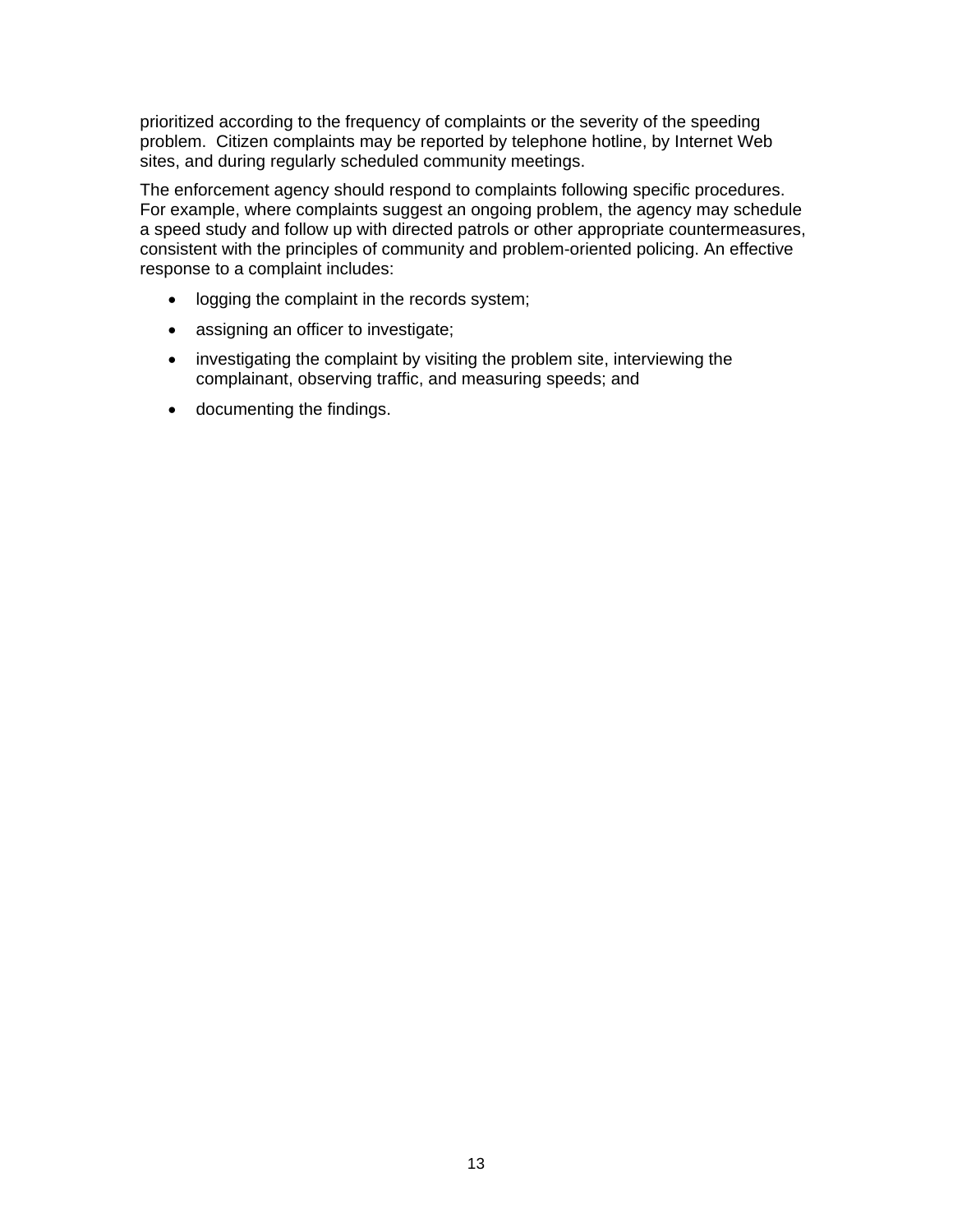prioritized according to the frequency of complaints or the severity of the speeding problem. Citizen complaints may be reported by telephone hotline, by Internet Web sites, and during regularly scheduled community meetings.

The enforcement agency should respond to complaints following specific procedures. For example, where complaints suggest an ongoing problem, the agency may schedule a speed study and follow up with directed patrols or other appropriate countermeasures, consistent with the principles of community and problem-oriented policing. An effective response to a complaint includes:

- logging the complaint in the records system;
- assigning an officer to investigate;
- investigating the complaint by visiting the problem site, interviewing the complainant, observing traffic, and measuring speeds; and
- documenting the findings.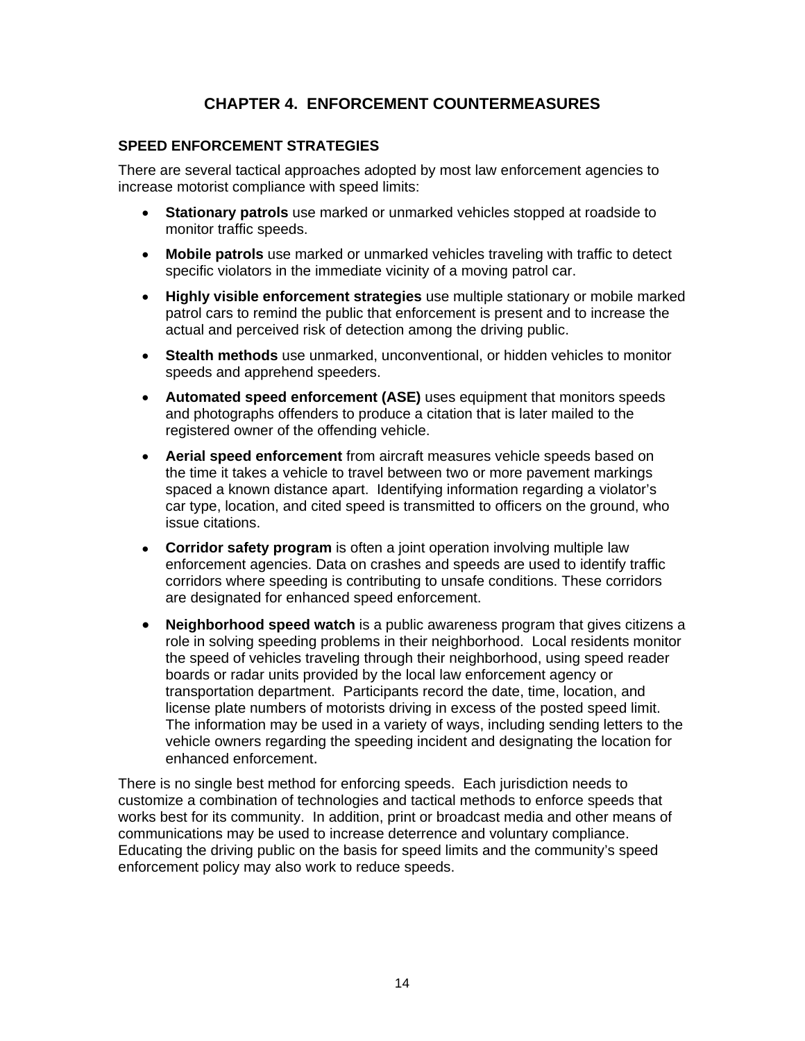# CHAPTER 4. ENFORCEMENT COUNTERMEASURES

## SPEED ENFORCEMENT STRATEGIES

There are several tactical approaches adopted by most law enforcement agencies to increase motorist compliance with speed limits:

- **Stationary patrols** use marked or unmarked vehicles stopped at roadside to monitor traffic speeds.
- **Mobile patrols** use marked or unmarked vehicles traveling with traffic to detect specific violators in the immediate vicinity of a moving patrol car.
- **Highly visible enforcement strategies** use multiple stationary or mobile marked patrol cars to remind the public that enforcement is present and to increase the actual and perceived risk of detection among the driving public.
- **Stealth methods** use unmarked, unconventional, or hidden vehicles to monitor speeds and apprehend speeders.
- **Automated speed enforcement (ASE)** uses equipment that monitors speeds and photographs offenders to produce a citation that is later mailed to the registered owner of the offending vehicle.
- **Aerial speed enforcement** from aircraft measures vehicle speeds based on the time it takes a vehicle to travel between two or more pavement markings spaced a known distance apart. Identifying information regarding a violator's car type, location, and cited speed is transmitted to officers on the ground, who issue citations.
- **Corridor safety program** is often a joint operation involving multiple law enforcement agencies. Data on crashes and speeds are used to identify traffic corridors where speeding is contributing to unsafe conditions. These corridors are designated for enhanced speed enforcement.
- **Neighborhood speed watch** is a public awareness program that gives citizens a role in solving speeding problems in their neighborhood. Local residents monitor the speed of vehicles traveling through their neighborhood, using speed reader boards or radar units provided by the local law enforcement agency or transportation department. Participants record the date, time, location, and license plate numbers of motorists driving in excess of the posted speed limit. The information may be used in a variety of ways, including sending letters to the vehicle owners regarding the speeding incident and designating the location for enhanced enforcement.

There is no single best method for enforcing speeds. Each jurisdiction needs to customize a combination of technologies and tactical methods to enforce speeds that works best for its community. In addition, print or broadcast media and other means of communications may be used to increase deterrence and voluntary compliance. Educating the driving public on the basis for speed limits and the community's speed enforcement policy may also work to reduce speeds.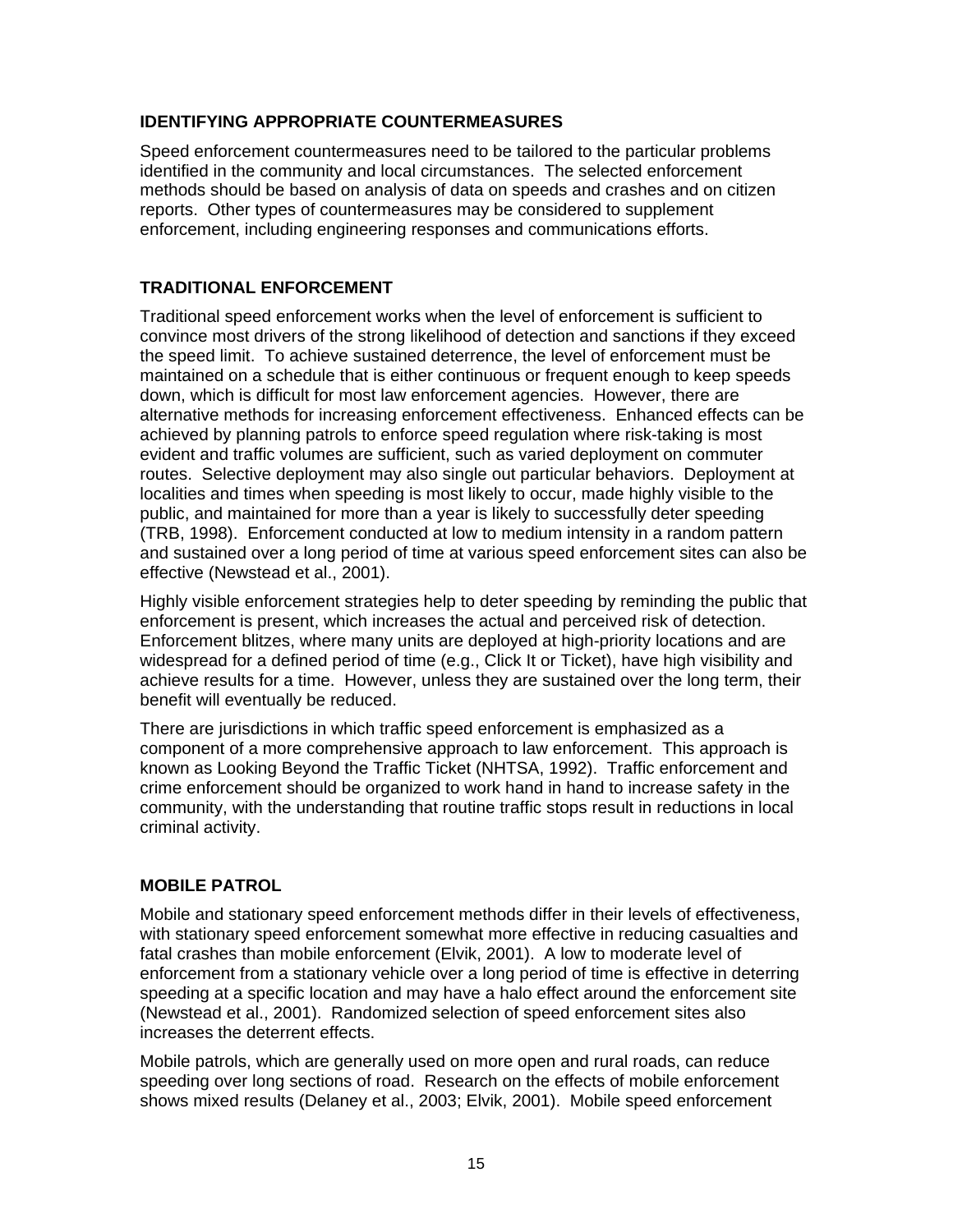## IDENTIFYING APPROPRIATE COUNTERMEASURES

Speed enforcement countermeasures need to be tailored to the particular problems identified in the community and local circumstances. The selected enforcement methods should be based on analysis of data on speeds and crashes and on citizen reports. Other types of countermeasures may be considered to supplement enforcement, including engineering responses and communications efforts.

## TRADITIONAL ENFORCEMENT

Traditional speed enforcement works when the level of enforcement is sufficient to convince most drivers of the strong likelihood of detection and sanctions if they exceed the speed limit. To achieve sustained deterrence, the level of enforcement must be maintained on a schedule that is either continuous or frequent enough to keep speeds down, which is difficult for most law enforcement agencies. However, there are alternative methods for increasing enforcement effectiveness. Enhanced effects can be achieved by planning patrols to enforce speed regulation where risk-taking is most evident and traffic volumes are sufficient, such as varied deployment on commuter routes. Selective deployment may also single out particular behaviors. Deployment at localities and times when speeding is most likely to occur, made highly visible to the public, and maintained for more than a year is likely to successfully deter speeding (TRB, 1998). Enforcement conducted at low to medium intensity in a random pattern and sustained over a long period of time at various speed enforcement sites can also be effective (Newstead et al., 2001).

Highly visible enforcement strategies help to deter speeding by reminding the public that enforcement is present, which increases the actual and perceived risk of detection. Enforcement blitzes, where many units are deployed at high-priority locations and are widespread for a defined period of time (e.g., Click It or Ticket), have high visibility and achieve results for a time. However, unless they are sustained over the long term, their benefit will eventually be reduced.

There are jurisdictions in which traffic speed enforcement is emphasized as a component of a more comprehensive approach to law enforcement. This approach is known as Looking Beyond the Traffic Ticket (NHTSA, 1992). Traffic enforcement and crime enforcement should be organized to work hand in hand to increase safety in the community, with the understanding that routine traffic stops result in reductions in local criminal activity.

## MOBILE PATROL

Mobile and stationary speed enforcement methods differ in their levels of effectiveness, with stationary speed enforcement somewhat more effective in reducing casualties and fatal crashes than mobile enforcement (Elvik, 2001). A low to moderate level of enforcement from a stationary vehicle over a long period of time is effective in deterring speeding at a specific location and may have a halo effect around the enforcement site (Newstead et al., 2001). Randomized selection of speed enforcement sites also increases the deterrent effects.

Mobile patrols, which are generally used on more open and rural roads, can reduce speeding over long sections of road. Research on the effects of mobile enforcement shows mixed results (Delaney et al., 2003; Elvik, 2001). Mobile speed enforcement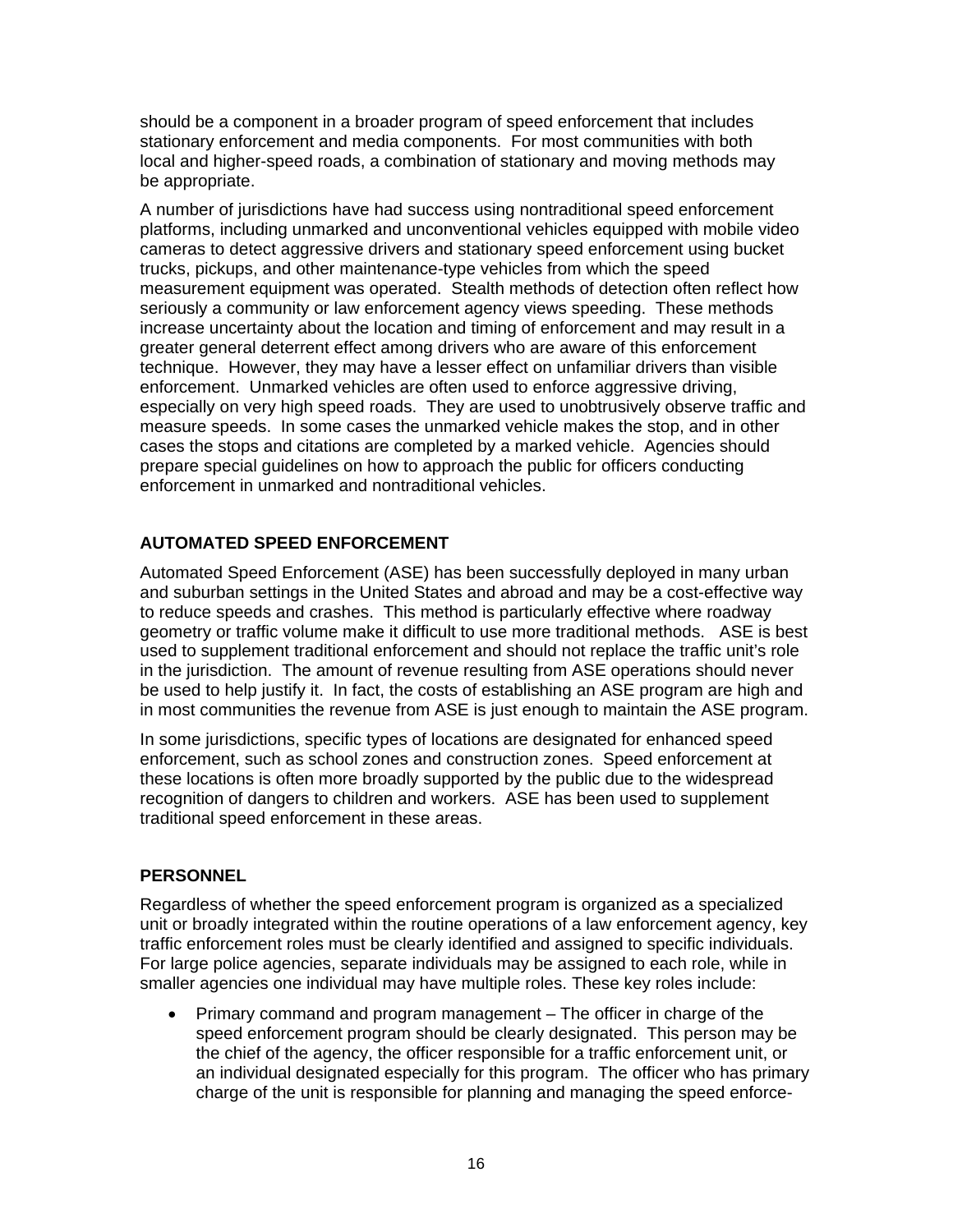should be a component in a broader program of speed enforcement that includes stationary enforcement and media components. For most communities with both local and higher-speed roads, a combination of stationary and moving methods may be appropriate.

A number of jurisdictions have had success using nontraditional speed enforcement platforms, including unmarked and unconventional vehicles equipped with mobile video cameras to detect aggressive drivers and stationary speed enforcement using bucket trucks, pickups, and other maintenance-type vehicles from which the speed measurement equipment was operated. Stealth methods of detection often reflect how seriously a community or law enforcement agency views speeding. These methods increase uncertainty about the location and timing of enforcement and may result in a greater general deterrent effect among drivers who are aware of this enforcement technique. However, they may have a lesser effect on unfamiliar drivers than visible enforcement. Unmarked vehicles are often used to enforce aggressive driving, especially on very high speed roads. They are used to unobtrusively observe traffic and measure speeds. In some cases the unmarked vehicle makes the stop, and in other cases the stops and citations are completed by a marked vehicle. Agencies should prepare special guidelines on how to approach the public for officers conducting enforcement in unmarked and nontraditional vehicles.

## AUTOMATED SPEED ENFORCEMENT

Automated Speed Enforcement (ASE) has been successfully deployed in many urban and suburban settings in the United States and abroad and may be a cost-effective way to reduce speeds and crashes. This method is particularly effective where roadway geometry or traffic volume make it difficult to use more traditional methods. ASE is best used to supplement traditional enforcement and should not replace the traffic unit's role in the jurisdiction. The amount of revenue resulting from ASE operations should never be used to help justify it. In fact, the costs of establishing an ASE program are high and in most communities the revenue from ASE is just enough to maintain the ASE program.

In some jurisdictions, specific types of locations are designated for enhanced speed enforcement, such as school zones and construction zones. Speed enforcement at these locations is often more broadly supported by the public due to the widespread recognition of dangers to children and workers. ASE has been used to supplement traditional speed enforcement in these areas.

## PERSONNEL

Regardless of whether the speed enforcement program is organized as a specialized unit or broadly integrated within the routine operations of a law enforcement agency, key traffic enforcement roles must be clearly identified and assigned to specific individuals. For large police agencies, separate individuals may be assigned to each role, while in smaller agencies one individual may have multiple roles. These key roles include:

- Primary command and program management – The officer in charge of the speed enforcement program should be clearly designated. This person may be the chief of the agency, the officer responsible for a traffic enforcement unit, or an individual designated especially for this program. The officer who has primary charge of the unit is responsible for planning and managing the speed enforce-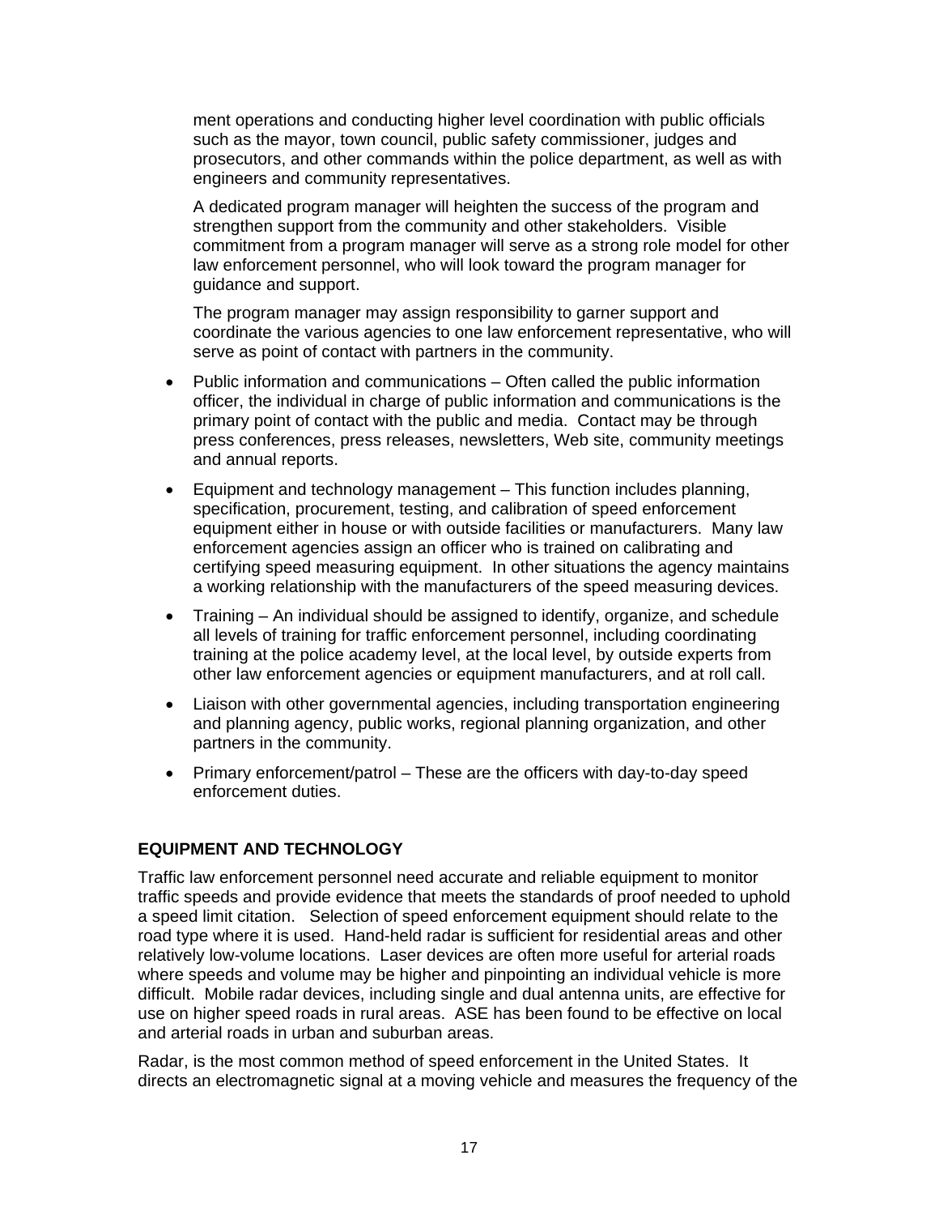ment operations and conducting higher level coordination with public officials such as the mayor, town council, public safety commissioner, judges and prosecutors, and other commands within the police department, as well as with engineers and community representatives.

A dedicated program manager will heighten the success of the program and strengthen support from the community and other stakeholders. Visible commitment from a program manager will serve as a strong role model for other law enforcement personnel, who will look toward the program manager for guidance and support.

The program manager may assign responsibility to garner support and coordinate the various agencies to one law enforcement representative, who will serve as point of contact with partners in the community.

- Public information and communications – Often called the public information officer, the individual in charge of public information and communications is the primary point of contact with the public and media. Contact may be through press conferences, press releases, newsletters, Web site, community meetings and annual reports.
- Equipment and technology management – This function includes planning, specification, procurement, testing, and calibration of speed enforcement equipment either in house or with outside facilities or manufacturers. Many law enforcement agencies assign an officer who is trained on calibrating and certifying speed measuring equipment. In other situations the agency maintains a working relationship with the manufacturers of the speed measuring devices.
- Training – An individual should be assigned to identify, organize, and schedule all levels of training for traffic enforcement personnel, including coordinating training at the police academy level, at the local level, by outside experts from other law enforcement agencies or equipment manufacturers, and at roll call.
- Liaison with other governmental agencies, including transportation engineering and planning agency, public works, regional planning organization, and other partners in the community.
- Primary enforcement/patrol – These are the officers with day-to-day speed enforcement duties.

## EQUIPMENT AND TECHNOLOGY

Traffic law enforcement personnel need accurate and reliable equipment to monitor traffic speeds and provide evidence that meets the standards of proof needed to uphold a speed limit citation. Selection of speed enforcement equipment should relate to the road type where it is used. Hand-held radar is sufficient for residential areas and other relatively low-volume locations. Laser devices are often more useful for arterial roads where speeds and volume may be higher and pinpointing an individual vehicle is more difficult. Mobile radar devices, including single and dual antenna units, are effective for use on higher speed roads in rural areas. ASE has been found to be effective on local and arterial roads in urban and suburban areas.

Radar, is the most common method of speed enforcement in the United States. It directs an electromagnetic signal at a moving vehicle and measures the frequency of the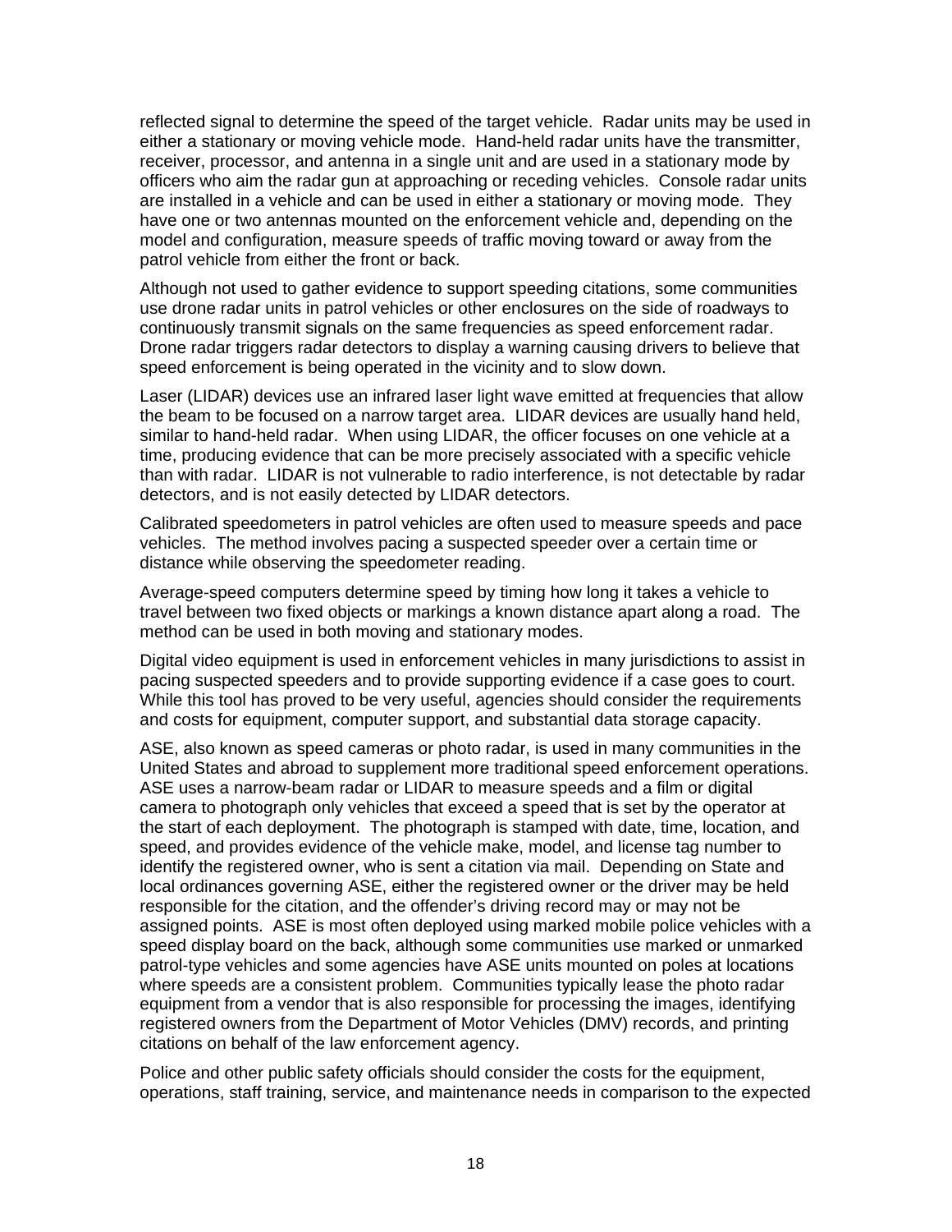reflected signal to determine the speed of the target vehicle. Radar units may be used in either a stationary or moving vehicle mode. Hand-held radar units have the transmitter, receiver, processor, and antenna in a single unit and are used in a stationary mode by officers who aim the radar gun at approaching or receding vehicles. Console radar units are installed in a vehicle and can be used in either a stationary or moving mode. They have one or two antennas mounted on the enforcement vehicle and, depending on the model and configuration, measure speeds of traffic moving toward or away from the patrol vehicle from either the front or back.

Although not used to gather evidence to support speeding citations, some communities use drone radar units in patrol vehicles or other enclosures on the side of roadways to continuously transmit signals on the same frequencies as speed enforcement radar. Drone radar triggers radar detectors to display a warning causing drivers to believe that speed enforcement is being operated in the vicinity and to slow down.

Laser (LIDAR) devices use an infrared laser light wave emitted at frequencies that allow the beam to be focused on a narrow target area. LIDAR devices are usually hand held, similar to hand-held radar. When using LIDAR, the officer focuses on one vehicle at a time, producing evidence that can be more precisely associated with a specific vehicle than with radar. LIDAR is not vulnerable to radio interference, is not detectable by radar detectors, and is not easily detected by LIDAR detectors.

Calibrated speedometers in patrol vehicles are often used to measure speeds and pace vehicles. The method involves pacing a suspected speeder over a certain time or distance while observing the speedometer reading.

Average-speed computers determine speed by timing how long it takes a vehicle to travel between two fixed objects or markings a known distance apart along a road. The method can be used in both moving and stationary modes.

Digital video equipment is used in enforcement vehicles in many jurisdictions to assist in pacing suspected speeders and to provide supporting evidence if a case goes to court. While this tool has proved to be very useful, agencies should consider the requirements and costs for equipment, computer support, and substantial data storage capacity.

ASE, also known as speed cameras or photo radar, is used in many communities in the United States and abroad to supplement more traditional speed enforcement operations. ASE uses a narrow-beam radar or LIDAR to measure speeds and a film or digital camera to photograph only vehicles that exceed a speed that is set by the operator at the start of each deployment. The photograph is stamped with date, time, location, and speed, and provides evidence of the vehicle make, model, and license tag number to identify the registered owner, who is sent a citation via mail. Depending on State and local ordinances governing ASE, either the registered owner or the driver may be held responsible for the citation, and the offender's driving record may or may not be assigned points. ASE is most often deployed using marked mobile police vehicles with a speed display board on the back, although some communities use marked or unmarked patrol-type vehicles and some agencies have ASE units mounted on poles at locations where speeds are a consistent problem. Communities typically lease the photo radar equipment from a vendor that is also responsible for processing the images, identifying registered owners from the Department of Motor Vehicles (DMV) records, and printing citations on behalf of the law enforcement agency.

Police and other public safety officials should consider the costs for the equipment, operations, staff training, service, and maintenance needs in comparison to the expected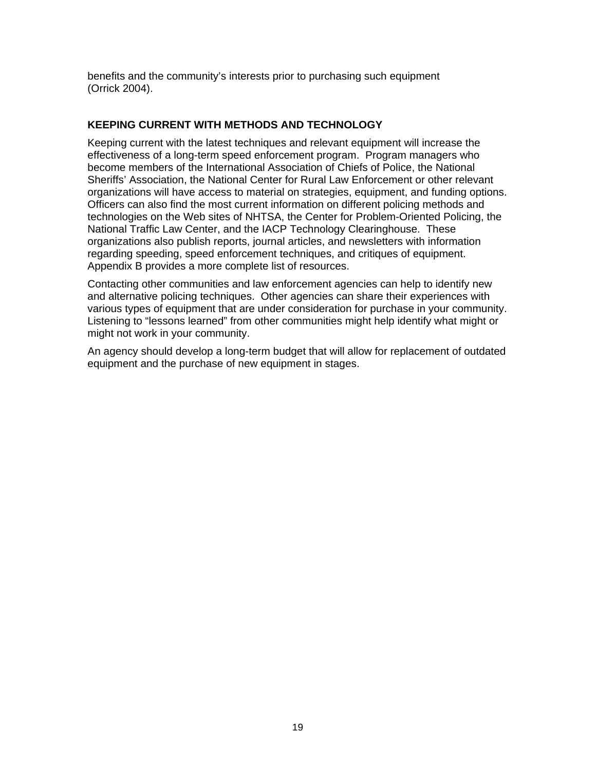benefits and the community's interests prior to purchasing such equipment (Orrick 2004).

## KEEPING CURRENT WITH METHODS AND TECHNOLOGY

Keeping current with the latest techniques and relevant equipment will increase the effectiveness of a long-term speed enforcement program. Program managers who become members of the International Association of Chiefs of Police, the National Sheriffs' Association, the National Center for Rural Law Enforcement or other relevant organizations will have access to material on strategies, equipment, and funding options. Officers can also find the most current information on different policing methods and technologies on the Web sites of NHTSA, the Center for Problem-Oriented Policing, the National Traffic Law Center, and the IACP Technology Clearinghouse. These organizations also publish reports, journal articles, and newsletters with information regarding speeding, speed enforcement techniques, and critiques of equipment. Appendix B provides a more complete list of resources.

Contacting other communities and law enforcement agencies can help to identify new and alternative policing techniques. Other agencies can share their experiences with various types of equipment that are under consideration for purchase in your community. Listening to "lessons learned" from other communities might help identify what might or might not work in your community.

An agency should develop a long-term budget that will allow for replacement of outdated equipment and the purchase of new equipment in stages.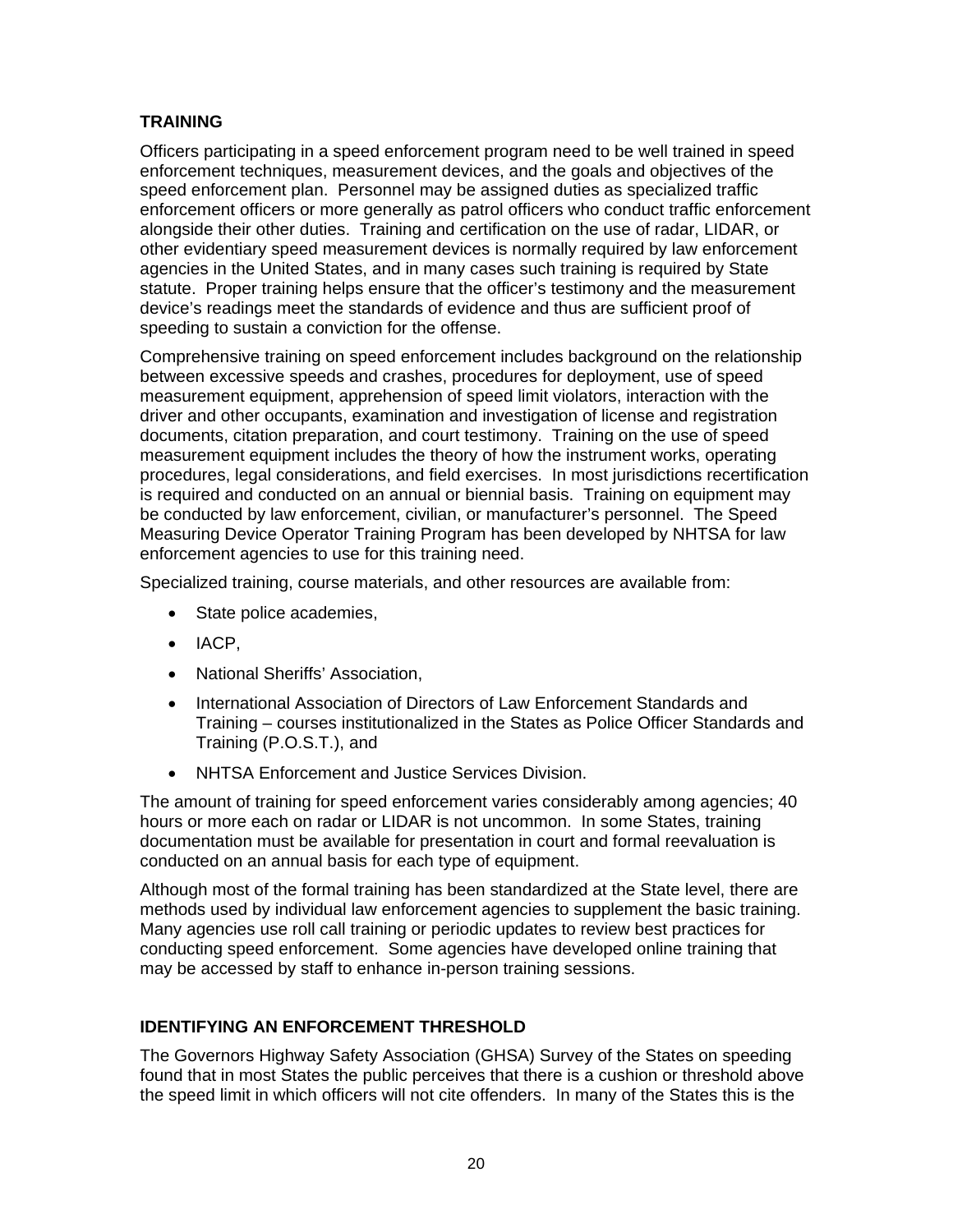## TRAINING

Officers participating in a speed enforcement program need to be well trained in speed enforcement techniques, measurement devices, and the goals and objectives of the speed enforcement plan. Personnel may be assigned duties as specialized traffic enforcement officers or more generally as patrol officers who conduct traffic enforcement alongside their other duties. Training and certification on the use of radar, LIDAR, or other evidentiary speed measurement devices is normally required by law enforcement agencies in the United States, and in many cases such training is required by State statute. Proper training helps ensure that the officer's testimony and the measurement device's readings meet the standards of evidence and thus are sufficient proof of speeding to sustain a conviction for the offense.

Comprehensive training on speed enforcement includes background on the relationship between excessive speeds and crashes, procedures for deployment, use of speed measurement equipment, apprehension of speed limit violators, interaction with the driver and other occupants, examination and investigation of license and registration documents, citation preparation, and court testimony. Training on the use of speed measurement equipment includes the theory of how the instrument works, operating procedures, legal considerations, and field exercises. In most jurisdictions recertification is required and conducted on an annual or biennial basis. Training on equipment may be conducted by law enforcement, civilian, or manufacturer's personnel. The Speed Measuring Device Operator Training Program has been developed by NHTSA for law enforcement agencies to use for this training need.

Specialized training, course materials, and other resources are available from:

- State police academies,
- IACP,
- National Sheriffs' Association,
- International Association of Directors of Law Enforcement Standards and Training – courses institutionalized in the States as Police Officer Standards and Training (P.O.S.T.), and
- NHTSA Enforcement and Justice Services Division.

The amount of training for speed enforcement varies considerably among agencies; 40 hours or more each on radar or LIDAR is not uncommon. In some States, training documentation must be available for presentation in court and formal reevaluation is conducted on an annual basis for each type of equipment.

Although most of the formal training has been standardized at the State level, there are methods used by individual law enforcement agencies to supplement the basic training. Many agencies use roll call training or periodic updates to review best practices for conducting speed enforcement. Some agencies have developed online training that may be accessed by staff to enhance in-person training sessions.

## IDENTIFYING AN ENFORCEMENT THRESHOLD

The Governors Highway Safety Association (GHSA) Survey of the States on speeding found that in most States the public perceives that there is a cushion or threshold above the speed limit in which officers will not cite offenders. In many of the States this is the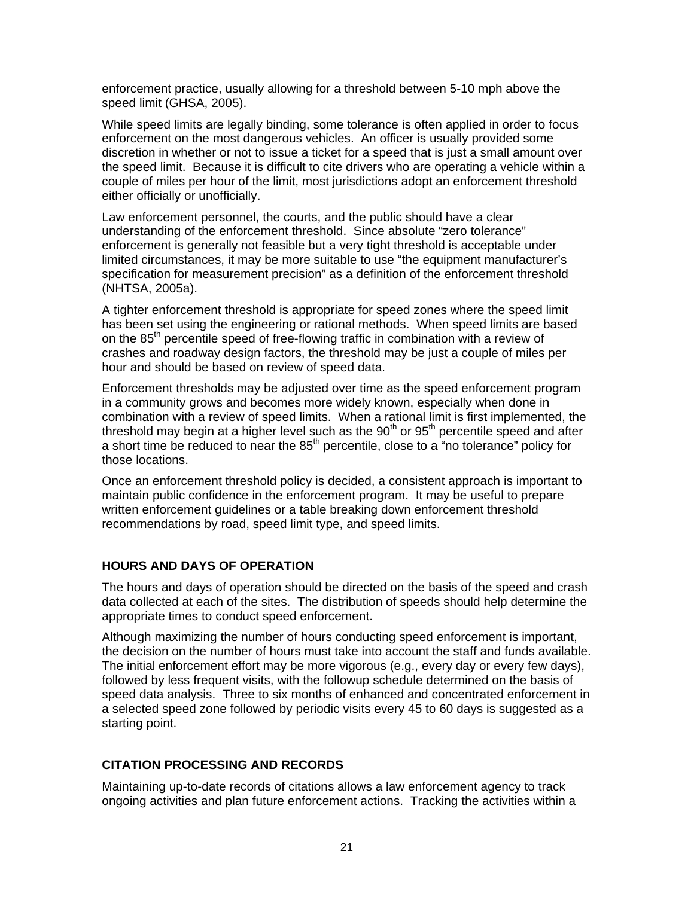enforcement practice, usually allowing for a threshold between 5-10 mph above the speed limit (GHSA, 2005).

While speed limits are legally binding, some tolerance is often applied in order to focus enforcement on the most dangerous vehicles. An officer is usually provided some discretion in whether or not to issue a ticket for a speed that is just a small amount over the speed limit. Because it is difficult to cite drivers who are operating a vehicle within a couple of miles per hour of the limit, most jurisdictions adopt an enforcement threshold either officially or unofficially.

Law enforcement personnel, the courts, and the public should have a clear understanding of the enforcement threshold. Since absolute "zero tolerance" enforcement is generally not feasible but a very tight threshold is acceptable under limited circumstances, it may be more suitable to use "the equipment manufacturer's specification for measurement precision" as a definition of the enforcement threshold (NHTSA, 2005a).

A tighter enforcement threshold is appropriate for speed zones where the speed limit has been set using the engineering or rational methods. When speed limits are based on the 85th percentile speed of free-flowing traffic in combination with a review of crashes and roadway design factors, the threshold may be just a couple of miles per hour and should be based on review of speed data.

Enforcement thresholds may be adjusted over time as the speed enforcement program in a community grows and becomes more widely known, especially when done in combination with a review of speed limits. When a rational limit is first implemented, the threshold may begin at a higher level such as the 90th or 95th percentile speed and after a short time be reduced to near the 85th percentile, close to a "no tolerance" policy for those locations.

Once an enforcement threshold policy is decided, a consistent approach is important to maintain public confidence in the enforcement program. It may be useful to prepare written enforcement guidelines or a table breaking down enforcement threshold recommendations by road, speed limit type, and speed limits.

## HOURS AND DAYS OF OPERATION

The hours and days of operation should be directed on the basis of the speed and crash data collected at each of the sites. The distribution of speeds should help determine the appropriate times to conduct speed enforcement.

Although maximizing the number of hours conducting speed enforcement is important, the decision on the number of hours must take into account the staff and funds available. The initial enforcement effort may be more vigorous (e.g., every day or every few days), followed by less frequent visits, with the followup schedule determined on the basis of speed data analysis. Three to six months of enhanced and concentrated enforcement in a selected speed zone followed by periodic visits every 45 to 60 days is suggested as a starting point.

## CITATION PROCESSING AND RECORDS

Maintaining up-to-date records of citations allows a law enforcement agency to track ongoing activities and plan future enforcement actions. Tracking the activities within a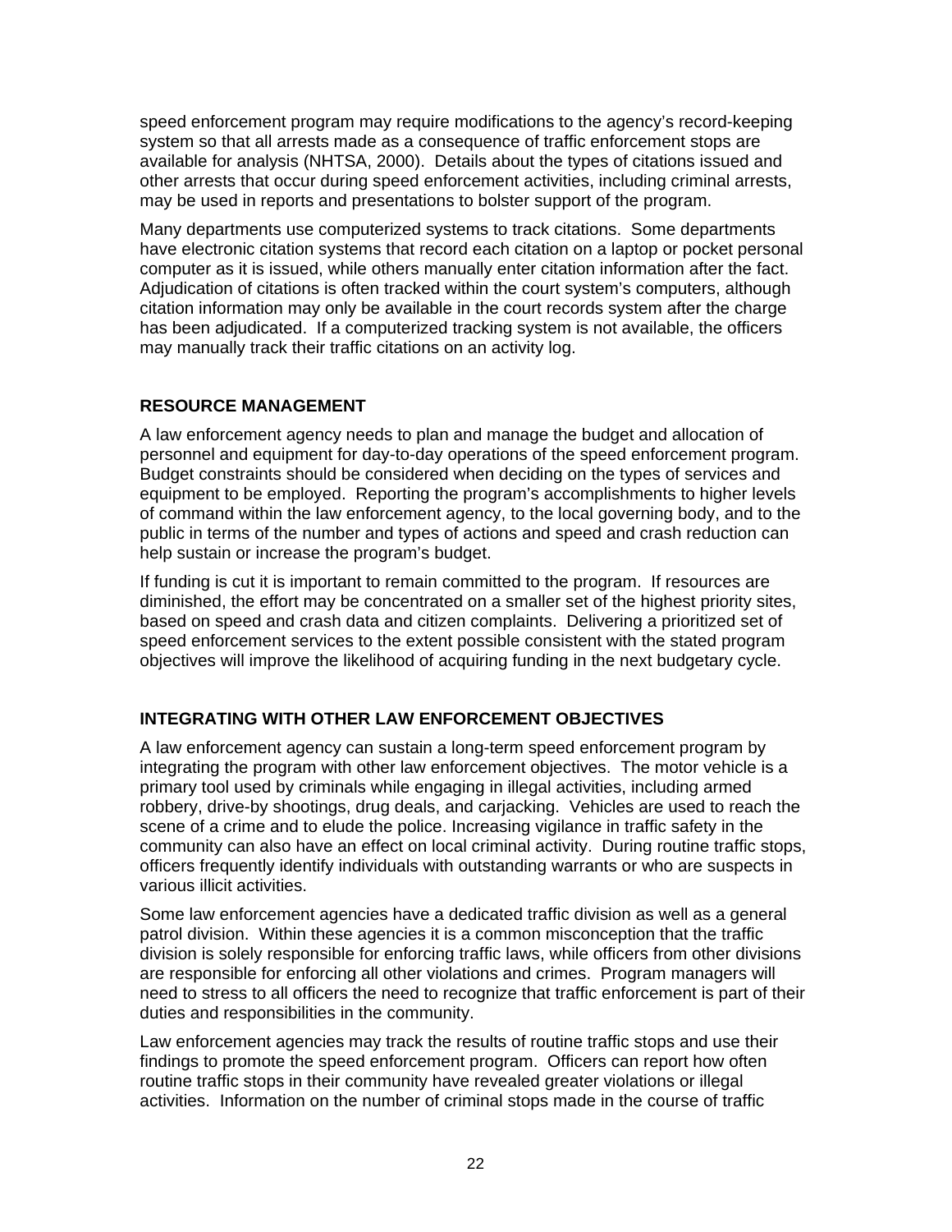speed enforcement program may require modifications to the agency's record-keeping system so that all arrests made as a consequence of traffic enforcement stops are available for analysis (NHTSA, 2000). Details about the types of citations issued and other arrests that occur during speed enforcement activities, including criminal arrests, may be used in reports and presentations to bolster support of the program.

Many departments use computerized systems to track citations. Some departments have electronic citation systems that record each citation on a laptop or pocket personal computer as it is issued, while others manually enter citation information after the fact. Adjudication of citations is often tracked within the court system's computers, although citation information may only be available in the court records system after the charge has been adjudicated. If a computerized tracking system is not available, the officers may manually track their traffic citations on an activity log.

## RESOURCE MANAGEMENT

A law enforcement agency needs to plan and manage the budget and allocation of personnel and equipment for day-to-day operations of the speed enforcement program. Budget constraints should be considered when deciding on the types of services and equipment to be employed. Reporting the program's accomplishments to higher levels of command within the law enforcement agency, to the local governing body, and to the public in terms of the number and types of actions and speed and crash reduction can help sustain or increase the program's budget.

If funding is cut it is important to remain committed to the program. If resources are diminished, the effort may be concentrated on a smaller set of the highest priority sites, based on speed and crash data and citizen complaints. Delivering a prioritized set of speed enforcement services to the extent possible consistent with the stated program objectives will improve the likelihood of acquiring funding in the next budgetary cycle.

## INTEGRATING WITH OTHER LAW ENFORCEMENT OBJECTIVES

A law enforcement agency can sustain a long-term speed enforcement program by integrating the program with other law enforcement objectives. The motor vehicle is a primary tool used by criminals while engaging in illegal activities, including armed robbery, drive-by shootings, drug deals, and carjacking. Vehicles are used to reach the scene of a crime and to elude the police. Increasing vigilance in traffic safety in the community can also have an effect on local criminal activity. During routine traffic stops, officers frequently identify individuals with outstanding warrants or who are suspects in various illicit activities.

Some law enforcement agencies have a dedicated traffic division as well as a general patrol division. Within these agencies it is a common misconception that the traffic division is solely responsible for enforcing traffic laws, while officers from other divisions are responsible for enforcing all other violations and crimes. Program managers will need to stress to all officers the need to recognize that traffic enforcement is part of their duties and responsibilities in the community.

Law enforcement agencies may track the results of routine traffic stops and use their findings to promote the speed enforcement program. Officers can report how often routine traffic stops in their community have revealed greater violations or illegal activities. Information on the number of criminal stops made in the course of traffic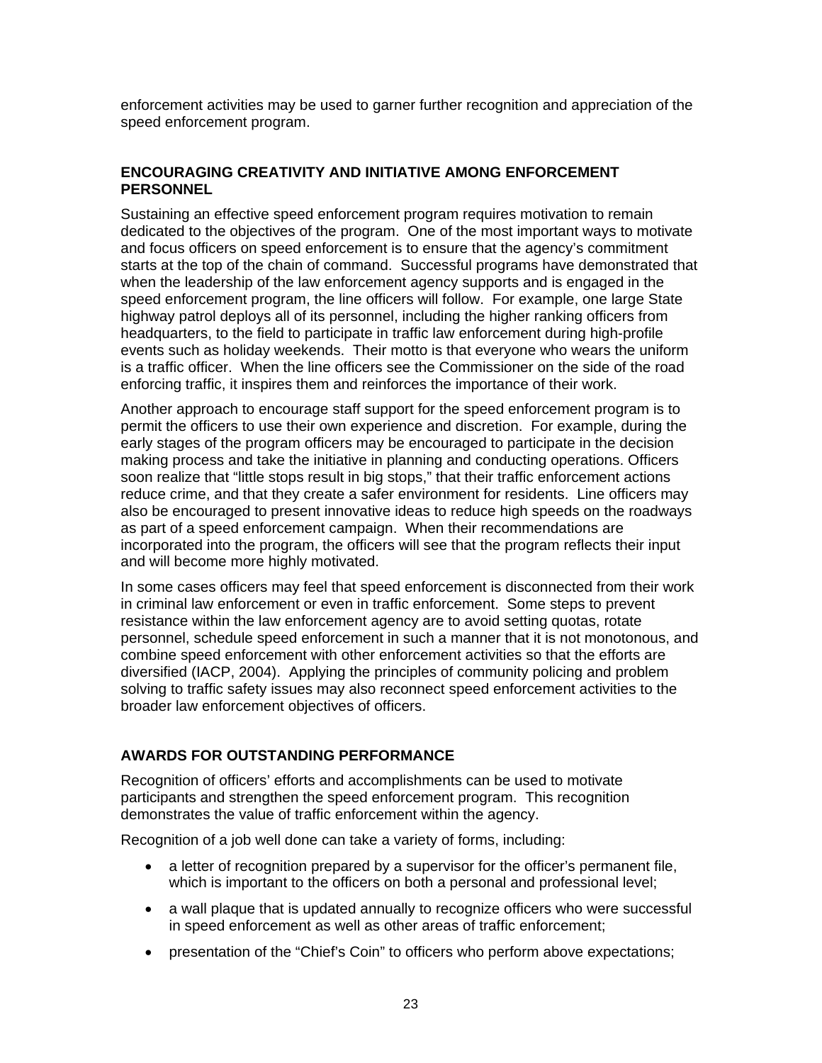enforcement activities may be used to garner further recognition and appreciation of the speed enforcement program.

## ENCOURAGING CREATIVITY AND INITIATIVE AMONG ENFORCEMENT PERSONNEL

Sustaining an effective speed enforcement program requires motivation to remain dedicated to the objectives of the program. One of the most important ways to motivate and focus officers on speed enforcement is to ensure that the agency's commitment starts at the top of the chain of command. Successful programs have demonstrated that when the leadership of the law enforcement agency supports and is engaged in the speed enforcement program, the line officers will follow. For example, one large State highway patrol deploys all of its personnel, including the higher ranking officers from headquarters, to the field to participate in traffic law enforcement during high-profile events such as holiday weekends. Their motto is that everyone who wears the uniform is a traffic officer. When the line officers see the Commissioner on the side of the road enforcing traffic, it inspires them and reinforces the importance of their work.

Another approach to encourage staff support for the speed enforcement program is to permit the officers to use their own experience and discretion. For example, during the early stages of the program officers may be encouraged to participate in the decision making process and take the initiative in planning and conducting operations. Officers soon realize that "little stops result in big stops," that their traffic enforcement actions reduce crime, and that they create a safer environment for residents. Line officers may also be encouraged to present innovative ideas to reduce high speeds on the roadways as part of a speed enforcement campaign. When their recommendations are incorporated into the program, the officers will see that the program reflects their input and will become more highly motivated.

In some cases officers may feel that speed enforcement is disconnected from their work in criminal law enforcement or even in traffic enforcement. Some steps to prevent resistance within the law enforcement agency are to avoid setting quotas, rotate personnel, schedule speed enforcement in such a manner that it is not monotonous, and combine speed enforcement with other enforcement activities so that the efforts are diversified (IACP, 2004). Applying the principles of community policing and problem solving to traffic safety issues may also reconnect speed enforcement activities to the broader law enforcement objectives of officers.

## AWARDS FOR OUTSTANDING PERFORMANCE

Recognition of officers' efforts and accomplishments can be used to motivate participants and strengthen the speed enforcement program. This recognition demonstrates the value of traffic enforcement within the agency.

Recognition of a job well done can take a variety of forms, including:

- a letter of recognition prepared by a supervisor for the officer's permanent file, which is important to the officers on both a personal and professional level;
- a wall plaque that is updated annually to recognize officers who were successful in speed enforcement as well as other areas of traffic enforcement;
- presentation of the "Chief's Coin" to officers who perform above expectations;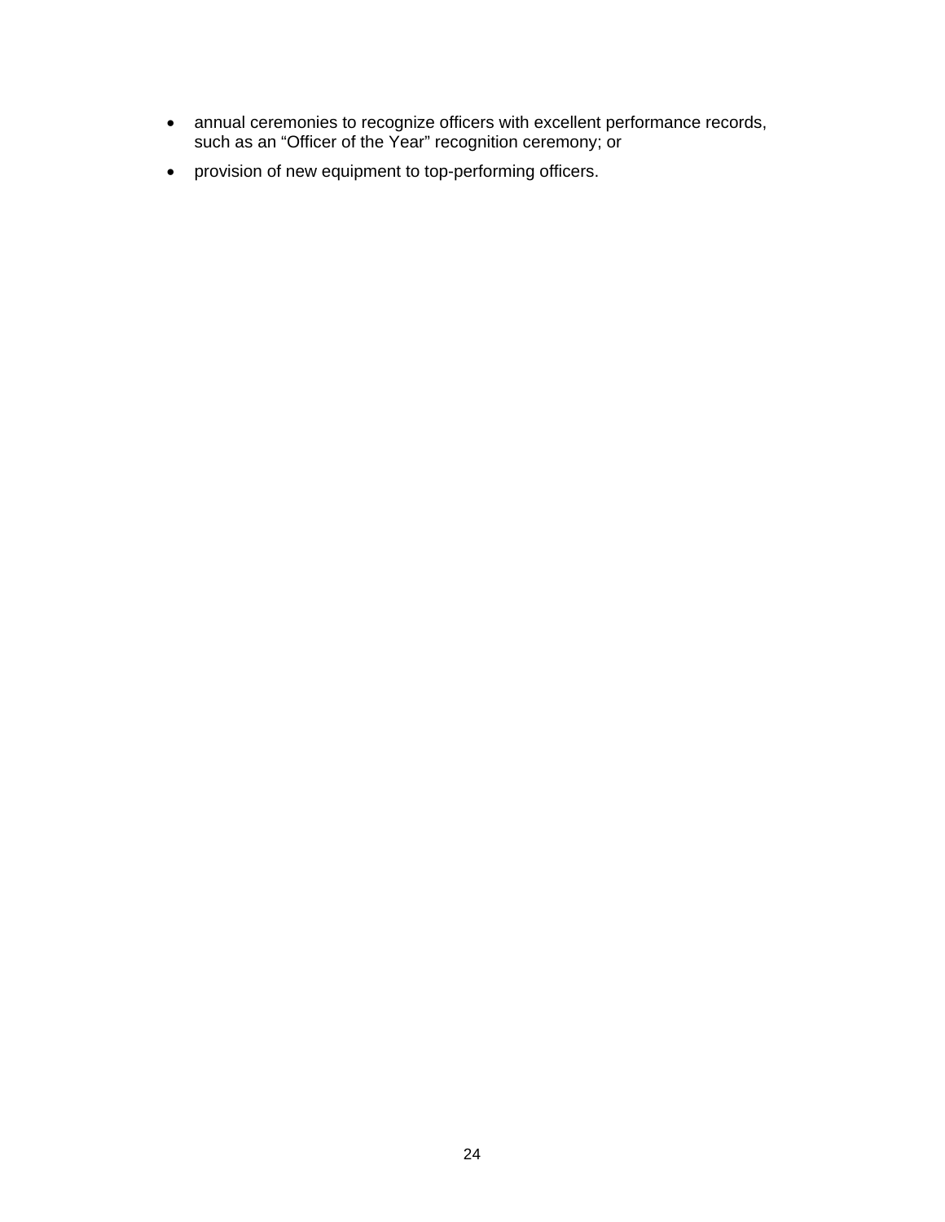- annual ceremonies to recognize officers with excellent performance records, such as an “Officer of the Year” recognition ceremony; or
- provision of new equipment to top-performing officers.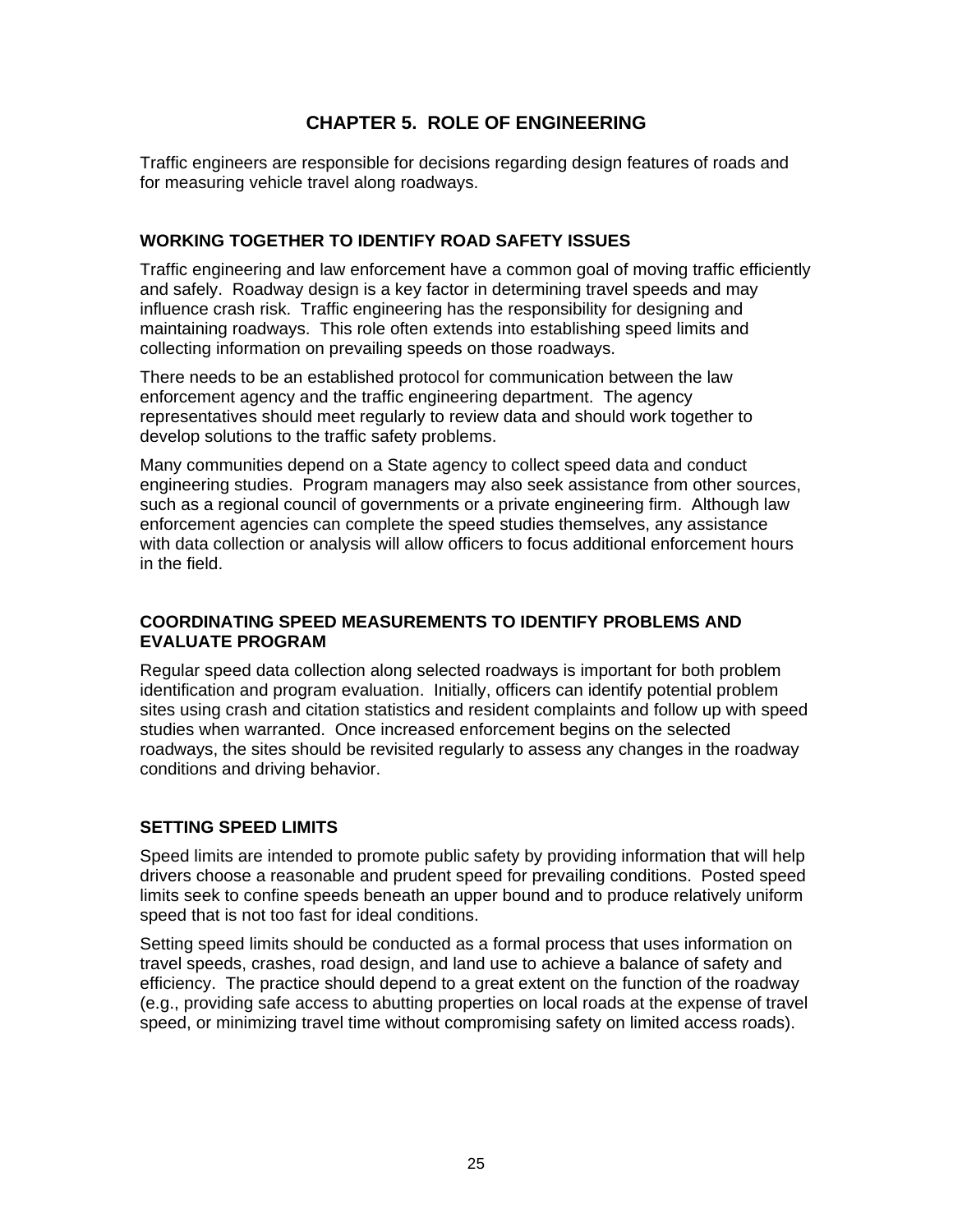# CHAPTER 5. ROLE OF ENGINEERING

Traffic engineers are responsible for decisions regarding design features of roads and for measuring vehicle travel along roadways.

## WORKING TOGETHER TO IDENTIFY ROAD SAFETY ISSUES

Traffic engineering and law enforcement have a common goal of moving traffic efficiently and safely. Roadway design is a key factor in determining travel speeds and may influence crash risk. Traffic engineering has the responsibility for designing and maintaining roadways. This role often extends into establishing speed limits and collecting information on prevailing speeds on those roadways.

There needs to be an established protocol for communication between the law enforcement agency and the traffic engineering department. The agency representatives should meet regularly to review data and should work together to develop solutions to the traffic safety problems.

Many communities depend on a State agency to collect speed data and conduct engineering studies. Program managers may also seek assistance from other sources, such as a regional council of governments or a private engineering firm. Although law enforcement agencies can complete the speed studies themselves, any assistance with data collection or analysis will allow officers to focus additional enforcement hours in the field.

## COORDINATING SPEED MEASUREMENTS TO IDENTIFY PROBLEMS AND EVALUATE PROGRAM

Regular speed data collection along selected roadways is important for both problem identification and program evaluation. Initially, officers can identify potential problem sites using crash and citation statistics and resident complaints and follow up with speed studies when warranted. Once increased enforcement begins on the selected roadways, the sites should be revisited regularly to assess any changes in the roadway conditions and driving behavior.

## SETTING SPEED LIMITS

Speed limits are intended to promote public safety by providing information that will help drivers choose a reasonable and prudent speed for prevailing conditions. Posted speed limits seek to confine speeds beneath an upper bound and to produce relatively uniform speed that is not too fast for ideal conditions.

Setting speed limits should be conducted as a formal process that uses information on travel speeds, crashes, road design, and land use to achieve a balance of safety and efficiency. The practice should depend to a great extent on the function of the roadway (e.g., providing safe access to abutting properties on local roads at the expense of travel speed, or minimizing travel time without compromising safety on limited access roads).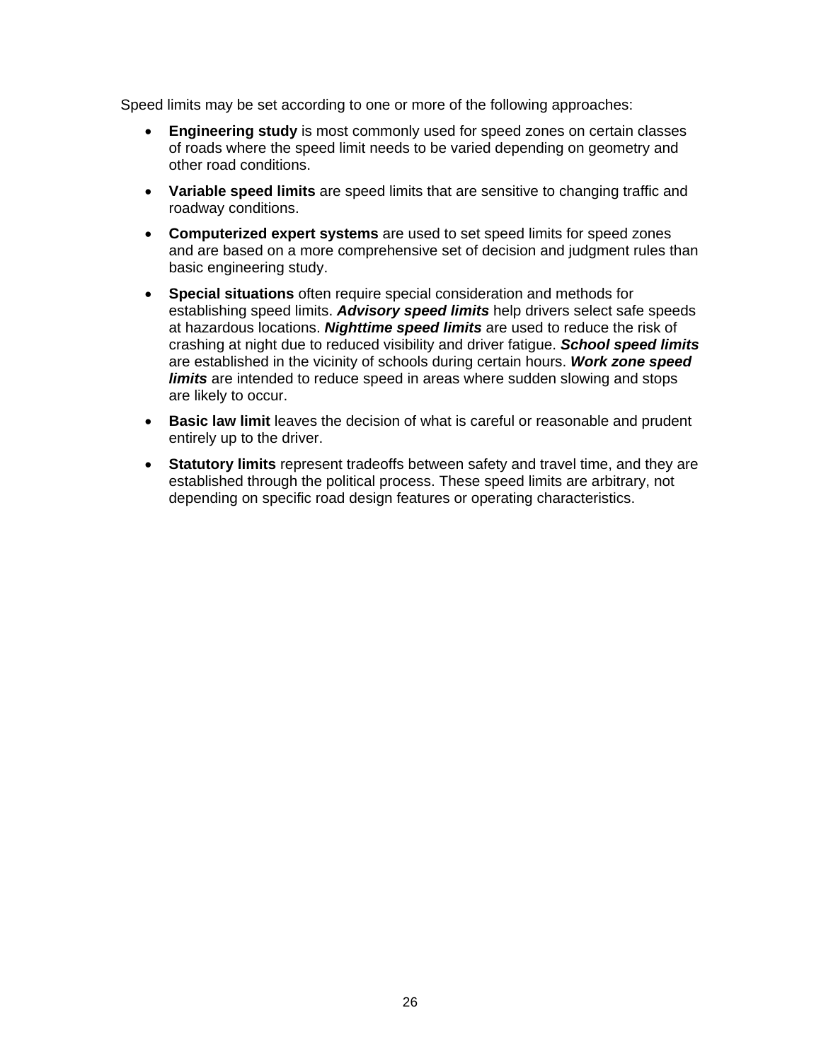Speed limits may be set according to one or more of the following approaches:

- **Engineering study** is most commonly used for speed zones on certain classes of roads where the speed limit needs to be varied depending on geometry and other road conditions.
- **Variable speed limits** are speed limits that are sensitive to changing traffic and roadway conditions.
- **Computerized expert systems** are used to set speed limits for speed zones and are based on a more comprehensive set of decision and judgment rules than basic engineering study.
- **Special situations** often require special consideration and methods for establishing speed limits. ***Advisory speed limits*** help drivers select safe speeds at hazardous locations. ***Nighttime speed limits*** are used to reduce the risk of crashing at night due to reduced visibility and driver fatigue. ***School speed limits*** are established in the vicinity of schools during certain hours. ***Work zone speed limits*** are intended to reduce speed in areas where sudden slowing and stops are likely to occur.
- **Basic law limit** leaves the decision of what is careful or reasonable and prudent entirely up to the driver.
- **Statutory limits** represent tradeoffs between safety and travel time, and they are established through the political process. These speed limits are arbitrary, not depending on specific road design features or operating characteristics.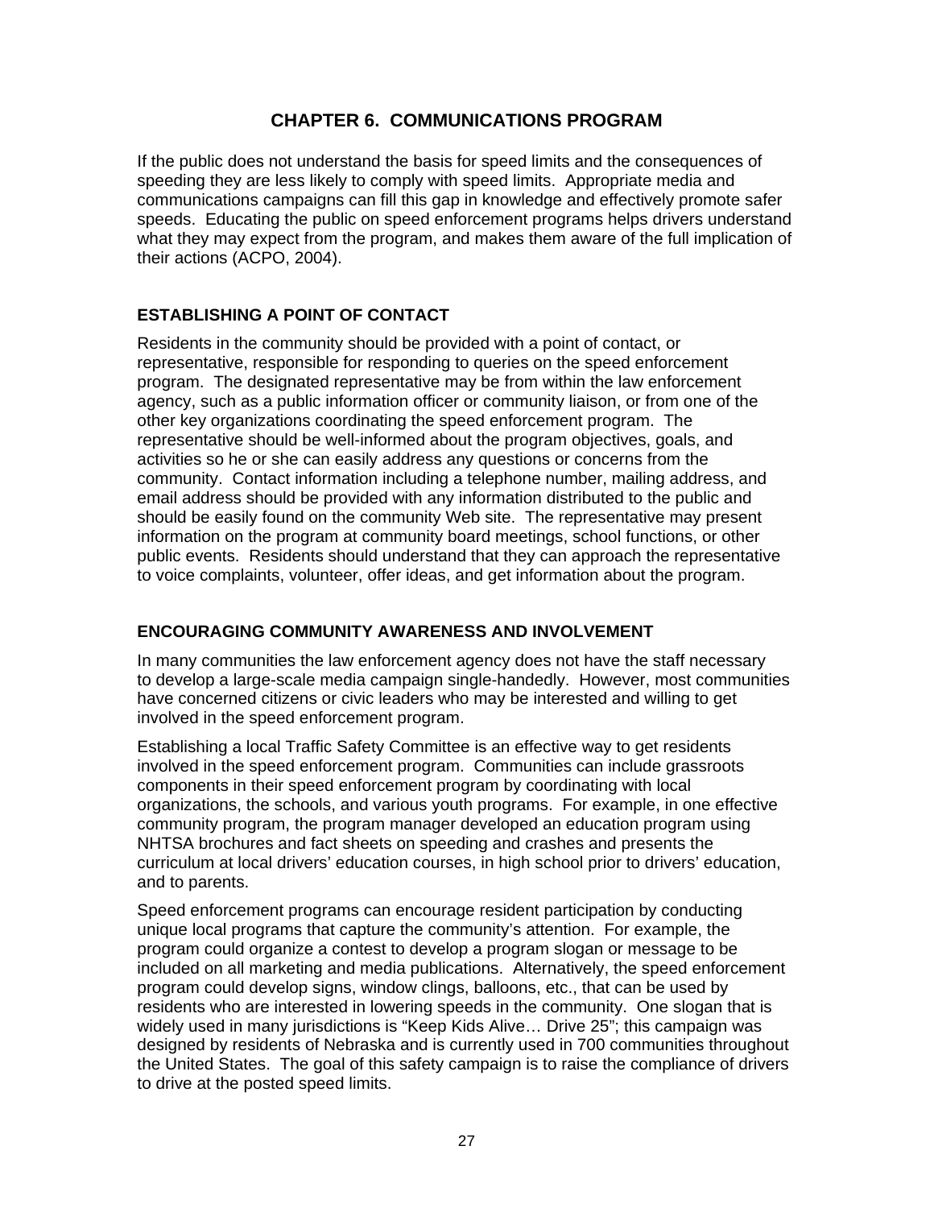# CHAPTER 6. COMMUNICATIONS PROGRAM

If the public does not understand the basis for speed limits and the consequences of speeding they are less likely to comply with speed limits. Appropriate media and communications campaigns can fill this gap in knowledge and effectively promote safer speeds. Educating the public on speed enforcement programs helps drivers understand what they may expect from the program, and makes them aware of the full implication of their actions (ACPO, 2004).

## ESTABLISHING A POINT OF CONTACT

Residents in the community should be provided with a point of contact, or representative, responsible for responding to queries on the speed enforcement program. The designated representative may be from within the law enforcement agency, such as a public information officer or community liaison, or from one of the other key organizations coordinating the speed enforcement program. The representative should be well-informed about the program objectives, goals, and activities so he or she can easily address any questions or concerns from the community. Contact information including a telephone number, mailing address, and email address should be provided with any information distributed to the public and should be easily found on the community Web site. The representative may present information on the program at community board meetings, school functions, or other public events. Residents should understand that they can approach the representative to voice complaints, volunteer, offer ideas, and get information about the program.

## ENCOURAGING COMMUNITY AWARENESS AND INVOLVEMENT

In many communities the law enforcement agency does not have the staff necessary to develop a large-scale media campaign single-handedly. However, most communities have concerned citizens or civic leaders who may be interested and willing to get involved in the speed enforcement program.

Establishing a local Traffic Safety Committee is an effective way to get residents involved in the speed enforcement program. Communities can include grassroots components in their speed enforcement program by coordinating with local organizations, the schools, and various youth programs. For example, in one effective community program, the program manager developed an education program using NHTSA brochures and fact sheets on speeding and crashes and presents the curriculum at local drivers' education courses, in high school prior to drivers' education, and to parents.

Speed enforcement programs can encourage resident participation by conducting unique local programs that capture the community's attention. For example, the program could organize a contest to develop a program slogan or message to be included on all marketing and media publications. Alternatively, the speed enforcement program could develop signs, window clings, balloons, etc., that can be used by residents who are interested in lowering speeds in the community. One slogan that is widely used in many jurisdictions is "Keep Kids Alive… Drive 25"; this campaign was designed by residents of Nebraska and is currently used in 700 communities throughout the United States. The goal of this safety campaign is to raise the compliance of drivers to drive at the posted speed limits.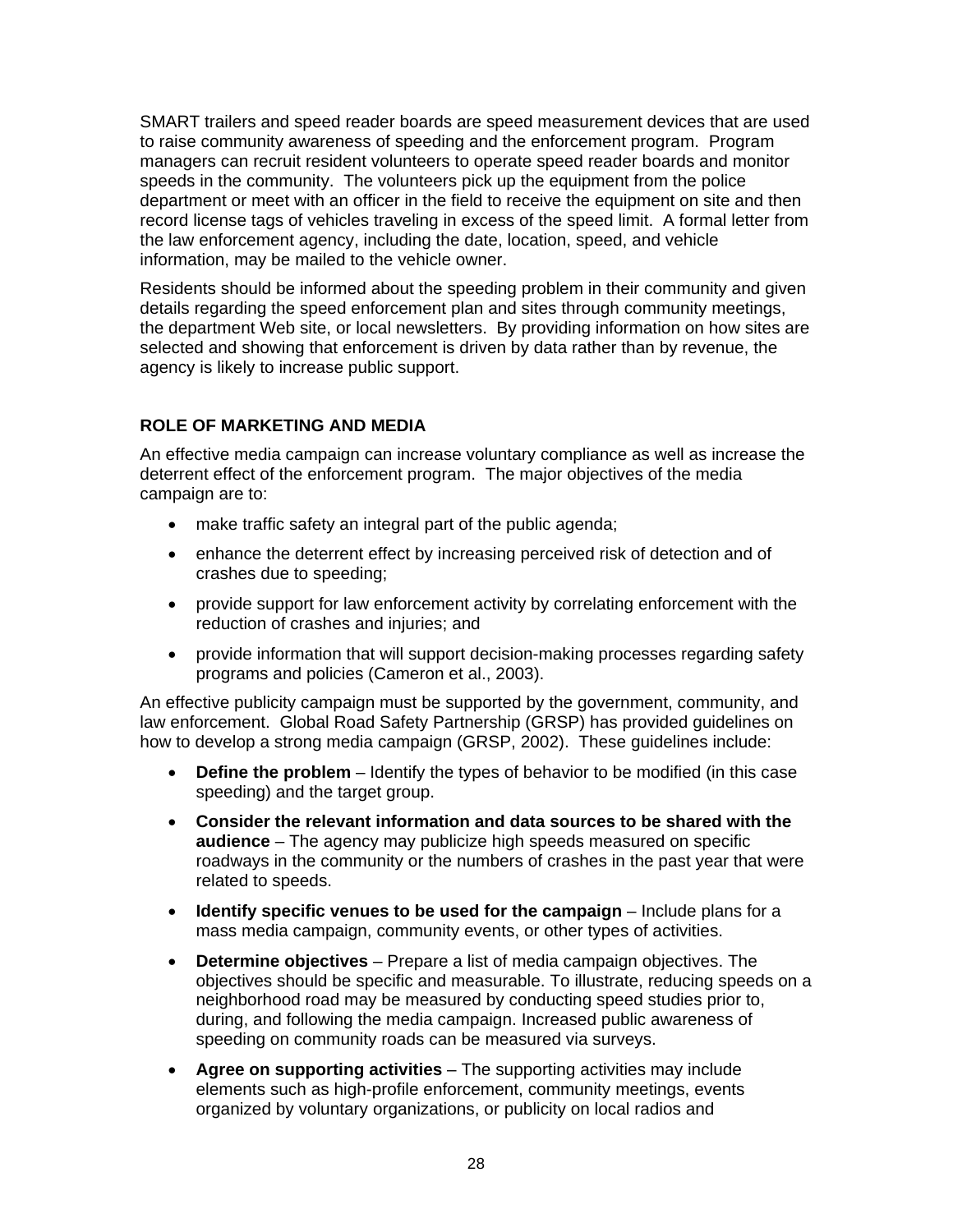SMART trailers and speed reader boards are speed measurement devices that are used to raise community awareness of speeding and the enforcement program. Program managers can recruit resident volunteers to operate speed reader boards and monitor speeds in the community. The volunteers pick up the equipment from the police department or meet with an officer in the field to receive the equipment on site and then record license tags of vehicles traveling in excess of the speed limit. A formal letter from the law enforcement agency, including the date, location, speed, and vehicle information, may be mailed to the vehicle owner.

Residents should be informed about the speeding problem in their community and given details regarding the speed enforcement plan and sites through community meetings, the department Web site, or local newsletters. By providing information on how sites are selected and showing that enforcement is driven by data rather than by revenue, the agency is likely to increase public support.

## ROLE OF MARKETING AND MEDIA

An effective media campaign can increase voluntary compliance as well as increase the deterrent effect of the enforcement program. The major objectives of the media campaign are to:

- make traffic safety an integral part of the public agenda;
- enhance the deterrent effect by increasing perceived risk of detection and of crashes due to speeding;
- provide support for law enforcement activity by correlating enforcement with the reduction of crashes and injuries; and
- provide information that will support decision-making processes regarding safety programs and policies (Cameron et al., 2003).

An effective publicity campaign must be supported by the government, community, and law enforcement. Global Road Safety Partnership (GRSP) has provided guidelines on how to develop a strong media campaign (GRSP, 2002). These guidelines include:

- **Define the problem** – Identify the types of behavior to be modified (in this case speeding) and the target group.
- **Consider the relevant information and data sources to be shared with the audience** – The agency may publicize high speeds measured on specific roadways in the community or the numbers of crashes in the past year that were related to speeds.
- **Identify specific venues to be used for the campaign** – Include plans for a mass media campaign, community events, or other types of activities.
- **Determine objectives** – Prepare a list of media campaign objectives. The objectives should be specific and measurable. To illustrate, reducing speeds on a neighborhood road may be measured by conducting speed studies prior to, during, and following the media campaign. Increased public awareness of speeding on community roads can be measured via surveys.
- **Agree on supporting activities** – The supporting activities may include elements such as high-profile enforcement, community meetings, events organized by voluntary organizations, or publicity on local radios and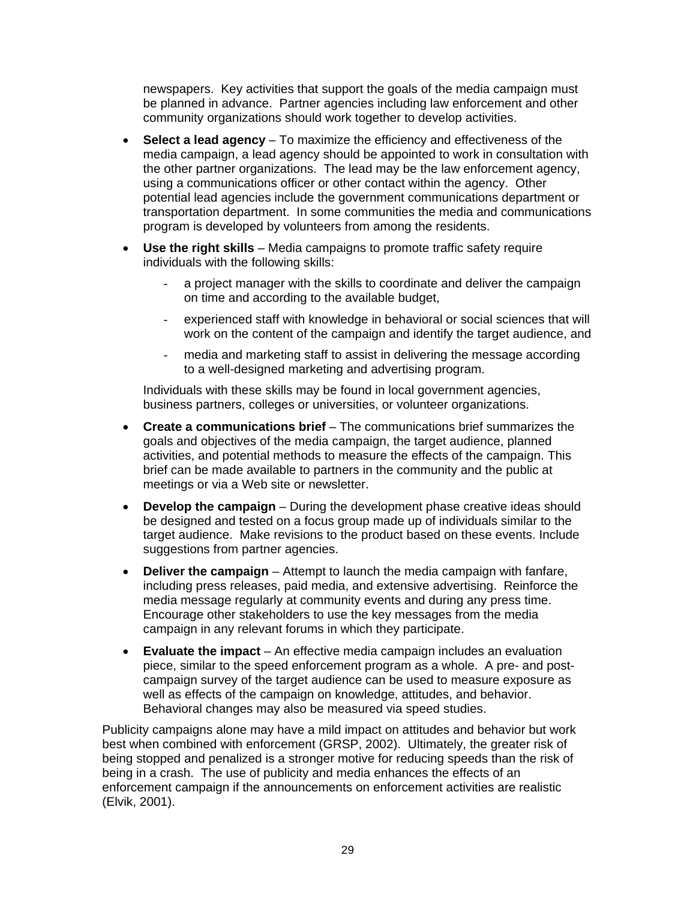newspapers. Key activities that support the goals of the media campaign must be planned in advance. Partner agencies including law enforcement and other community organizations should work together to develop activities.

- **Select a lead agency** – To maximize the efficiency and effectiveness of the media campaign, a lead agency should be appointed to work in consultation with the other partner organizations. The lead may be the law enforcement agency, using a communications officer or other contact within the agency. Other potential lead agencies include the government communications department or transportation department. In some communities the media and communications program is developed by volunteers from among the residents.

- **Use the right skills** – Media campaigns to promote traffic safety require individuals with the following skills:

    - a project manager with the skills to coordinate and deliver the campaign on time and according to the available budget,
    - experienced staff with knowledge in behavioral or social sciences that will work on the content of the campaign and identify the target audience, and
    - media and marketing staff to assist in delivering the message according to a well-designed marketing and advertising program.

  Individuals with these skills may be found in local government agencies, business partners, colleges or universities, or volunteer organizations.

- **Create a communications brief** – The communications brief summarizes the goals and objectives of the media campaign, the target audience, planned activities, and potential methods to measure the effects of the campaign. This brief can be made available to partners in the community and the public at meetings or via a Web site or newsletter.

- **Develop the campaign** – During the development phase creative ideas should be designed and tested on a focus group made up of individuals similar to the target audience. Make revisions to the product based on these events. Include suggestions from partner agencies.

- **Deliver the campaign** – Attempt to launch the media campaign with fanfare, including press releases, paid media, and extensive advertising. Reinforce the media message regularly at community events and during any press time. Encourage other stakeholders to use the key messages from the media campaign in any relevant forums in which they participate.

- **Evaluate the impact** – An effective media campaign includes an evaluation piece, similar to the speed enforcement program as a whole. A pre- and post-campaign survey of the target audience can be used to measure exposure as well as effects of the campaign on knowledge, attitudes, and behavior. Behavioral changes may also be measured via speed studies.

Publicity campaigns alone may have a mild impact on attitudes and behavior but work best when combined with enforcement (GRSP, 2002). Ultimately, the greater risk of being stopped and penalized is a stronger motive for reducing speeds than the risk of being in a crash. The use of publicity and media enhances the effects of an enforcement campaign if the announcements on enforcement activities are realistic (Elvik, 2001).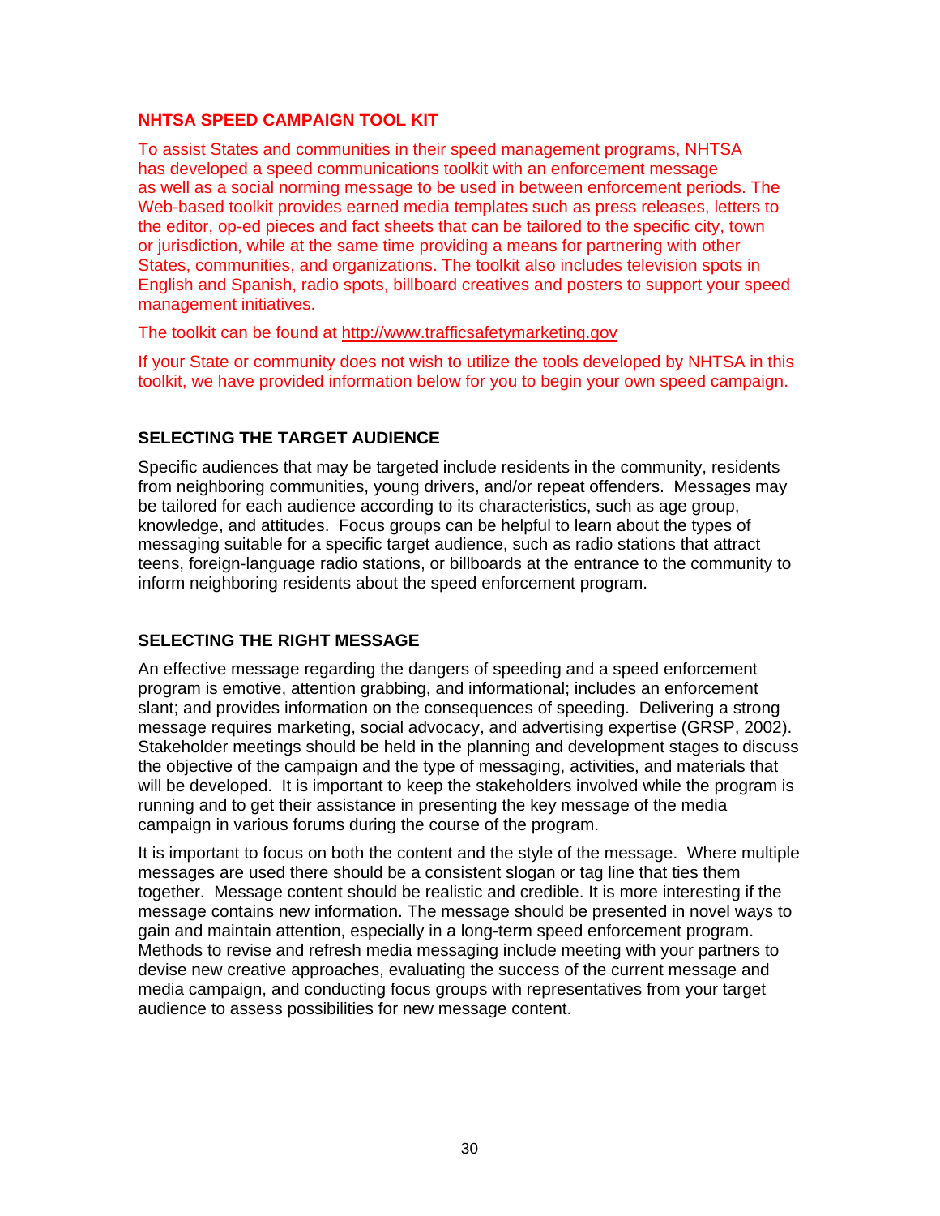## NHTSA SPEED CAMPAIGN TOOL KIT

To assist States and communities in their speed management programs, NHTSA has developed a speed communications toolkit with an enforcement message as well as a social norming message to be used in between enforcement periods. The Web-based toolkit provides earned media templates such as press releases, letters to the editor, op-ed pieces and fact sheets that can be tailored to the specific city, town or jurisdiction, while at the same time providing a means for partnering with other States, communities, and organizations. The toolkit also includes television spots in English and Spanish, radio spots, billboard creatives and posters to support your speed management initiatives.

The toolkit can be found at http://www.trafficsafetymarketing.gov

If your State or community does not wish to utilize the tools developed by NHTSA in this toolkit, we have provided information below for you to begin your own speed campaign.

## SELECTING THE TARGET AUDIENCE

Specific audiences that may be targeted include residents in the community, residents from neighboring communities, young drivers, and/or repeat offenders. Messages may be tailored for each audience according to its characteristics, such as age group, knowledge, and attitudes. Focus groups can be helpful to learn about the types of messaging suitable for a specific target audience, such as radio stations that attract teens, foreign-language radio stations, or billboards at the entrance to the community to inform neighboring residents about the speed enforcement program.

## SELECTING THE RIGHT MESSAGE

An effective message regarding the dangers of speeding and a speed enforcement program is emotive, attention grabbing, and informational; includes an enforcement slant; and provides information on the consequences of speeding. Delivering a strong message requires marketing, social advocacy, and advertising expertise (GRSP, 2002). Stakeholder meetings should be held in the planning and development stages to discuss the objective of the campaign and the type of messaging, activities, and materials that will be developed. It is important to keep the stakeholders involved while the program is running and to get their assistance in presenting the key message of the media campaign in various forums during the course of the program.

It is important to focus on both the content and the style of the message. Where multiple messages are used there should be a consistent slogan or tag line that ties them together. Message content should be realistic and credible. It is more interesting if the message contains new information. The message should be presented in novel ways to gain and maintain attention, especially in a long-term speed enforcement program. Methods to revise and refresh media messaging include meeting with your partners to devise new creative approaches, evaluating the success of the current message and media campaign, and conducting focus groups with representatives from your target audience to assess possibilities for new message content.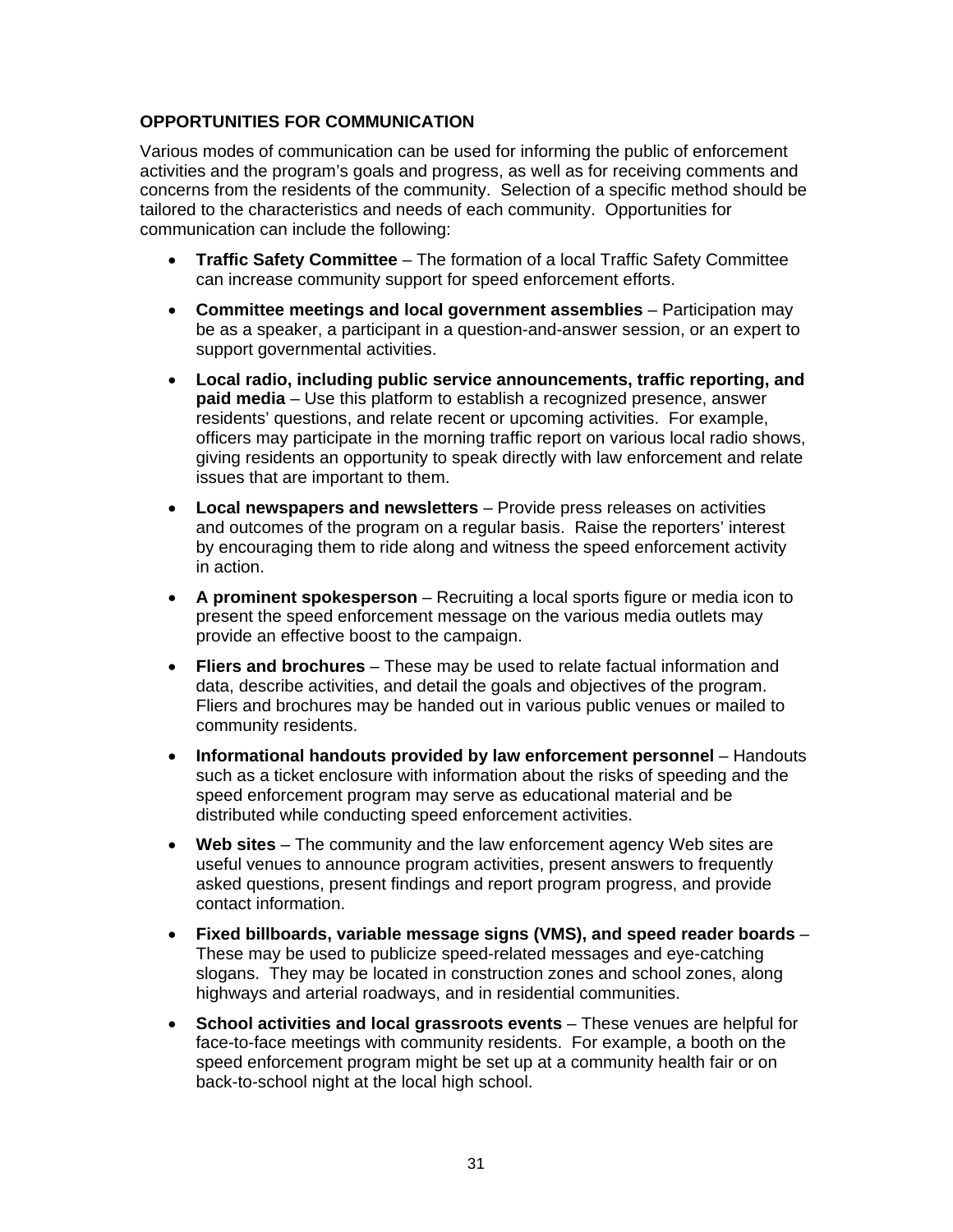## OPPORTUNITIES FOR COMMUNICATION

Various modes of communication can be used for informing the public of enforcement activities and the program's goals and progress, as well as for receiving comments and concerns from the residents of the community. Selection of a specific method should be tailored to the characteristics and needs of each community. Opportunities for communication can include the following:

- **Traffic Safety Committee** – The formation of a local Traffic Safety Committee can increase community support for speed enforcement efforts.
- **Committee meetings and local government assemblies** – Participation may be as a speaker, a participant in a question-and-answer session, or an expert to support governmental activities.
- **Local radio, including public service announcements, traffic reporting, and paid media** – Use this platform to establish a recognized presence, answer residents' questions, and relate recent or upcoming activities. For example, officers may participate in the morning traffic report on various local radio shows, giving residents an opportunity to speak directly with law enforcement and relate issues that are important to them.
- **Local newspapers and newsletters** – Provide press releases on activities and outcomes of the program on a regular basis. Raise the reporters' interest by encouraging them to ride along and witness the speed enforcement activity in action.
- **A prominent spokesperson** – Recruiting a local sports figure or media icon to present the speed enforcement message on the various media outlets may provide an effective boost to the campaign.
- **Fliers and brochures** – These may be used to relate factual information and data, describe activities, and detail the goals and objectives of the program. Fliers and brochures may be handed out in various public venues or mailed to community residents.
- **Informational handouts provided by law enforcement personnel** – Handouts such as a ticket enclosure with information about the risks of speeding and the speed enforcement program may serve as educational material and be distributed while conducting speed enforcement activities.
- **Web sites** – The community and the law enforcement agency Web sites are useful venues to announce program activities, present answers to frequently asked questions, present findings and report program progress, and provide contact information.
- **Fixed billboards, variable message signs (VMS), and speed reader boards** – These may be used to publicize speed-related messages and eye-catching slogans. They may be located in construction zones and school zones, along highways and arterial roadways, and in residential communities.
- **School activities and local grassroots events** – These venues are helpful for face-to-face meetings with community residents. For example, a booth on the speed enforcement program might be set up at a community health fair or on back-to-school night at the local high school.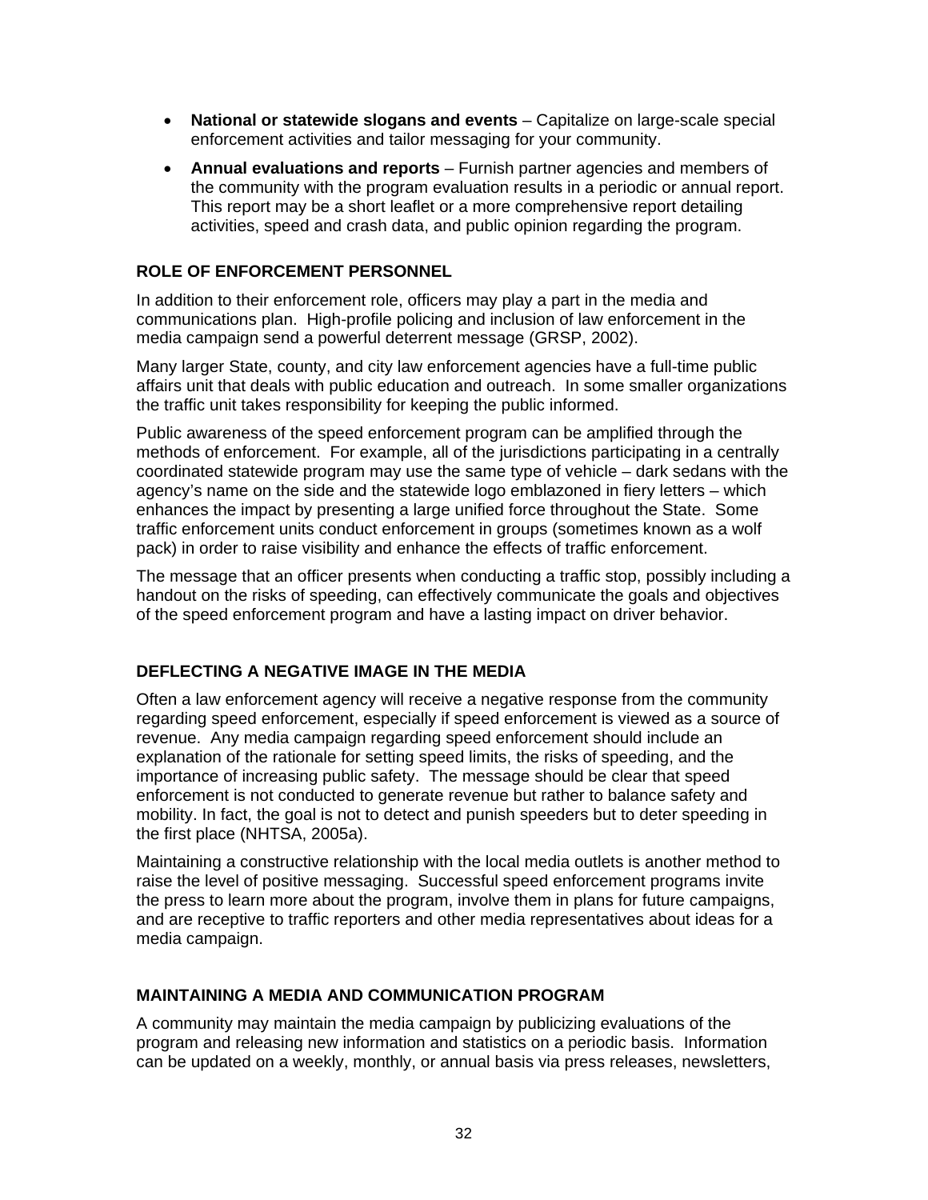- **National or statewide slogans and events** – Capitalize on large-scale special enforcement activities and tailor messaging for your community.
- **Annual evaluations and reports** – Furnish partner agencies and members of the community with the program evaluation results in a periodic or annual report. This report may be a short leaflet or a more comprehensive report detailing activities, speed and crash data, and public opinion regarding the program.

### ROLE OF ENFORCEMENT PERSONNEL

In addition to their enforcement role, officers may play a part in the media and communications plan. High-profile policing and inclusion of law enforcement in the media campaign send a powerful deterrent message (GRSP, 2002).

Many larger State, county, and city law enforcement agencies have a full-time public affairs unit that deals with public education and outreach. In some smaller organizations the traffic unit takes responsibility for keeping the public informed.

Public awareness of the speed enforcement program can be amplified through the methods of enforcement. For example, all of the jurisdictions participating in a centrally coordinated statewide program may use the same type of vehicle – dark sedans with the agency's name on the side and the statewide logo emblazoned in fiery letters – which enhances the impact by presenting a large unified force throughout the State. Some traffic enforcement units conduct enforcement in groups (sometimes known as a wolf pack) in order to raise visibility and enhance the effects of traffic enforcement.

The message that an officer presents when conducting a traffic stop, possibly including a handout on the risks of speeding, can effectively communicate the goals and objectives of the speed enforcement program and have a lasting impact on driver behavior.

### DEFLECTING A NEGATIVE IMAGE IN THE MEDIA

Often a law enforcement agency will receive a negative response from the community regarding speed enforcement, especially if speed enforcement is viewed as a source of revenue. Any media campaign regarding speed enforcement should include an explanation of the rationale for setting speed limits, the risks of speeding, and the importance of increasing public safety. The message should be clear that speed enforcement is not conducted to generate revenue but rather to balance safety and mobility. In fact, the goal is not to detect and punish speeders but to deter speeding in the first place (NHTSA, 2005a).

Maintaining a constructive relationship with the local media outlets is another method to raise the level of positive messaging. Successful speed enforcement programs invite the press to learn more about the program, involve them in plans for future campaigns, and are receptive to traffic reporters and other media representatives about ideas for a media campaign.

### MAINTAINING A MEDIA AND COMMUNICATION PROGRAM

A community may maintain the media campaign by publicizing evaluations of the program and releasing new information and statistics on a periodic basis. Information can be updated on a weekly, monthly, or annual basis via press releases, newsletters,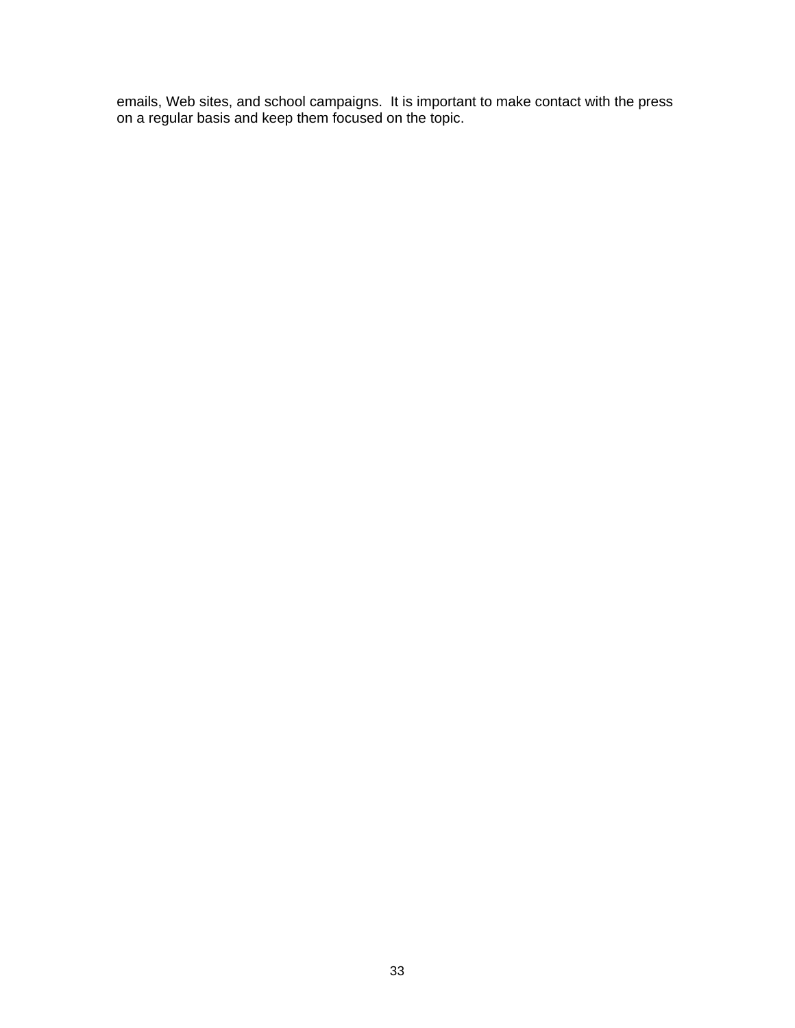emails, Web sites, and school campaigns. It is important to make contact with the press on a regular basis and keep them focused on the topic.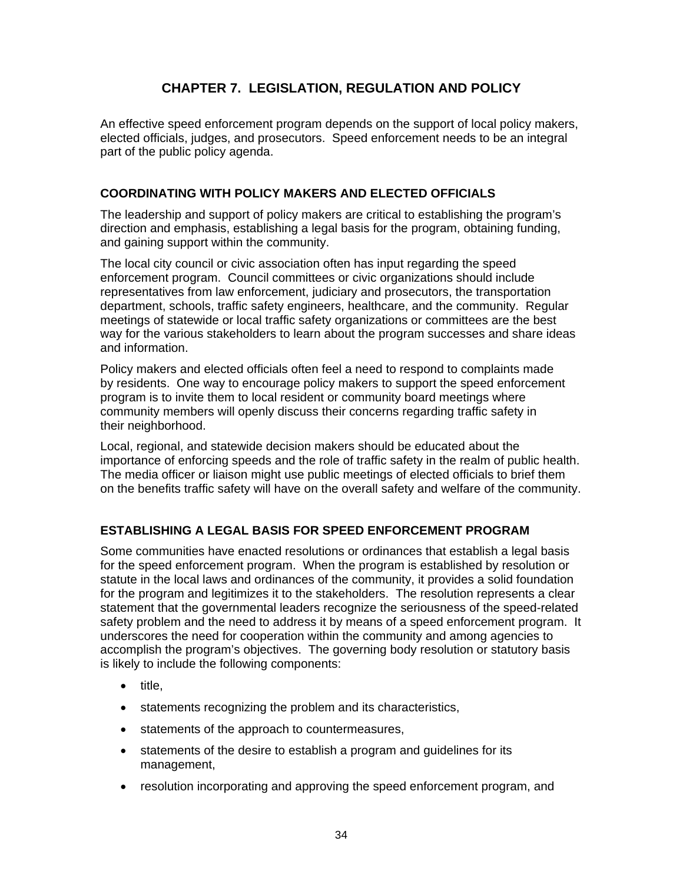# CHAPTER 7. LEGISLATION, REGULATION AND POLICY

An effective speed enforcement program depends on the support of local policy makers, elected officials, judges, and prosecutors. Speed enforcement needs to be an integral part of the public policy agenda.

## COORDINATING WITH POLICY MAKERS AND ELECTED OFFICIALS

The leadership and support of policy makers are critical to establishing the program's direction and emphasis, establishing a legal basis for the program, obtaining funding, and gaining support within the community.

The local city council or civic association often has input regarding the speed enforcement program. Council committees or civic organizations should include representatives from law enforcement, judiciary and prosecutors, the transportation department, schools, traffic safety engineers, healthcare, and the community. Regular meetings of statewide or local traffic safety organizations or committees are the best way for the various stakeholders to learn about the program successes and share ideas and information.

Policy makers and elected officials often feel a need to respond to complaints made by residents. One way to encourage policy makers to support the speed enforcement program is to invite them to local resident or community board meetings where community members will openly discuss their concerns regarding traffic safety in their neighborhood.

Local, regional, and statewide decision makers should be educated about the importance of enforcing speeds and the role of traffic safety in the realm of public health. The media officer or liaison might use public meetings of elected officials to brief them on the benefits traffic safety will have on the overall safety and welfare of the community.

## ESTABLISHING A LEGAL BASIS FOR SPEED ENFORCEMENT PROGRAM

Some communities have enacted resolutions or ordinances that establish a legal basis for the speed enforcement program. When the program is established by resolution or statute in the local laws and ordinances of the community, it provides a solid foundation for the program and legitimizes it to the stakeholders. The resolution represents a clear statement that the governmental leaders recognize the seriousness of the speed-related safety problem and the need to address it by means of a speed enforcement program. It underscores the need for cooperation within the community and among agencies to accomplish the program's objectives. The governing body resolution or statutory basis is likely to include the following components:

- title,
- statements recognizing the problem and its characteristics,
- statements of the approach to countermeasures,
- statements of the desire to establish a program and guidelines for its management,
- resolution incorporating and approving the speed enforcement program, and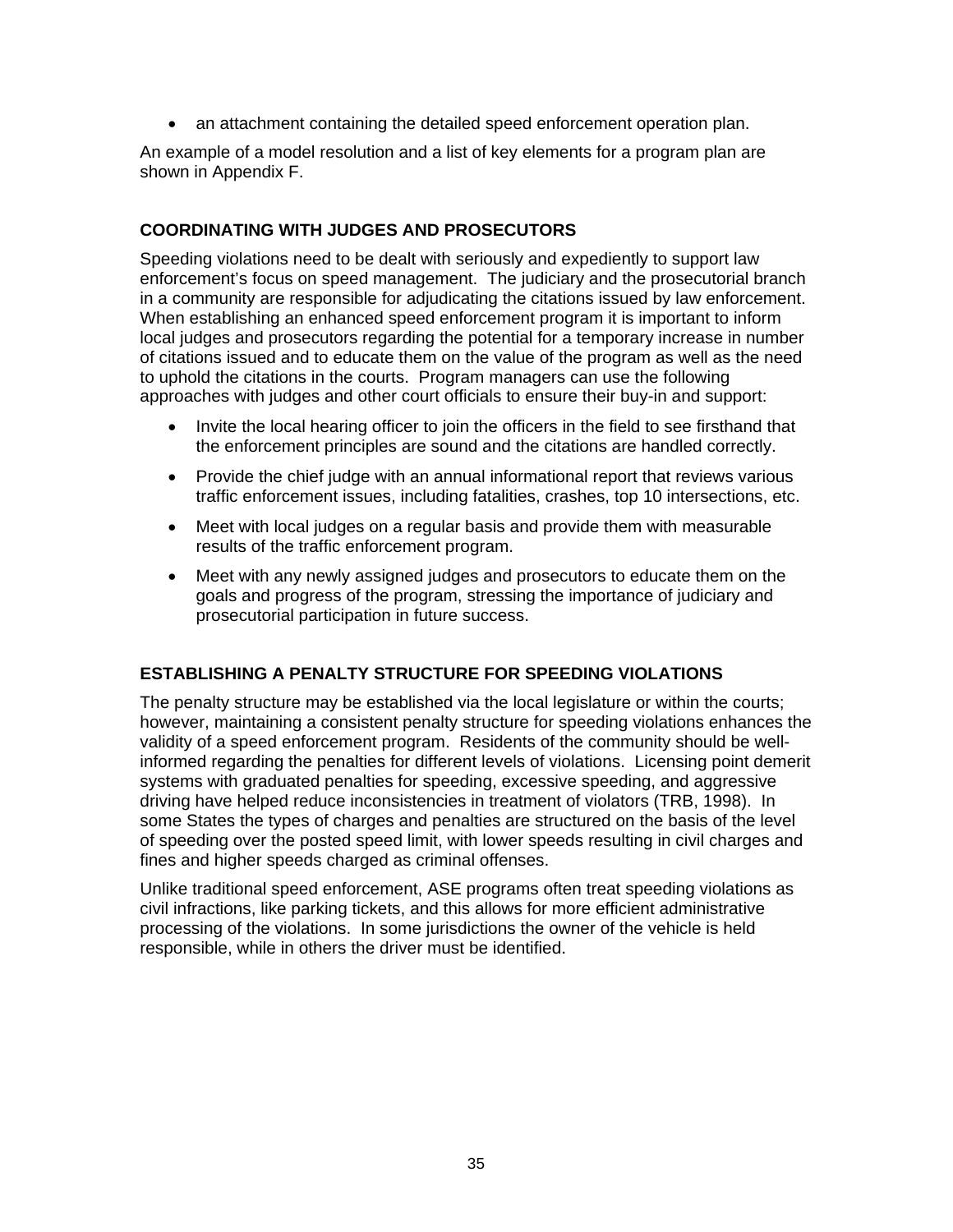- an attachment containing the detailed speed enforcement operation plan.

An example of a model resolution and a list of key elements for a program plan are shown in Appendix F.

## COORDINATING WITH JUDGES AND PROSECUTORS

Speeding violations need to be dealt with seriously and expediently to support law enforcement's focus on speed management. The judiciary and the prosecutorial branch in a community are responsible for adjudicating the citations issued by law enforcement. When establishing an enhanced speed enforcement program it is important to inform local judges and prosecutors regarding the potential for a temporary increase in number of citations issued and to educate them on the value of the program as well as the need to uphold the citations in the courts. Program managers can use the following approaches with judges and other court officials to ensure their buy-in and support:

- Invite the local hearing officer to join the officers in the field to see firsthand that the enforcement principles are sound and the citations are handled correctly.
- Provide the chief judge with an annual informational report that reviews various traffic enforcement issues, including fatalities, crashes, top 10 intersections, etc.
- Meet with local judges on a regular basis and provide them with measurable results of the traffic enforcement program.
- Meet with any newly assigned judges and prosecutors to educate them on the goals and progress of the program, stressing the importance of judiciary and prosecutorial participation in future success.

## ESTABLISHING A PENALTY STRUCTURE FOR SPEEDING VIOLATIONS

The penalty structure may be established via the local legislature or within the courts; however, maintaining a consistent penalty structure for speeding violations enhances the validity of a speed enforcement program. Residents of the community should be well-informed regarding the penalties for different levels of violations. Licensing point demerit systems with graduated penalties for speeding, excessive speeding, and aggressive driving have helped reduce inconsistencies in treatment of violators (TRB, 1998). In some States the types of charges and penalties are structured on the basis of the level of speeding over the posted speed limit, with lower speeds resulting in civil charges and fines and higher speeds charged as criminal offenses.

Unlike traditional speed enforcement, ASE programs often treat speeding violations as civil infractions, like parking tickets, and this allows for more efficient administrative processing of the violations. In some jurisdictions the owner of the vehicle is held responsible, while in others the driver must be identified.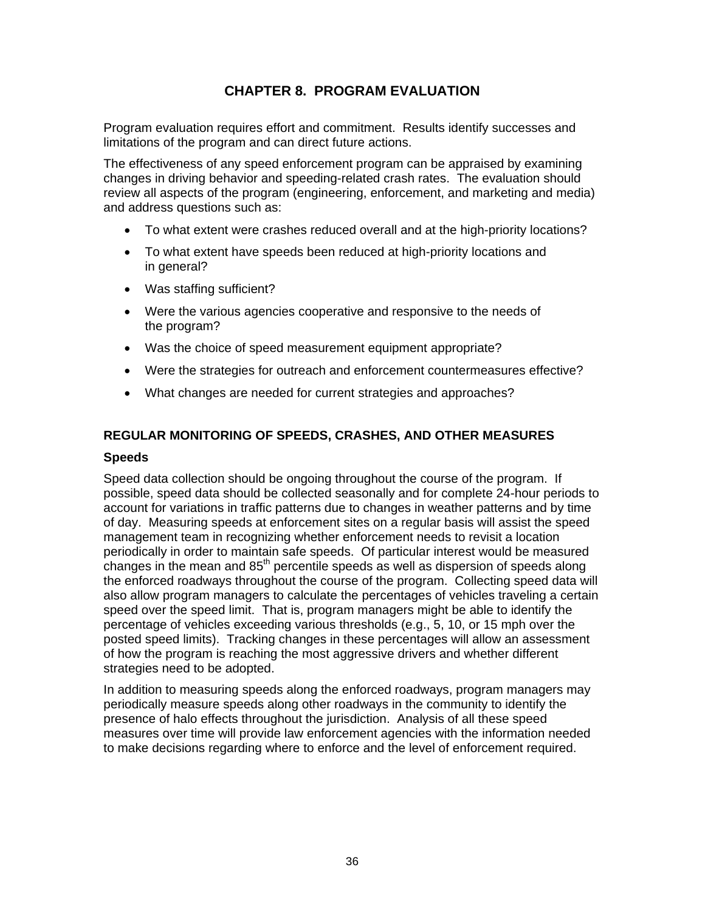# CHAPTER 8. PROGRAM EVALUATION

Program evaluation requires effort and commitment. Results identify successes and limitations of the program and can direct future actions.

The effectiveness of any speed enforcement program can be appraised by examining changes in driving behavior and speeding-related crash rates. The evaluation should review all aspects of the program (engineering, enforcement, and marketing and media) and address questions such as:

- To what extent were crashes reduced overall and at the high-priority locations?
- To what extent have speeds been reduced at high-priority locations and in general?
- Was staffing sufficient?
- Were the various agencies cooperative and responsive to the needs of the program?
- Was the choice of speed measurement equipment appropriate?
- Were the strategies for outreach and enforcement countermeasures effective?
- What changes are needed for current strategies and approaches?

## REGULAR MONITORING OF SPEEDS, CRASHES, AND OTHER MEASURES

### Speeds

Speed data collection should be ongoing throughout the course of the program. If possible, speed data should be collected seasonally and for complete 24-hour periods to account for variations in traffic patterns due to changes in weather patterns and by time of day. Measuring speeds at enforcement sites on a regular basis will assist the speed management team in recognizing whether enforcement needs to revisit a location periodically in order to maintain safe speeds. Of particular interest would be measured changes in the mean and $85^{th}$ percentile speeds as well as dispersion of speeds along the enforced roadways throughout the course of the program. Collecting speed data will also allow program managers to calculate the percentages of vehicles traveling a certain speed over the speed limit. That is, program managers might be able to identify the percentage of vehicles exceeding various thresholds (e.g., 5, 10, or 15 mph over the posted speed limits). Tracking changes in these percentages will allow an assessment of how the program is reaching the most aggressive drivers and whether different strategies need to be adopted.

In addition to measuring speeds along the enforced roadways, program managers may periodically measure speeds along other roadways in the community to identify the presence of halo effects throughout the jurisdiction. Analysis of all these speed measures over time will provide law enforcement agencies with the information needed to make decisions regarding where to enforce and the level of enforcement required.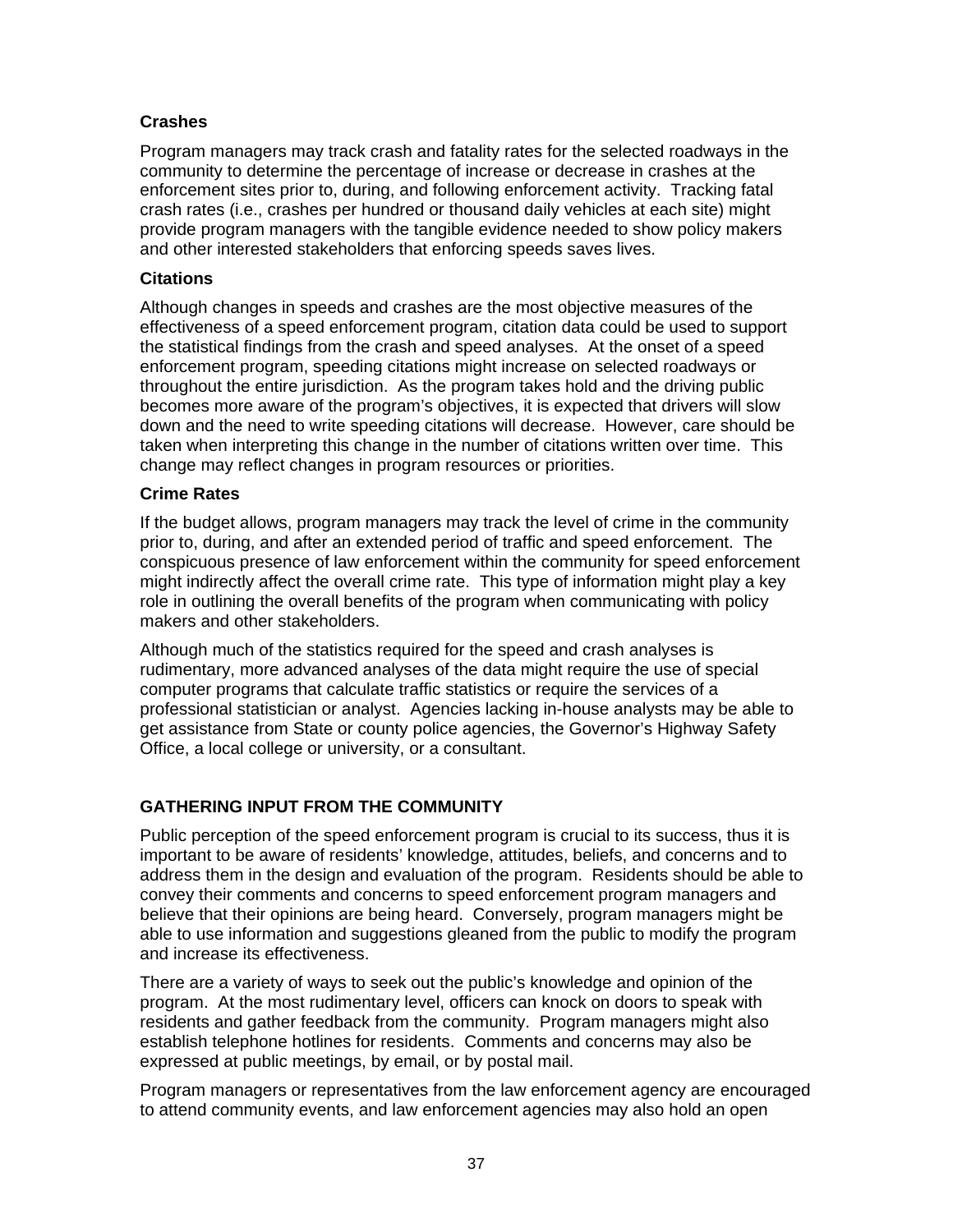### Crashes

Program managers may track crash and fatality rates for the selected roadways in the community to determine the percentage of increase or decrease in crashes at the enforcement sites prior to, during, and following enforcement activity. Tracking fatal crash rates (i.e., crashes per hundred or thousand daily vehicles at each site) might provide program managers with the tangible evidence needed to show policy makers and other interested stakeholders that enforcing speeds saves lives.

### Citations

Although changes in speeds and crashes are the most objective measures of the effectiveness of a speed enforcement program, citation data could be used to support the statistical findings from the crash and speed analyses. At the onset of a speed enforcement program, speeding citations might increase on selected roadways or throughout the entire jurisdiction. As the program takes hold and the driving public becomes more aware of the program's objectives, it is expected that drivers will slow down and the need to write speeding citations will decrease. However, care should be taken when interpreting this change in the number of citations written over time. This change may reflect changes in program resources or priorities.

### Crime Rates

If the budget allows, program managers may track the level of crime in the community prior to, during, and after an extended period of traffic and speed enforcement. The conspicuous presence of law enforcement within the community for speed enforcement might indirectly affect the overall crime rate. This type of information might play a key role in outlining the overall benefits of the program when communicating with policy makers and other stakeholders.

Although much of the statistics required for the speed and crash analyses is rudimentary, more advanced analyses of the data might require the use of special computer programs that calculate traffic statistics or require the services of a professional statistician or analyst. Agencies lacking in-house analysts may be able to get assistance from State or county police agencies, the Governor's Highway Safety Office, a local college or university, or a consultant.

## GATHERING INPUT FROM THE COMMUNITY

Public perception of the speed enforcement program is crucial to its success, thus it is important to be aware of residents' knowledge, attitudes, beliefs, and concerns and to address them in the design and evaluation of the program. Residents should be able to convey their comments and concerns to speed enforcement program managers and believe that their opinions are being heard. Conversely, program managers might be able to use information and suggestions gleaned from the public to modify the program and increase its effectiveness.

There are a variety of ways to seek out the public's knowledge and opinion of the program. At the most rudimentary level, officers can knock on doors to speak with residents and gather feedback from the community. Program managers might also establish telephone hotlines for residents. Comments and concerns may also be expressed at public meetings, by email, or by postal mail.

Program managers or representatives from the law enforcement agency are encouraged to attend community events, and law enforcement agencies may also hold an open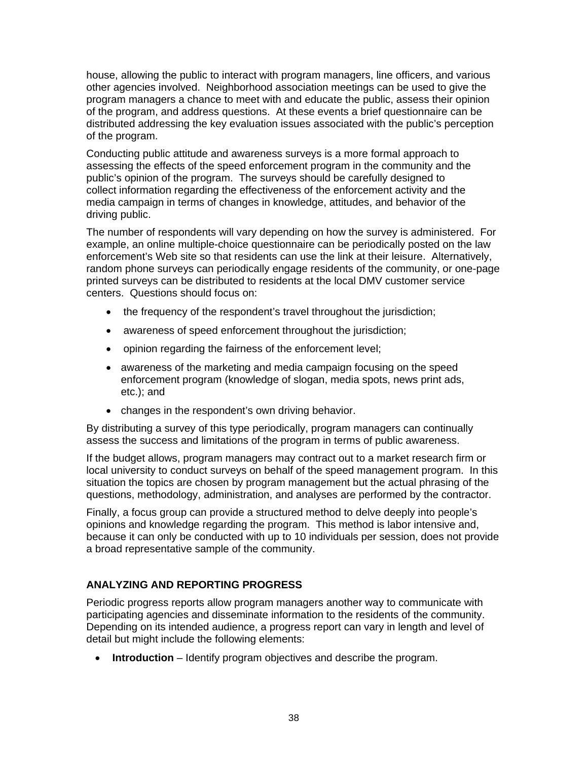house, allowing the public to interact with program managers, line officers, and various other agencies involved. Neighborhood association meetings can be used to give the program managers a chance to meet with and educate the public, assess their opinion of the program, and address questions. At these events a brief questionnaire can be distributed addressing the key evaluation issues associated with the public's perception of the program.

Conducting public attitude and awareness surveys is a more formal approach to assessing the effects of the speed enforcement program in the community and the public's opinion of the program. The surveys should be carefully designed to collect information regarding the effectiveness of the enforcement activity and the media campaign in terms of changes in knowledge, attitudes, and behavior of the driving public.

The number of respondents will vary depending on how the survey is administered. For example, an online multiple-choice questionnaire can be periodically posted on the law enforcement's Web site so that residents can use the link at their leisure. Alternatively, random phone surveys can periodically engage residents of the community, or one-page printed surveys can be distributed to residents at the local DMV customer service centers. Questions should focus on:

- the frequency of the respondent's travel throughout the jurisdiction;
- awareness of speed enforcement throughout the jurisdiction;
- opinion regarding the fairness of the enforcement level;
- awareness of the marketing and media campaign focusing on the speed enforcement program (knowledge of slogan, media spots, news print ads, etc.); and
- changes in the respondent's own driving behavior.

By distributing a survey of this type periodically, program managers can continually assess the success and limitations of the program in terms of public awareness.

If the budget allows, program managers may contract out to a market research firm or local university to conduct surveys on behalf of the speed management program. In this situation the topics are chosen by program management but the actual phrasing of the questions, methodology, administration, and analyses are performed by the contractor.

Finally, a focus group can provide a structured method to delve deeply into people's opinions and knowledge regarding the program. This method is labor intensive and, because it can only be conducted with up to 10 individuals per session, does not provide a broad representative sample of the community.

## ANALYZING AND REPORTING PROGRESS

Periodic progress reports allow program managers another way to communicate with participating agencies and disseminate information to the residents of the community. Depending on its intended audience, a progress report can vary in length and level of detail but might include the following elements:

- **Introduction** – Identify program objectives and describe the program.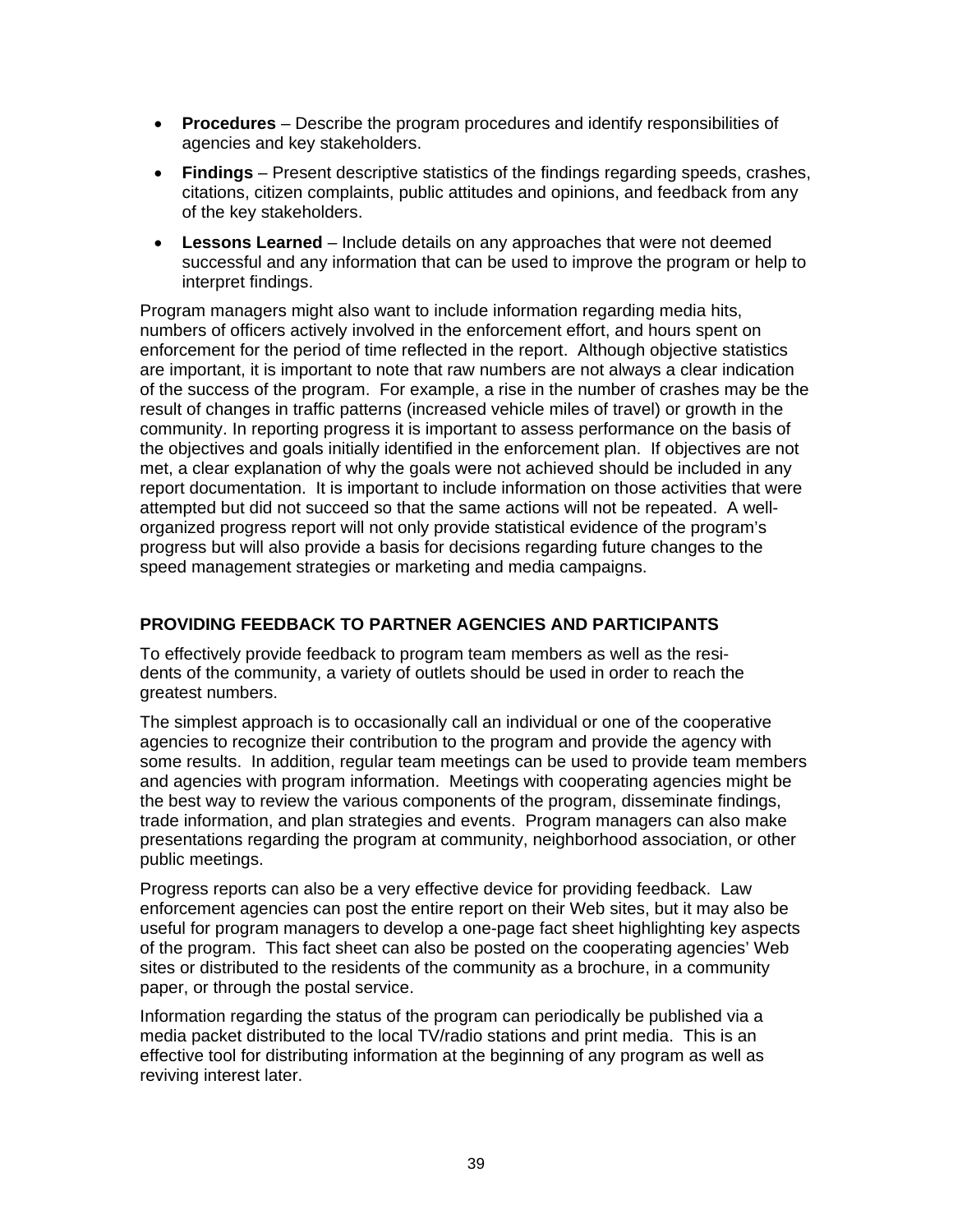- **Procedures** – Describe the program procedures and identify responsibilities of agencies and key stakeholders.
- **Findings** – Present descriptive statistics of the findings regarding speeds, crashes, citations, citizen complaints, public attitudes and opinions, and feedback from any of the key stakeholders.
- **Lessons Learned** – Include details on any approaches that were not deemed successful and any information that can be used to improve the program or help to interpret findings.

Program managers might also want to include information regarding media hits, numbers of officers actively involved in the enforcement effort, and hours spent on enforcement for the period of time reflected in the report. Although objective statistics are important, it is important to note that raw numbers are not always a clear indication of the success of the program. For example, a rise in the number of crashes may be the result of changes in traffic patterns (increased vehicle miles of travel) or growth in the community. In reporting progress it is important to assess performance on the basis of the objectives and goals initially identified in the enforcement plan. If objectives are not met, a clear explanation of why the goals were not achieved should be included in any report documentation. It is important to include information on those activities that were attempted but did not succeed so that the same actions will not be repeated. A well-organized progress report will not only provide statistical evidence of the program's progress but will also provide a basis for decisions regarding future changes to the speed management strategies or marketing and media campaigns.

## PROVIDING FEEDBACK TO PARTNER AGENCIES AND PARTICIPANTS

To effectively provide feedback to program team members as well as the residents of the community, a variety of outlets should be used in order to reach the greatest numbers.

The simplest approach is to occasionally call an individual or one of the cooperative agencies to recognize their contribution to the program and provide the agency with some results. In addition, regular team meetings can be used to provide team members and agencies with program information. Meetings with cooperating agencies might be the best way to review the various components of the program, disseminate findings, trade information, and plan strategies and events. Program managers can also make presentations regarding the program at community, neighborhood association, or other public meetings.

Progress reports can also be a very effective device for providing feedback. Law enforcement agencies can post the entire report on their Web sites, but it may also be useful for program managers to develop a one-page fact sheet highlighting key aspects of the program. This fact sheet can also be posted on the cooperating agencies' Web sites or distributed to the residents of the community as a brochure, in a community paper, or through the postal service.

Information regarding the status of the program can periodically be published via a media packet distributed to the local TV/radio stations and print media. This is an effective tool for distributing information at the beginning of any program as well as reviving interest later.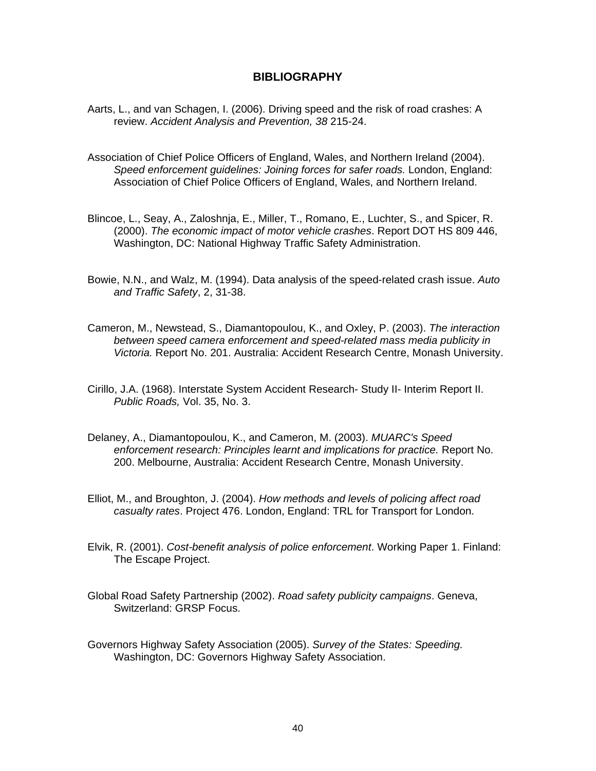## BIBLIOGRAPHY

Aarts, L., and van Schagen, I. (2006). Driving speed and the risk of road crashes: A review. *Accident Analysis and Prevention, 38* 215-24.

Association of Chief Police Officers of England, Wales, and Northern Ireland (2004). *Speed enforcement guidelines: Joining forces for safer roads.* London, England: Association of Chief Police Officers of England, Wales, and Northern Ireland.

Blincoe, L., Seay, A., Zaloshnja, E., Miller, T., Romano, E., Luchter, S., and Spicer, R. (2000). *The economic impact of motor vehicle crashes*. Report DOT HS 809 446, Washington, DC: National Highway Traffic Safety Administration.

Bowie, N.N., and Walz, M. (1994). Data analysis of the speed-related crash issue. *Auto and Traffic Safety*, 2, 31-38.

Cameron, M., Newstead, S., Diamantopoulou, K., and Oxley, P. (2003). *The interaction between speed camera enforcement and speed-related mass media publicity in Victoria.* Report No. 201. Australia: Accident Research Centre, Monash University.

Cirillo, J.A. (1968). Interstate System Accident Research- Study II- Interim Report II. *Public Roads,* Vol. 35, No. 3.

Delaney, A., Diamantopoulou, K., and Cameron, M. (2003). *MUARC's Speed enforcement research: Principles learnt and implications for practice.* Report No. 200. Melbourne, Australia: Accident Research Centre, Monash University.

Elliot, M., and Broughton, J. (2004). *How methods and levels of policing affect road casualty rates*. Project 476. London, England: TRL for Transport for London.

Elvik, R. (2001). *Cost-benefit analysis of police enforcement*. Working Paper 1. Finland: The Escape Project.

Global Road Safety Partnership (2002). *Road safety publicity campaigns*. Geneva, Switzerland: GRSP Focus.

Governors Highway Safety Association (2005). *Survey of the States: Speeding.* Washington, DC: Governors Highway Safety Association.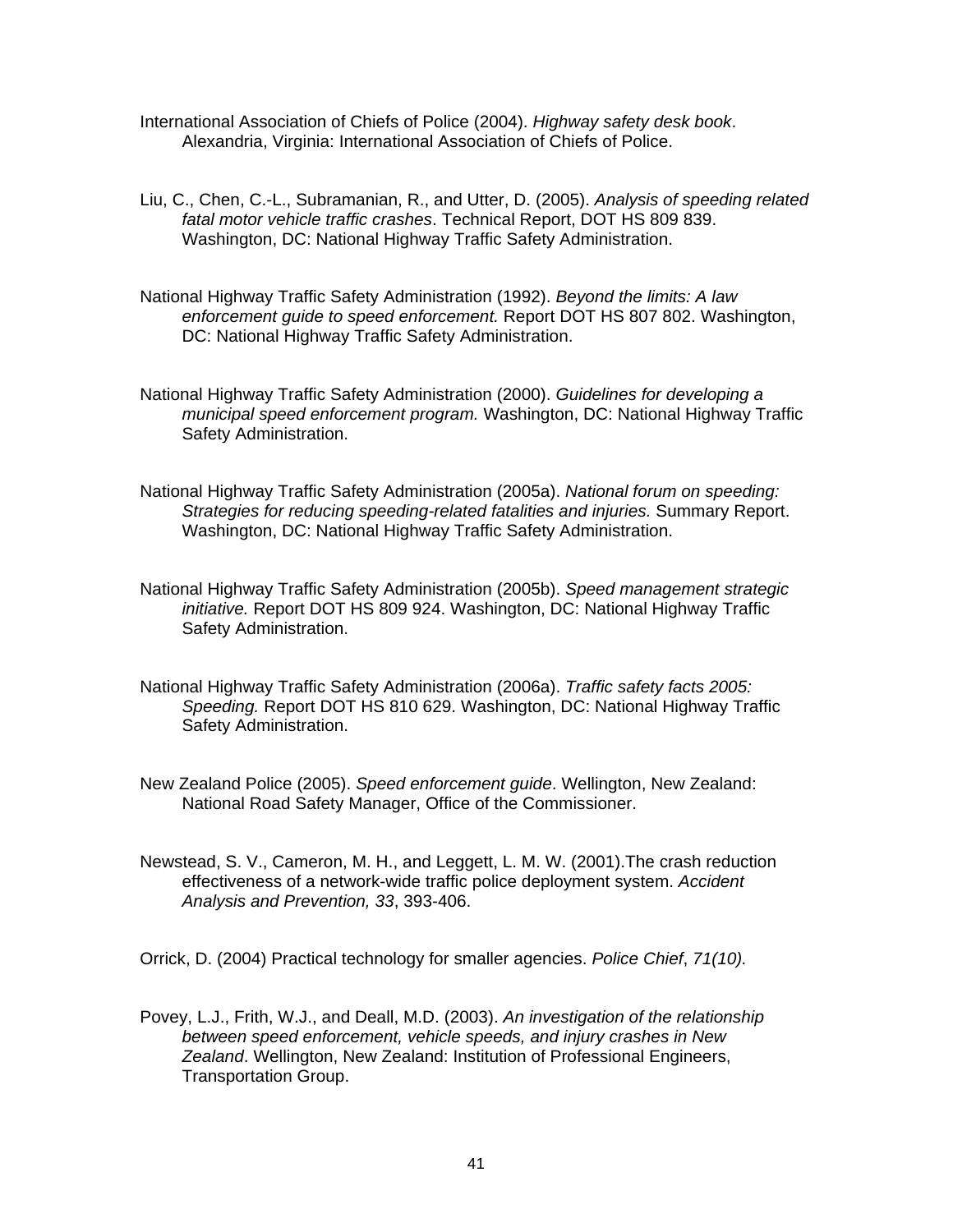International Association of Chiefs of Police (2004). *Highway safety desk book*. Alexandria, Virginia: International Association of Chiefs of Police.

Liu, C., Chen, C.-L., Subramanian, R., and Utter, D. (2005). *Analysis of speeding related fatal motor vehicle traffic crashes*. Technical Report, DOT HS 809 839. Washington, DC: National Highway Traffic Safety Administration.

National Highway Traffic Safety Administration (1992). *Beyond the limits: A law enforcement guide to speed enforcement.* Report DOT HS 807 802. Washington, DC: National Highway Traffic Safety Administration.

National Highway Traffic Safety Administration (2000). *Guidelines for developing a municipal speed enforcement program.* Washington, DC: National Highway Traffic Safety Administration.

National Highway Traffic Safety Administration (2005a). *National forum on speeding: Strategies for reducing speeding-related fatalities and injuries.* Summary Report. Washington, DC: National Highway Traffic Safety Administration.

National Highway Traffic Safety Administration (2005b). *Speed management strategic initiative.* Report DOT HS 809 924. Washington, DC: National Highway Traffic Safety Administration.

National Highway Traffic Safety Administration (2006a). *Traffic safety facts 2005: Speeding.* Report DOT HS 810 629. Washington, DC: National Highway Traffic Safety Administration.

New Zealand Police (2005). *Speed enforcement guide*. Wellington, New Zealand: National Road Safety Manager, Office of the Commissioner.

Newstead, S. V., Cameron, M. H., and Leggett, L. M. W. (2001).The crash reduction effectiveness of a network-wide traffic police deployment system. *Accident Analysis and Prevention, 33*, 393-406.

Orrick, D. (2004) Practical technology for smaller agencies. *Police Chief*, *71(10).*

Povey, L.J., Frith, W.J., and Deall, M.D. (2003). *An investigation of the relationship between speed enforcement, vehicle speeds, and injury crashes in New Zealand*. Wellington, New Zealand: Institution of Professional Engineers, Transportation Group.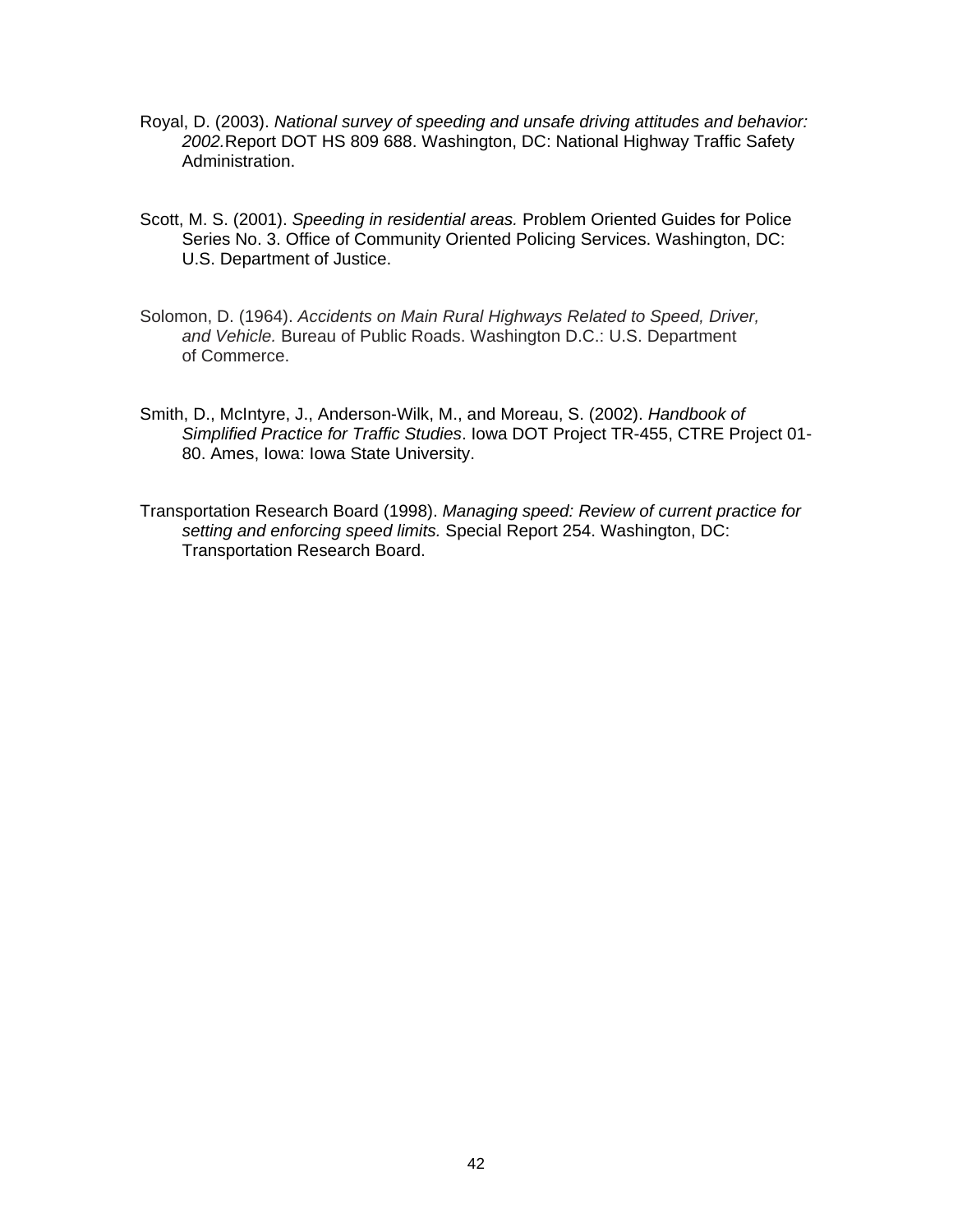Royal, D. (2003). *National survey of speeding and unsafe driving attitudes and behavior: 2002.*Report DOT HS 809 688. Washington, DC: National Highway Traffic Safety Administration.

Scott, M. S. (2001). *Speeding in residential areas.* Problem Oriented Guides for Police Series No. 3. Office of Community Oriented Policing Services. Washington, DC: U.S. Department of Justice.

Solomon, D. (1964). *Accidents on Main Rural Highways Related to Speed, Driver, and Vehicle.* Bureau of Public Roads. Washington D.C.: U.S. Department of Commerce.

Smith, D., McIntyre, J., Anderson-Wilk, M., and Moreau, S. (2002). *Handbook of Simplified Practice for Traffic Studies*. Iowa DOT Project TR-455, CTRE Project 01-80. Ames, Iowa: Iowa State University.

Transportation Research Board (1998). *Managing speed: Review of current practice for setting and enforcing speed limits.* Special Report 254. Washington, DC: Transportation Research Board.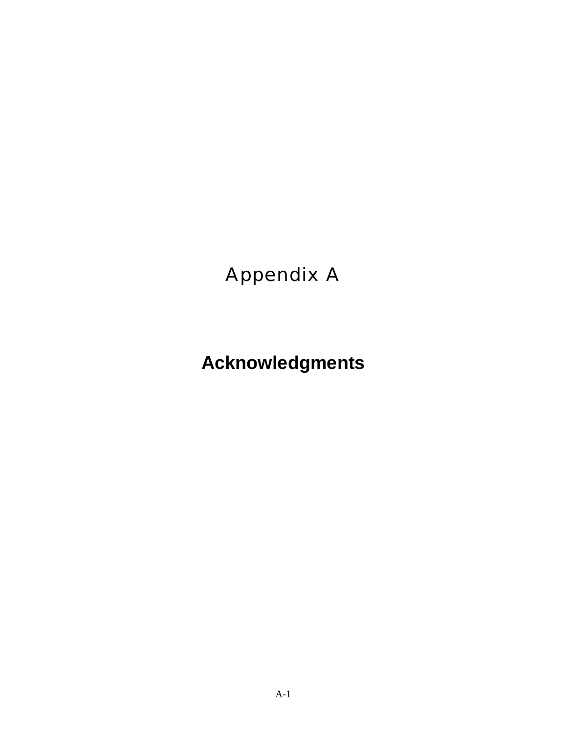# Appendix A

## Acknowledgments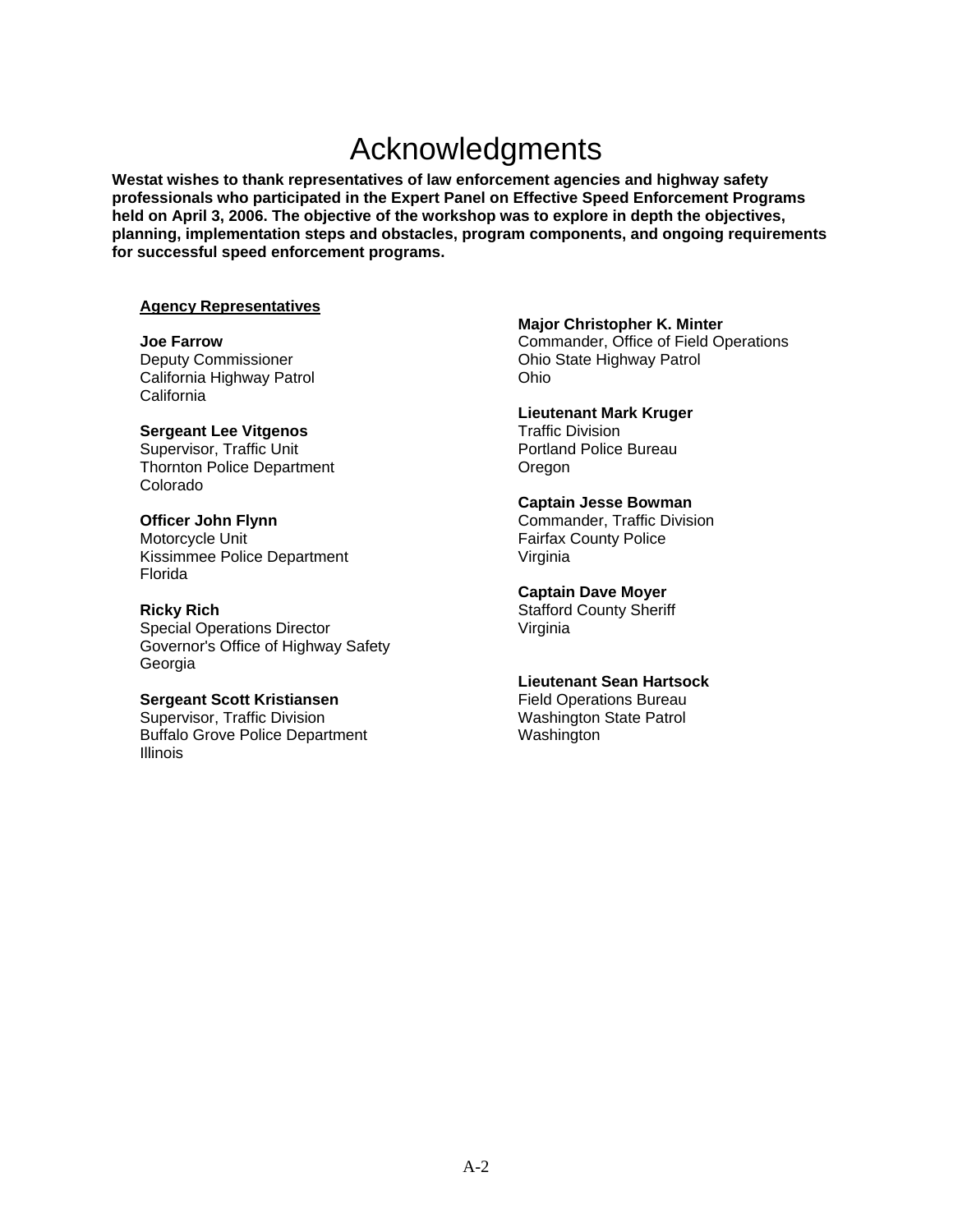# Acknowledgments

**Westat wishes to thank representatives of law enforcement agencies and highway safety professionals who participated in the Expert Panel on Effective Speed Enforcement Programs held on April 3, 2006. The objective of the workshop was to explore in depth the objectives, planning, implementation steps and obstacles, program components, and ongoing requirements for successful speed enforcement programs.**

**Agency Representatives**

**Joe Farrow**
Deputy Commissioner
California Highway Patrol
California

**Sergeant Lee Vitgenos**
Supervisor, Traffic Unit
Thornton Police Department
Colorado

**Officer John Flynn**
Motorcycle Unit
Kissimmee Police Department
Florida

**Ricky Rich**
Special Operations Director
Governor's Office of Highway Safety
Georgia

**Sergeant Scott Kristiansen**
Supervisor, Traffic Division
Buffalo Grove Police Department
Illinois

**Major Christopher K. Minter**
Commander, Office of Field Operations
Ohio State Highway Patrol
Ohio

**Lieutenant Mark Kruger**
Traffic Division
Portland Police Bureau
Oregon

**Captain Jesse Bowman**
Commander, Traffic Division
Fairfax County Police
Virginia

**Captain Dave Moyer**
Stafford County Sheriff
Virginia

**Lieutenant Sean Hartsock**
Field Operations Bureau
Washington State Patrol
Washington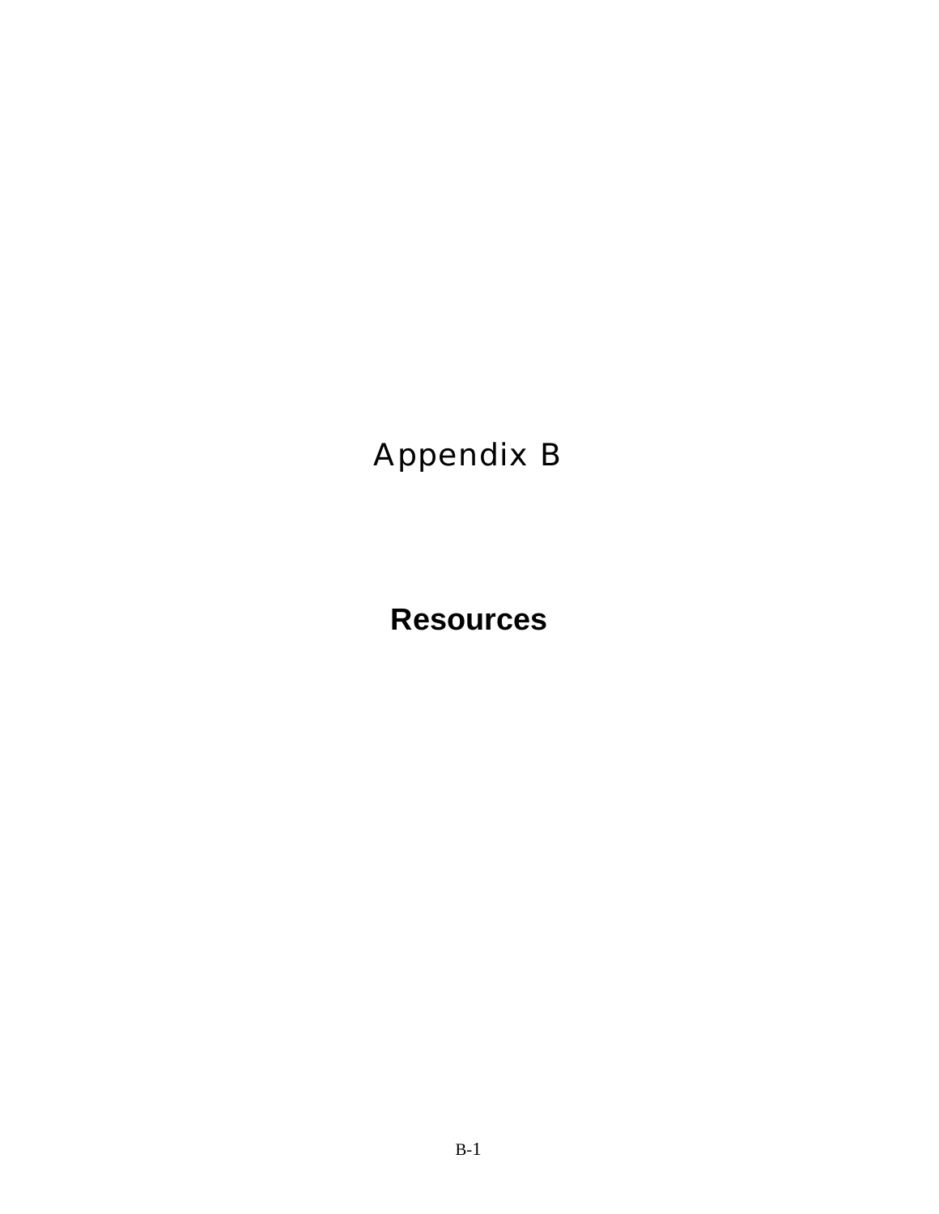# Appendix B

## Resources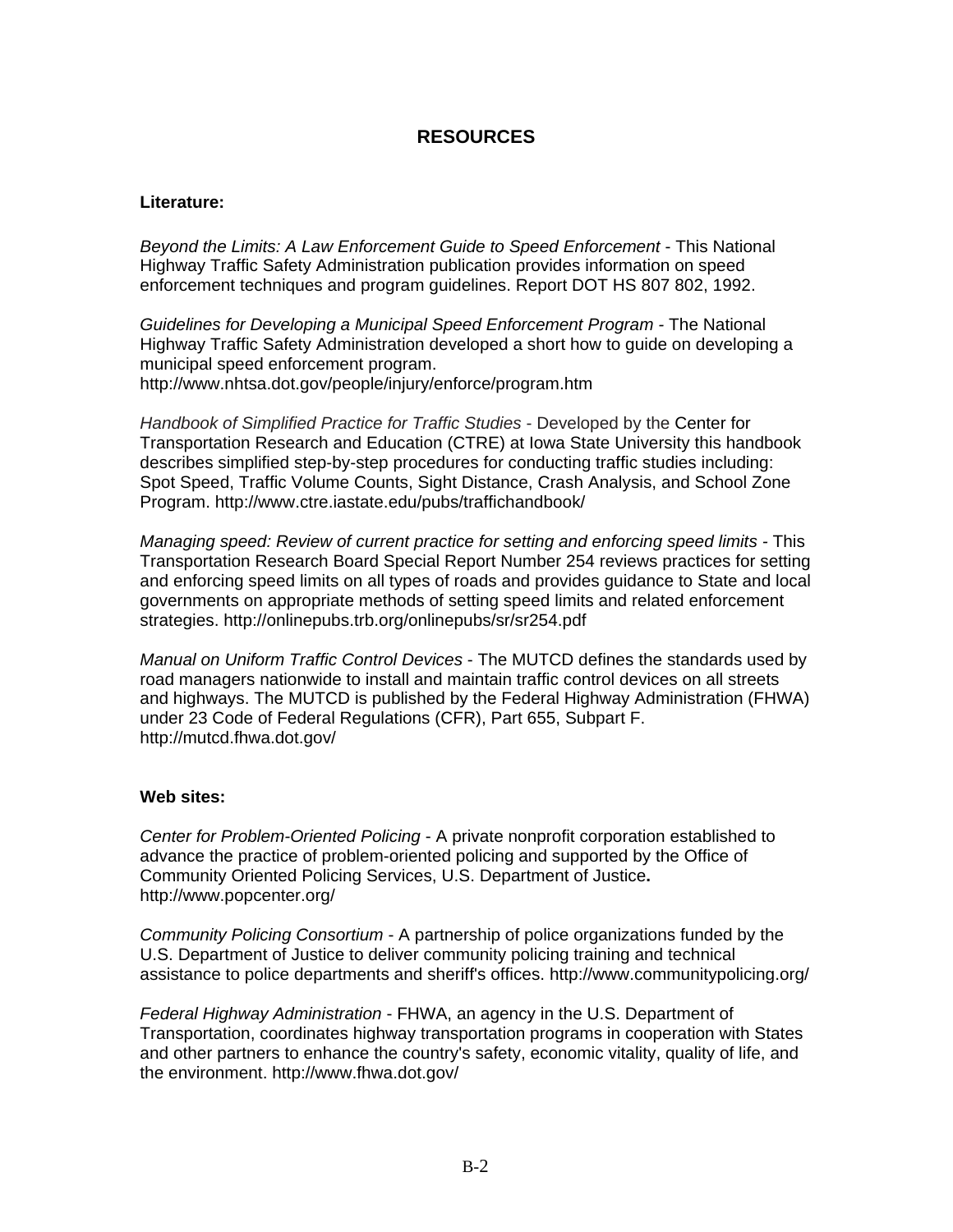# RESOURCES

**Literature:**

*Beyond the Limits: A Law Enforcement Guide to Speed Enforcement* - This National Highway Traffic Safety Administration publication provides information on speed enforcement techniques and program guidelines. Report DOT HS 807 802, 1992.

*Guidelines for Developing a Municipal Speed Enforcement Program* - The National Highway Traffic Safety Administration developed a short how to guide on developing a municipal speed enforcement program.
http://www.nhtsa.dot.gov/people/injury/enforce/program.htm

*Handbook of Simplified Practice for Traffic Studies* - Developed by the Center for Transportation Research and Education (CTRE) at Iowa State University this handbook describes simplified step-by-step procedures for conducting traffic studies including: Spot Speed, Traffic Volume Counts, Sight Distance, Crash Analysis, and School Zone Program. http://www.ctre.iastate.edu/pubs/traffichandbook/

*Managing speed: Review of current practice for setting and enforcing speed limits* - This Transportation Research Board Special Report Number 254 reviews practices for setting and enforcing speed limits on all types of roads and provides guidance to State and local governments on appropriate methods of setting speed limits and related enforcement strategies. http://onlinepubs.trb.org/onlinepubs/sr/sr254.pdf

*Manual on Uniform Traffic Control Devices* - The MUTCD defines the standards used by road managers nationwide to install and maintain traffic control devices on all streets and highways. The MUTCD is published by the Federal Highway Administration (FHWA) under 23 Code of Federal Regulations (CFR), Part 655, Subpart F.
http://mutcd.fhwa.dot.gov/

**Web sites:**

*Center for Problem-Oriented Policing* - A private nonprofit corporation established to advance the practice of problem-oriented policing and supported by the Office of Community Oriented Policing Services, U.S. Department of Justice.
http://www.popcenter.org/

*Community Policing Consortium* - A partnership of police organizations funded by the U.S. Department of Justice to deliver community policing training and technical assistance to police departments and sheriff's offices. http://www.communitypolicing.org/

*Federal Highway Administration* - FHWA, an agency in the U.S. Department of Transportation, coordinates highway transportation programs in cooperation with States and other partners to enhance the country's safety, economic vitality, quality of life, and the environment. http://www.fhwa.dot.gov/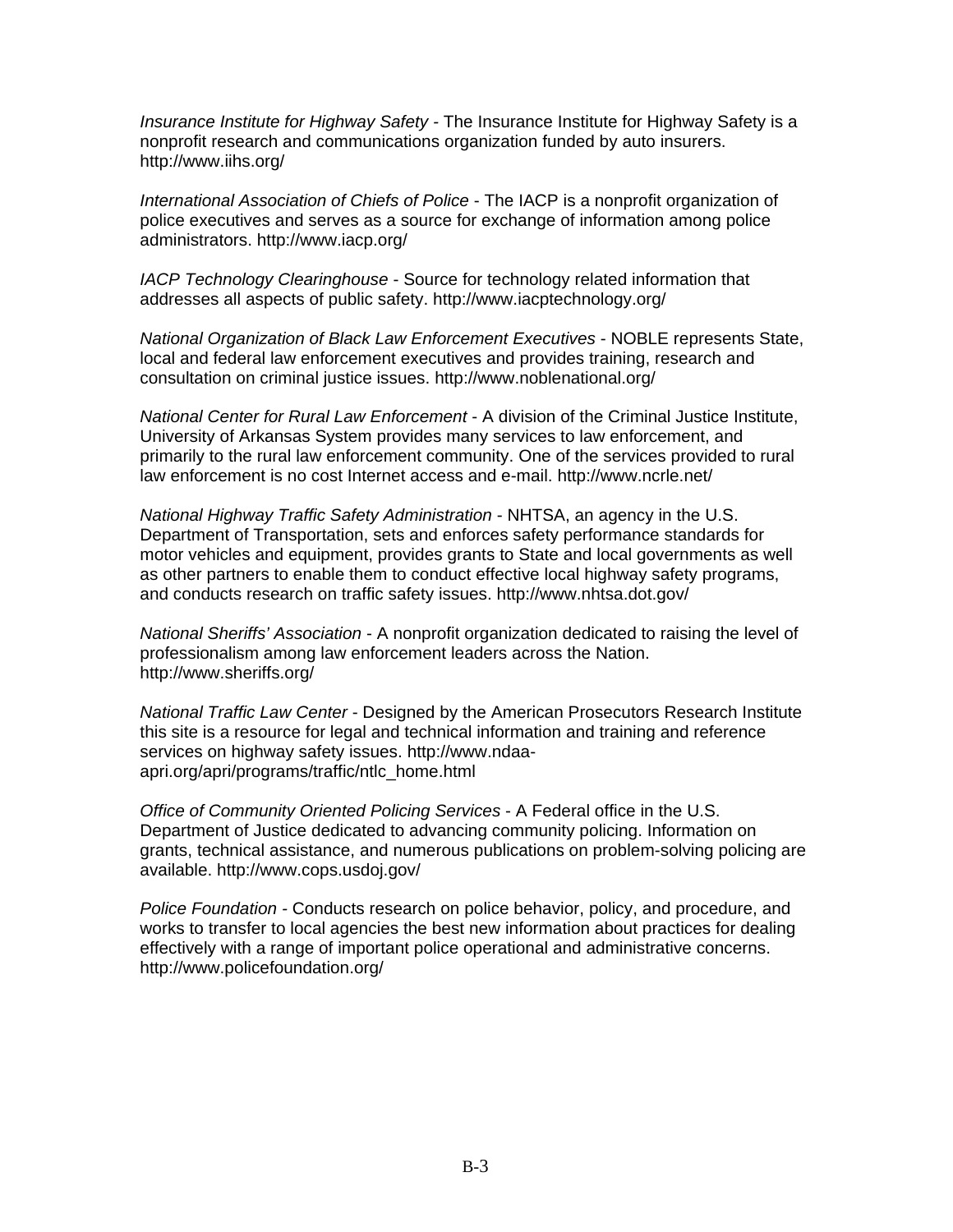*Insurance Institute for Highway Safety* - The Insurance Institute for Highway Safety is a nonprofit research and communications organization funded by auto insurers. http://www.iihs.org/

*International Association of Chiefs of Police* - The IACP is a nonprofit organization of police executives and serves as a source for exchange of information among police administrators. http://www.iacp.org/

*IACP Technology Clearinghouse* - Source for technology related information that addresses all aspects of public safety. http://www.iacptechnology.org/

*National Organization of Black Law Enforcement Executives* - NOBLE represents State, local and federal law enforcement executives and provides training, research and consultation on criminal justice issues. http://www.noblenational.org/

*National Center for Rural Law Enforcement* - A division of the Criminal Justice Institute, University of Arkansas System provides many services to law enforcement, and primarily to the rural law enforcement community. One of the services provided to rural law enforcement is no cost Internet access and e-mail. http://www.ncrle.net/

*National Highway Traffic Safety Administration* - NHTSA, an agency in the U.S. Department of Transportation, sets and enforces safety performance standards for motor vehicles and equipment, provides grants to State and local governments as well as other partners to enable them to conduct effective local highway safety programs, and conducts research on traffic safety issues. http://www.nhtsa.dot.gov/

*National Sheriffs' Association* - A nonprofit organization dedicated to raising the level of professionalism among law enforcement leaders across the Nation. http://www.sheriffs.org/

*National Traffic Law Center* - Designed by the American Prosecutors Research Institute this site is a resource for legal and technical information and training and reference services on highway safety issues. http://www.ndaa-apri.org/apri/programs/traffic/ntlc_home.html

*Office of Community Oriented Policing Services* - A Federal office in the U.S. Department of Justice dedicated to advancing community policing. Information on grants, technical assistance, and numerous publications on problem-solving policing are available. http://www.cops.usdoj.gov/

*Police Foundation* - Conducts research on police behavior, policy, and procedure, and works to transfer to local agencies the best new information about practices for dealing effectively with a range of important police operational and administrative concerns. http://www.policefoundation.org/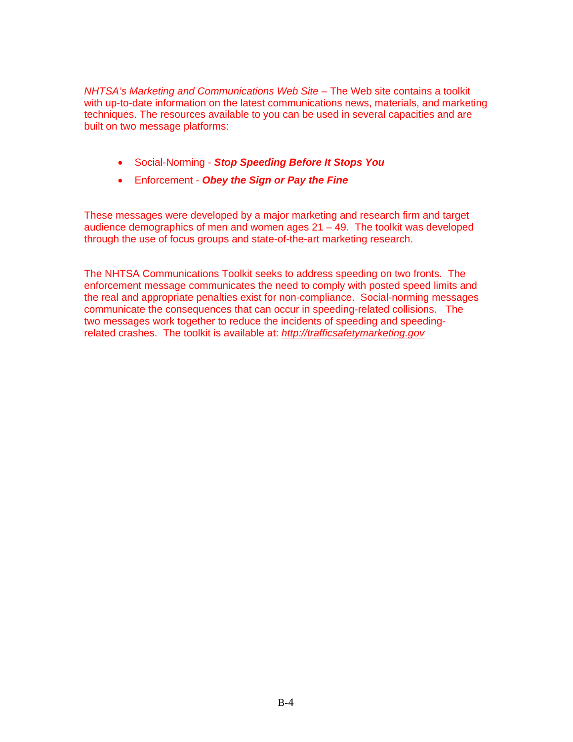*NHTSA's Marketing and Communications Web Site* – The Web site contains a toolkit with up-to-date information on the latest communications news, materials, and marketing techniques. The resources available to you can be used in several capacities and are built on two message platforms:

- Social-Norming - ***Stop Speeding Before It Stops You***
- Enforcement - ***Obey the Sign or Pay the Fine***

These messages were developed by a major marketing and research firm and target audience demographics of men and women ages 21 – 49. The toolkit was developed through the use of focus groups and state-of-the-art marketing research.

The NHTSA Communications Toolkit seeks to address speeding on two fronts. The enforcement message communicates the need to comply with posted speed limits and the real and appropriate penalties exist for non-compliance. Social-norming messages communicate the consequences that can occur in speeding-related collisions. The two messages work together to reduce the incidents of speeding and speeding-related crashes. The toolkit is available at: *http://trafficsafetymarketing.gov*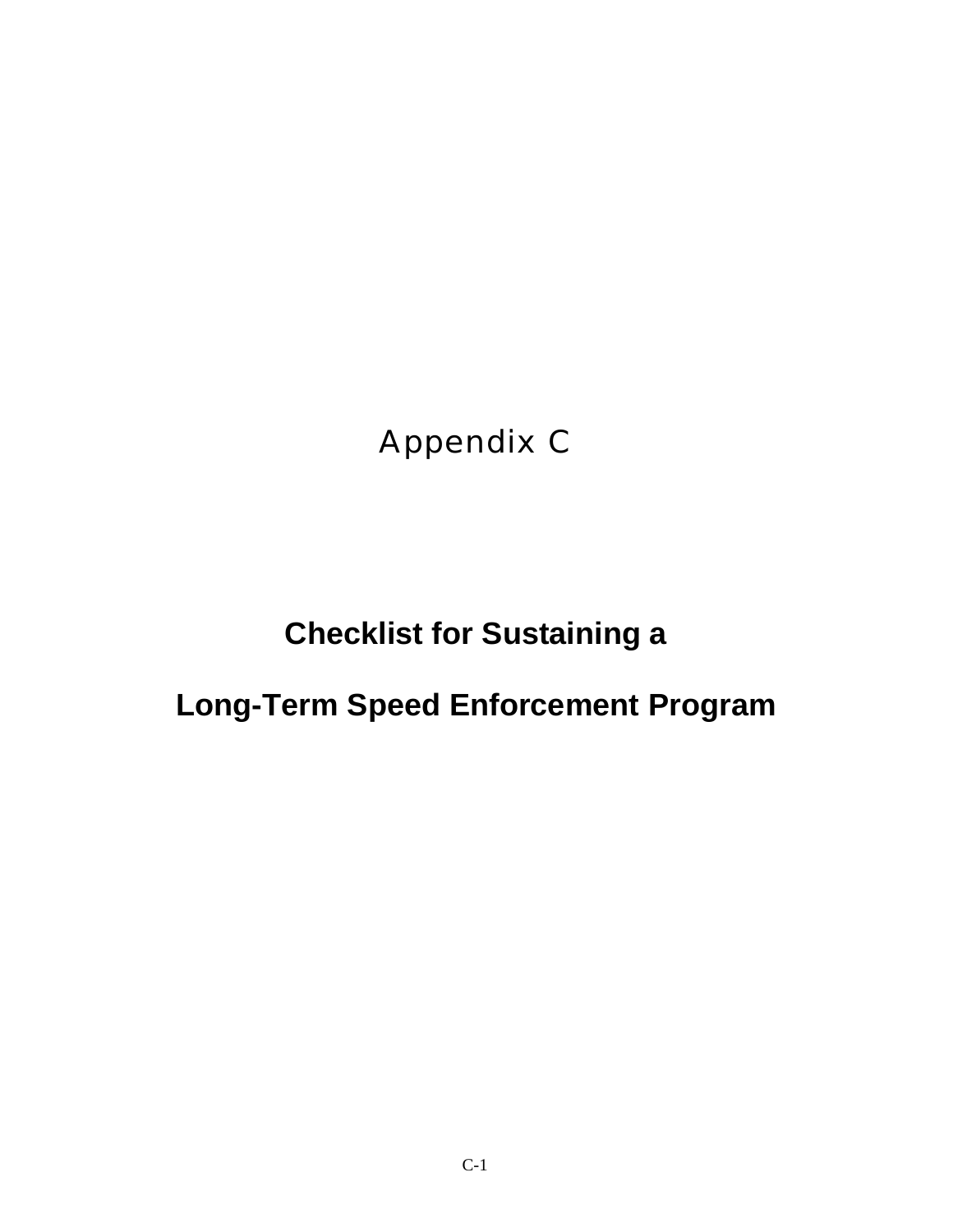# Appendix C

## Checklist for Sustaining a Long-Term Speed Enforcement Program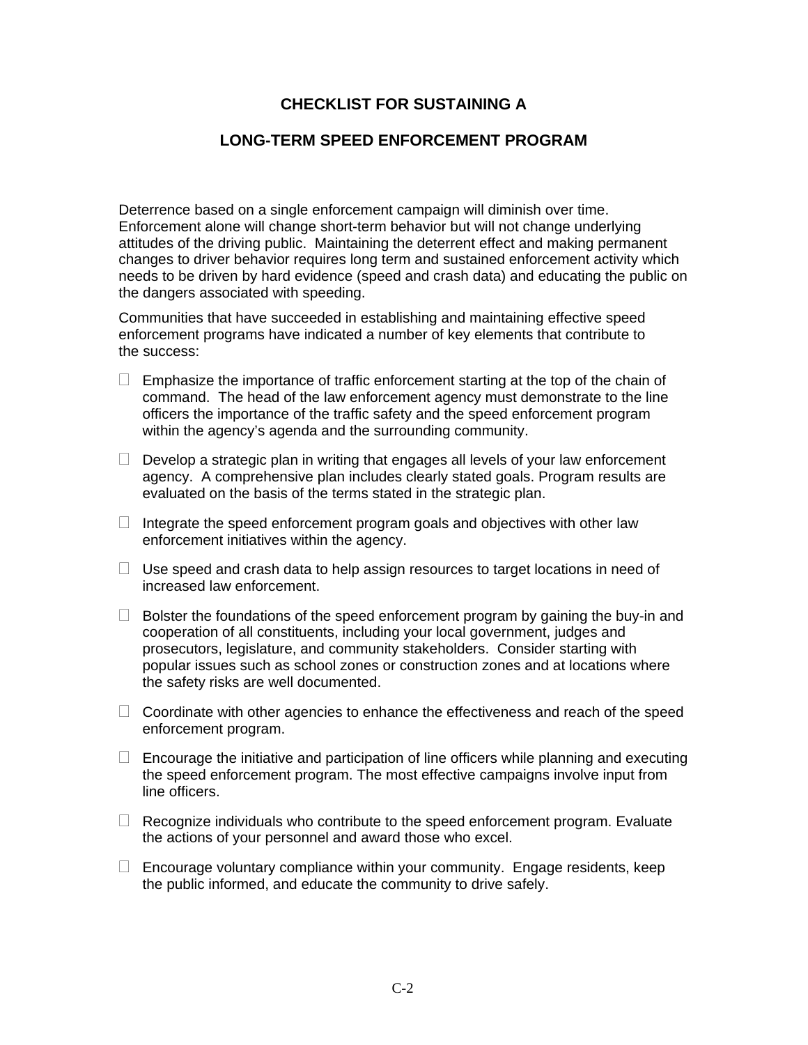# CHECKLIST FOR SUSTAINING A LONG-TERM SPEED ENFORCEMENT PROGRAM

Deterrence based on a single enforcement campaign will diminish over time. Enforcement alone will change short-term behavior but will not change underlying attitudes of the driving public. Maintaining the deterrent effect and making permanent changes to driver behavior requires long term and sustained enforcement activity which needs to be driven by hard evidence (speed and crash data) and educating the public on the dangers associated with speeding.

Communities that have succeeded in establishing and maintaining effective speed enforcement programs have indicated a number of key elements that contribute to the success:

- [ ] Emphasize the importance of traffic enforcement starting at the top of the chain of command. The head of the law enforcement agency must demonstrate to the line officers the importance of the traffic safety and the speed enforcement program within the agency's agenda and the surrounding community.
- [ ] Develop a strategic plan in writing that engages all levels of your law enforcement agency. A comprehensive plan includes clearly stated goals. Program results are evaluated on the basis of the terms stated in the strategic plan.
- [ ] Integrate the speed enforcement program goals and objectives with other law enforcement initiatives within the agency.
- [ ] Use speed and crash data to help assign resources to target locations in need of increased law enforcement.
- [ ] Bolster the foundations of the speed enforcement program by gaining the buy-in and cooperation of all constituents, including your local government, judges and prosecutors, legislature, and community stakeholders. Consider starting with popular issues such as school zones or construction zones and at locations where the safety risks are well documented.
- [ ] Coordinate with other agencies to enhance the effectiveness and reach of the speed enforcement program.
- [ ] Encourage the initiative and participation of line officers while planning and executing the speed enforcement program. The most effective campaigns involve input from line officers.
- [ ] Recognize individuals who contribute to the speed enforcement program. Evaluate the actions of your personnel and award those who excel.
- [ ] Encourage voluntary compliance within your community. Engage residents, keep the public informed, and educate the community to drive safely.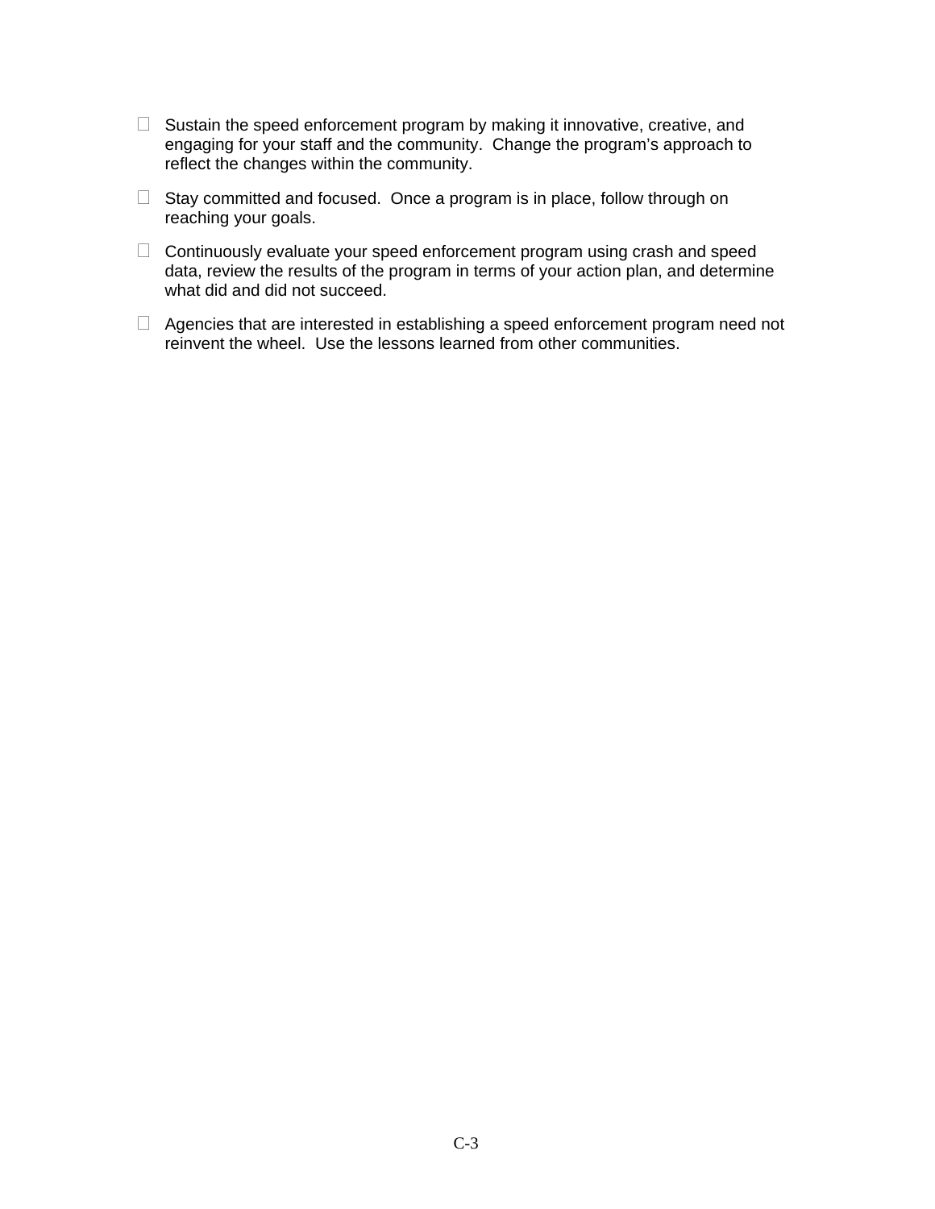- Sustain the speed enforcement program by making it innovative, creative, and engaging for your staff and the community.  Change the program's approach to reflect the changes within the community.

- Stay committed and focused.  Once a program is in place, follow through on reaching your goals.

- Continuously evaluate your speed enforcement program using crash and speed data, review the results of the program in terms of your action plan, and determine what did and did not succeed.

- Agencies that are interested in establishing a speed enforcement program need not reinvent the wheel.  Use the lessons learned from other communities.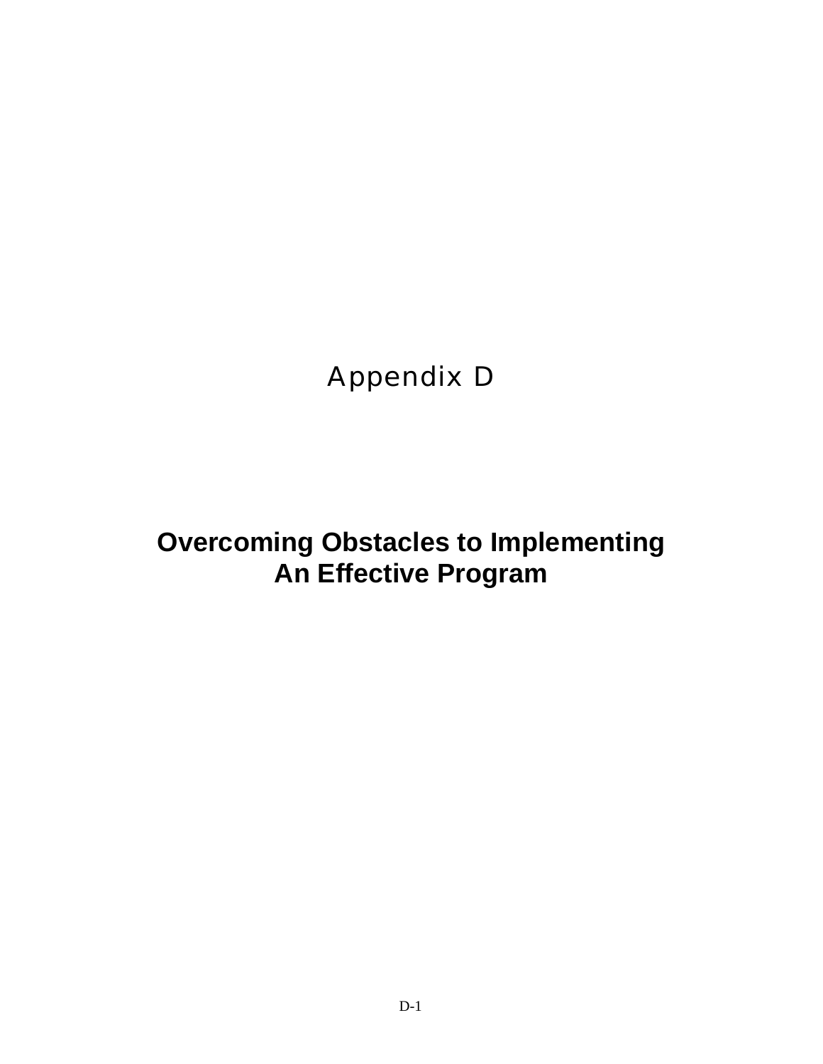# Appendix D

## Overcoming Obstacles to Implementing An Effective Program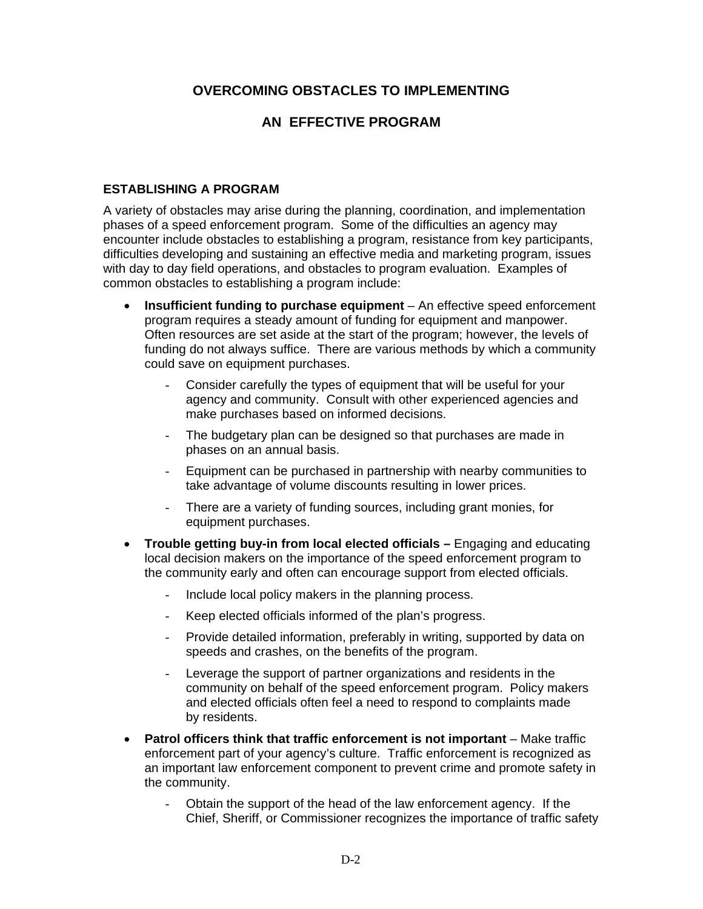# OVERCOMING OBSTACLES TO IMPLEMENTING AN EFFECTIVE PROGRAM

## ESTABLISHING A PROGRAM

A variety of obstacles may arise during the planning, coordination, and implementation phases of a speed enforcement program. Some of the difficulties an agency may encounter include obstacles to establishing a program, resistance from key participants, difficulties developing and sustaining an effective media and marketing program, issues with day to day field operations, and obstacles to program evaluation. Examples of common obstacles to establishing a program include:

- **Insufficient funding to purchase equipment** – An effective speed enforcement program requires a steady amount of funding for equipment and manpower. Often resources are set aside at the start of the program; however, the levels of funding do not always suffice. There are various methods by which a community could save on equipment purchases.
    - Consider carefully the types of equipment that will be useful for your agency and community. Consult with other experienced agencies and make purchases based on informed decisions.
    - The budgetary plan can be designed so that purchases are made in phases on an annual basis.
    - Equipment can be purchased in partnership with nearby communities to take advantage of volume discounts resulting in lower prices.
    - There are a variety of funding sources, including grant monies, for equipment purchases.
- **Trouble getting buy-in from local elected officials –** Engaging and educating local decision makers on the importance of the speed enforcement program to the community early and often can encourage support from elected officials.
    - Include local policy makers in the planning process.
    - Keep elected officials informed of the plan's progress.
    - Provide detailed information, preferably in writing, supported by data on speeds and crashes, on the benefits of the program.
    - Leverage the support of partner organizations and residents in the community on behalf of the speed enforcement program. Policy makers and elected officials often feel a need to respond to complaints made by residents.
- **Patrol officers think that traffic enforcement is not important** – Make traffic enforcement part of your agency's culture. Traffic enforcement is recognized as an important law enforcement component to prevent crime and promote safety in the community.
    - Obtain the support of the head of the law enforcement agency. If the Chief, Sheriff, or Commissioner recognizes the importance of traffic safety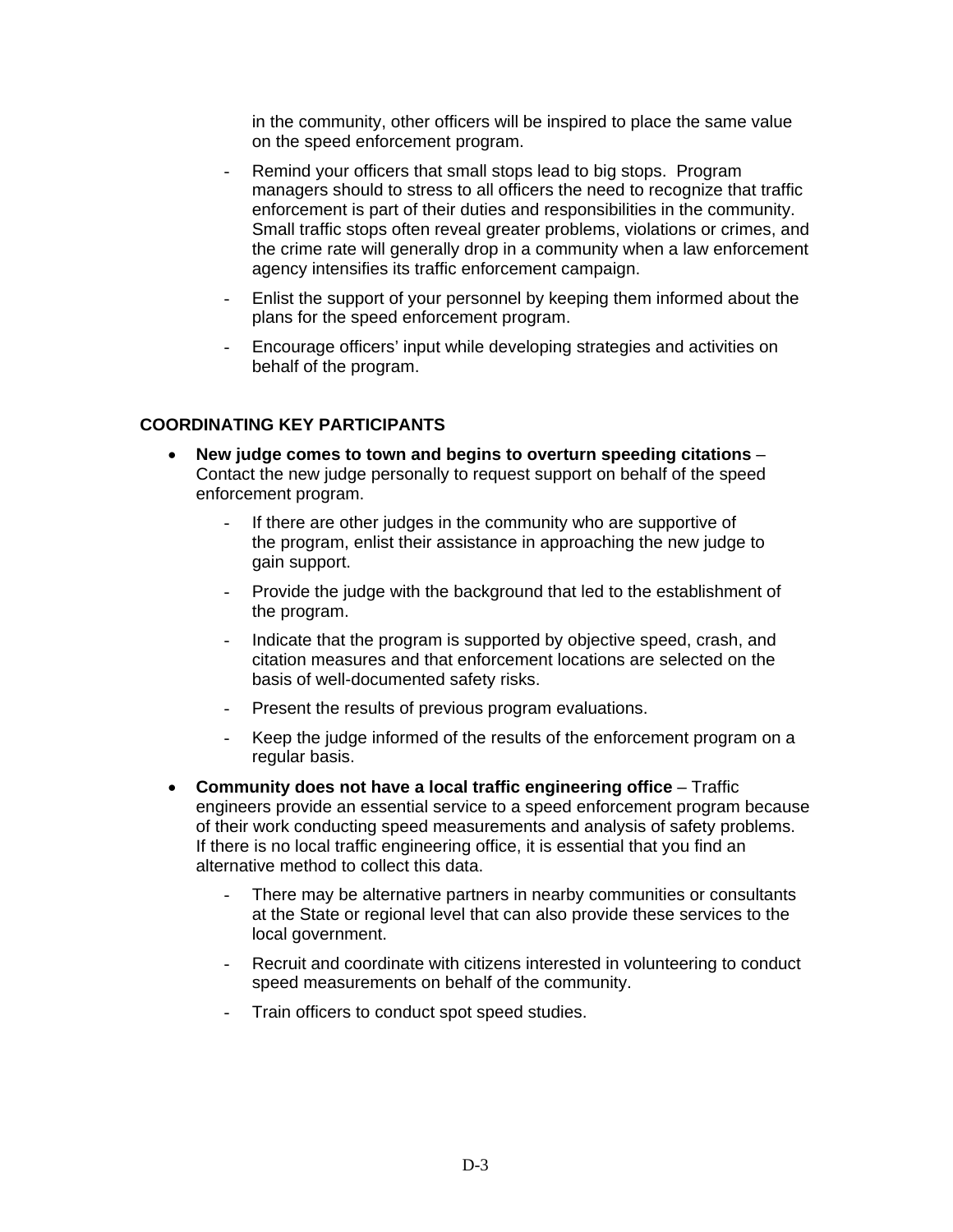in the community, other officers will be inspired to place the same value on the speed enforcement program.

- Remind your officers that small stops lead to big stops. Program managers should to stress to all officers the need to recognize that traffic enforcement is part of their duties and responsibilities in the community. Small traffic stops often reveal greater problems, violations or crimes, and the crime rate will generally drop in a community when a law enforcement agency intensifies its traffic enforcement campaign.
- Enlist the support of your personnel by keeping them informed about the plans for the speed enforcement program.
- Encourage officers' input while developing strategies and activities on behalf of the program.

## COORDINATING KEY PARTICIPANTS

- **New judge comes to town and begins to overturn speeding citations** – Contact the new judge personally to request support on behalf of the speed enforcement program.
  - If there are other judges in the community who are supportive of the program, enlist their assistance in approaching the new judge to gain support.
  - Provide the judge with the background that led to the establishment of the program.
  - Indicate that the program is supported by objective speed, crash, and citation measures and that enforcement locations are selected on the basis of well-documented safety risks.
  - Present the results of previous program evaluations.
  - Keep the judge informed of the results of the enforcement program on a regular basis.
- **Community does not have a local traffic engineering office** – Traffic engineers provide an essential service to a speed enforcement program because of their work conducting speed measurements and analysis of safety problems. If there is no local traffic engineering office, it is essential that you find an alternative method to collect this data.
  - There may be alternative partners in nearby communities or consultants at the State or regional level that can also provide these services to the local government.
  - Recruit and coordinate with citizens interested in volunteering to conduct speed measurements on behalf of the community.
  - Train officers to conduct spot speed studies.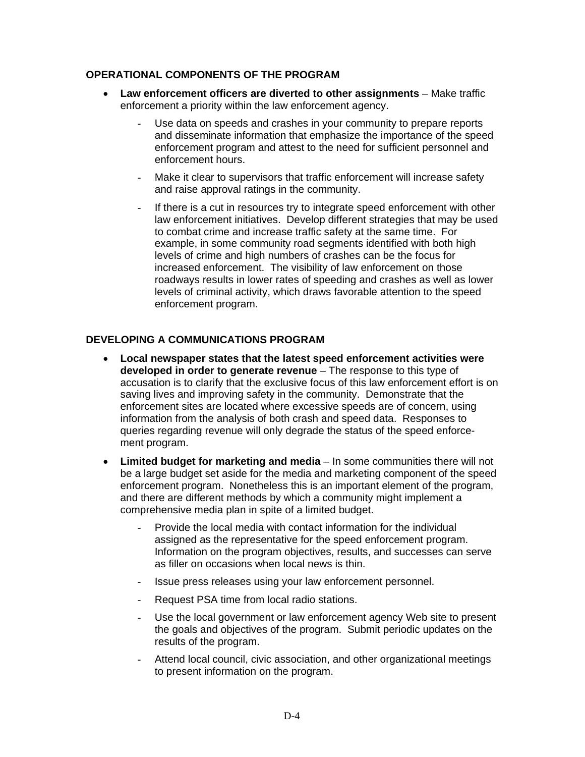## OPERATIONAL COMPONENTS OF THE PROGRAM

- **Law enforcement officers are diverted to other assignments** – Make traffic enforcement a priority within the law enforcement agency.
  - Use data on speeds and crashes in your community to prepare reports and disseminate information that emphasize the importance of the speed enforcement program and attest to the need for sufficient personnel and enforcement hours.
  - Make it clear to supervisors that traffic enforcement will increase safety and raise approval ratings in the community.
  - If there is a cut in resources try to integrate speed enforcement with other law enforcement initiatives. Develop different strategies that may be used to combat crime and increase traffic safety at the same time. For example, in some community road segments identified with both high levels of crime and high numbers of crashes can be the focus for increased enforcement. The visibility of law enforcement on those roadways results in lower rates of speeding and crashes as well as lower levels of criminal activity, which draws favorable attention to the speed enforcement program.

## DEVELOPING A COMMUNICATIONS PROGRAM

- **Local newspaper states that the latest speed enforcement activities were developed in order to generate revenue** – The response to this type of accusation is to clarify that the exclusive focus of this law enforcement effort is on saving lives and improving safety in the community. Demonstrate that the enforcement sites are located where excessive speeds are of concern, using information from the analysis of both crash and speed data. Responses to queries regarding revenue will only degrade the status of the speed enforcement program.
- **Limited budget for marketing and media** – In some communities there will not be a large budget set aside for the media and marketing component of the speed enforcement program. Nonetheless this is an important element of the program, and there are different methods by which a community might implement a comprehensive media plan in spite of a limited budget.
  - Provide the local media with contact information for the individual assigned as the representative for the speed enforcement program. Information on the program objectives, results, and successes can serve as filler on occasions when local news is thin.
  - Issue press releases using your law enforcement personnel.
  - Request PSA time from local radio stations.
  - Use the local government or law enforcement agency Web site to present the goals and objectives of the program. Submit periodic updates on the results of the program.
  - Attend local council, civic association, and other organizational meetings to present information on the program.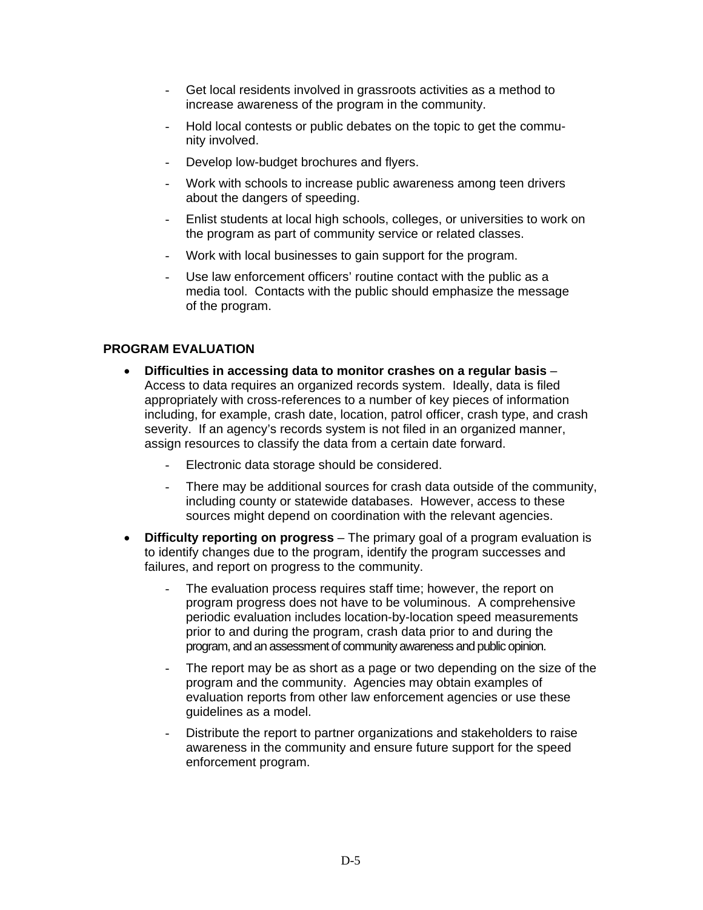- Get local residents involved in grassroots activities as a method to increase awareness of the program in the community.
- Hold local contests or public debates on the topic to get the community involved.
- Develop low-budget brochures and flyers.
- Work with schools to increase public awareness among teen drivers about the dangers of speeding.
- Enlist students at local high schools, colleges, or universities to work on the program as part of community service or related classes.
- Work with local businesses to gain support for the program.
- Use law enforcement officers' routine contact with the public as a media tool. Contacts with the public should emphasize the message of the program.

**PROGRAM EVALUATION**

- **Difficulties in accessing data to monitor crashes on a regular basis** – Access to data requires an organized records system. Ideally, data is filed appropriately with cross-references to a number of key pieces of information including, for example, crash date, location, patrol officer, crash type, and crash severity. If an agency's records system is not filed in an organized manner, assign resources to classify the data from a certain date forward.
    - Electronic data storage should be considered.
    - There may be additional sources for crash data outside of the community, including county or statewide databases. However, access to these sources might depend on coordination with the relevant agencies.
- **Difficulty reporting on progress** – The primary goal of a program evaluation is to identify changes due to the program, identify the program successes and failures, and report on progress to the community.
    - The evaluation process requires staff time; however, the report on program progress does not have to be voluminous. A comprehensive periodic evaluation includes location-by-location speed measurements prior to and during the program, crash data prior to and during the program, and an assessment of community awareness and public opinion.
    - The report may be as short as a page or two depending on the size of the program and the community. Agencies may obtain examples of evaluation reports from other law enforcement agencies or use these guidelines as a model.
    - Distribute the report to partner organizations and stakeholders to raise awareness in the community and ensure future support for the speed enforcement program.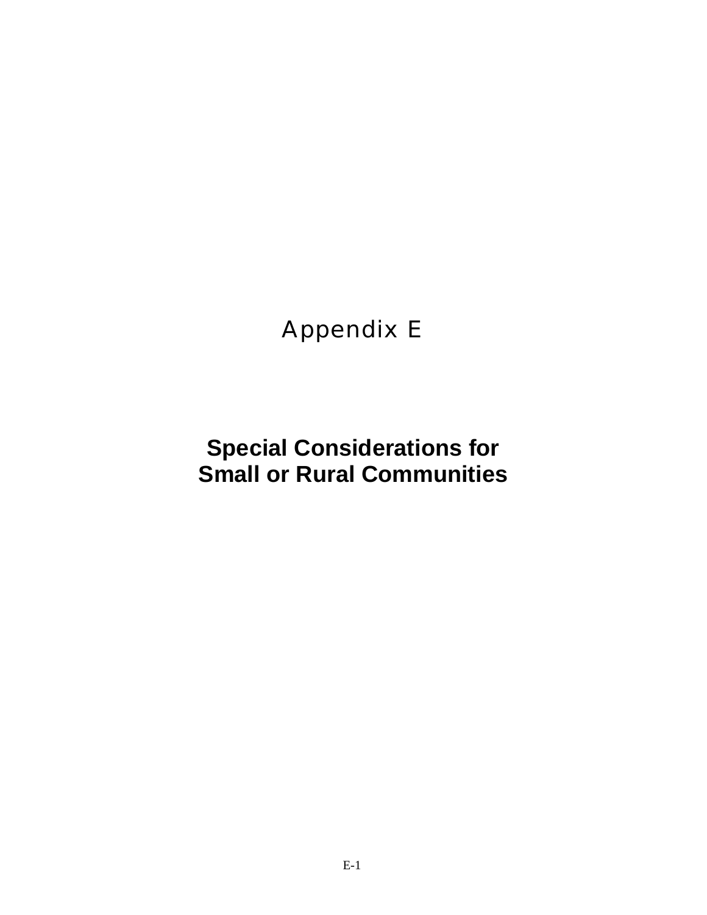# Appendix E

## Special Considerations for Small or Rural Communities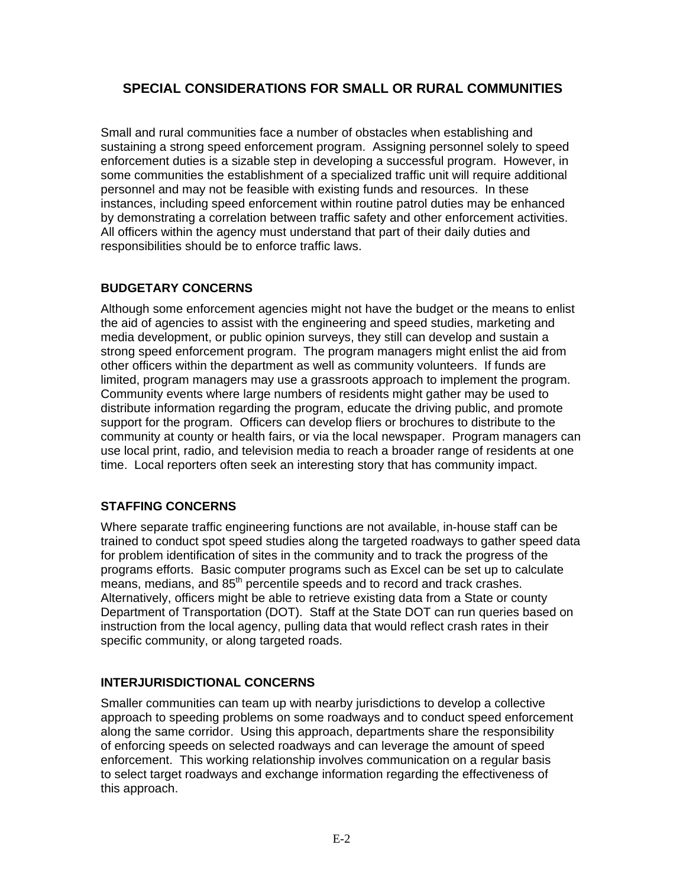## SPECIAL CONSIDERATIONS FOR SMALL OR RURAL COMMUNITIES

Small and rural communities face a number of obstacles when establishing and sustaining a strong speed enforcement program. Assigning personnel solely to speed enforcement duties is a sizable step in developing a successful program. However, in some communities the establishment of a specialized traffic unit will require additional personnel and may not be feasible with existing funds and resources. In these instances, including speed enforcement within routine patrol duties may be enhanced by demonstrating a correlation between traffic safety and other enforcement activities. All officers within the agency must understand that part of their daily duties and responsibilities should be to enforce traffic laws.

### BUDGETARY CONCERNS

Although some enforcement agencies might not have the budget or the means to enlist the aid of agencies to assist with the engineering and speed studies, marketing and media development, or public opinion surveys, they still can develop and sustain a strong speed enforcement program. The program managers might enlist the aid from other officers within the department as well as community volunteers. If funds are limited, program managers may use a grassroots approach to implement the program. Community events where large numbers of residents might gather may be used to distribute information regarding the program, educate the driving public, and promote support for the program. Officers can develop fliers or brochures to distribute to the community at county or health fairs, or via the local newspaper. Program managers can use local print, radio, and television media to reach a broader range of residents at one time. Local reporters often seek an interesting story that has community impact.

### STAFFING CONCERNS

Where separate traffic engineering functions are not available, in-house staff can be trained to conduct spot speed studies along the targeted roadways to gather speed data for problem identification of sites in the community and to track the progress of the programs efforts. Basic computer programs such as Excel can be set up to calculate means, medians, and 85th percentile speeds and to record and track crashes. Alternatively, officers might be able to retrieve existing data from a State or county Department of Transportation (DOT). Staff at the State DOT can run queries based on instruction from the local agency, pulling data that would reflect crash rates in their specific community, or along targeted roads.

### INTERJURISDICTIONAL CONCERNS

Smaller communities can team up with nearby jurisdictions to develop a collective approach to speeding problems on some roadways and to conduct speed enforcement along the same corridor. Using this approach, departments share the responsibility of enforcing speeds on selected roadways and can leverage the amount of speed enforcement. This working relationship involves communication on a regular basis to select target roadways and exchange information regarding the effectiveness of this approach.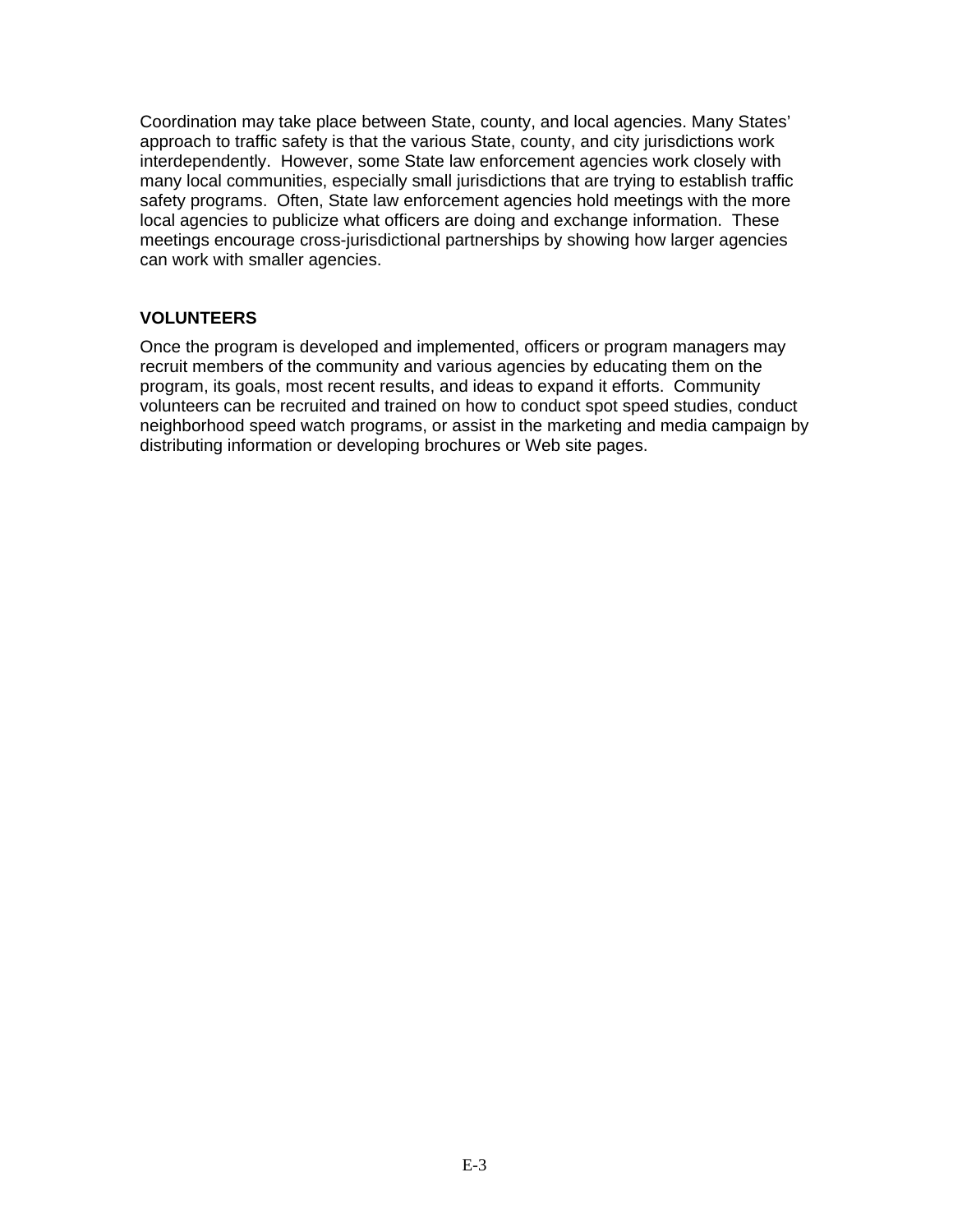Coordination may take place between State, county, and local agencies. Many States' approach to traffic safety is that the various State, county, and city jurisdictions work interdependently. However, some State law enforcement agencies work closely with many local communities, especially small jurisdictions that are trying to establish traffic safety programs. Often, State law enforcement agencies hold meetings with the more local agencies to publicize what officers are doing and exchange information. These meetings encourage cross-jurisdictional partnerships by showing how larger agencies can work with smaller agencies.

**VOLUNTEERS**

Once the program is developed and implemented, officers or program managers may recruit members of the community and various agencies by educating them on the program, its goals, most recent results, and ideas to expand it efforts. Community volunteers can be recruited and trained on how to conduct spot speed studies, conduct neighborhood speed watch programs, or assist in the marketing and media campaign by distributing information or developing brochures or Web site pages.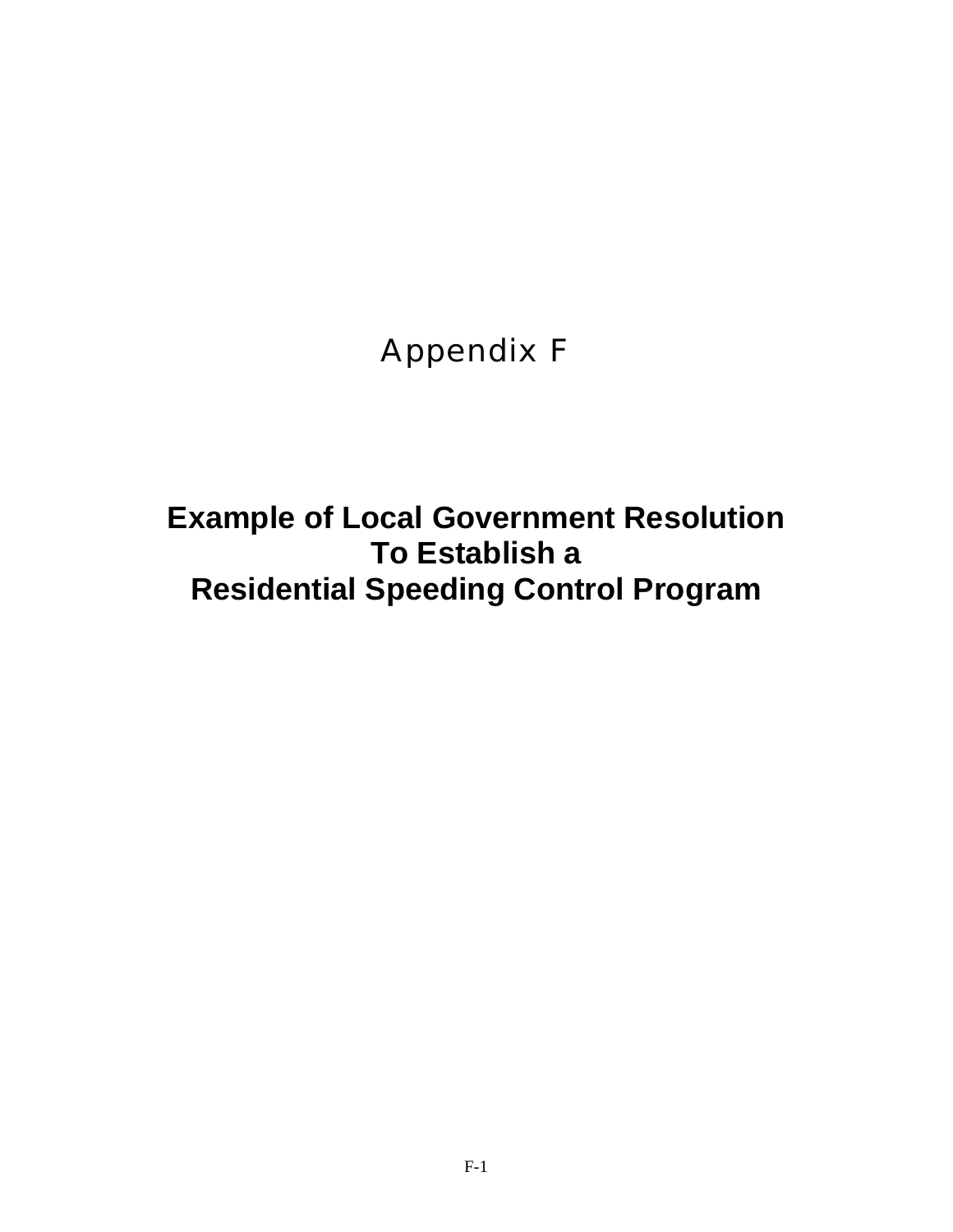# Appendix F

## Example of Local Government Resolution To Establish a Residential Speeding Control Program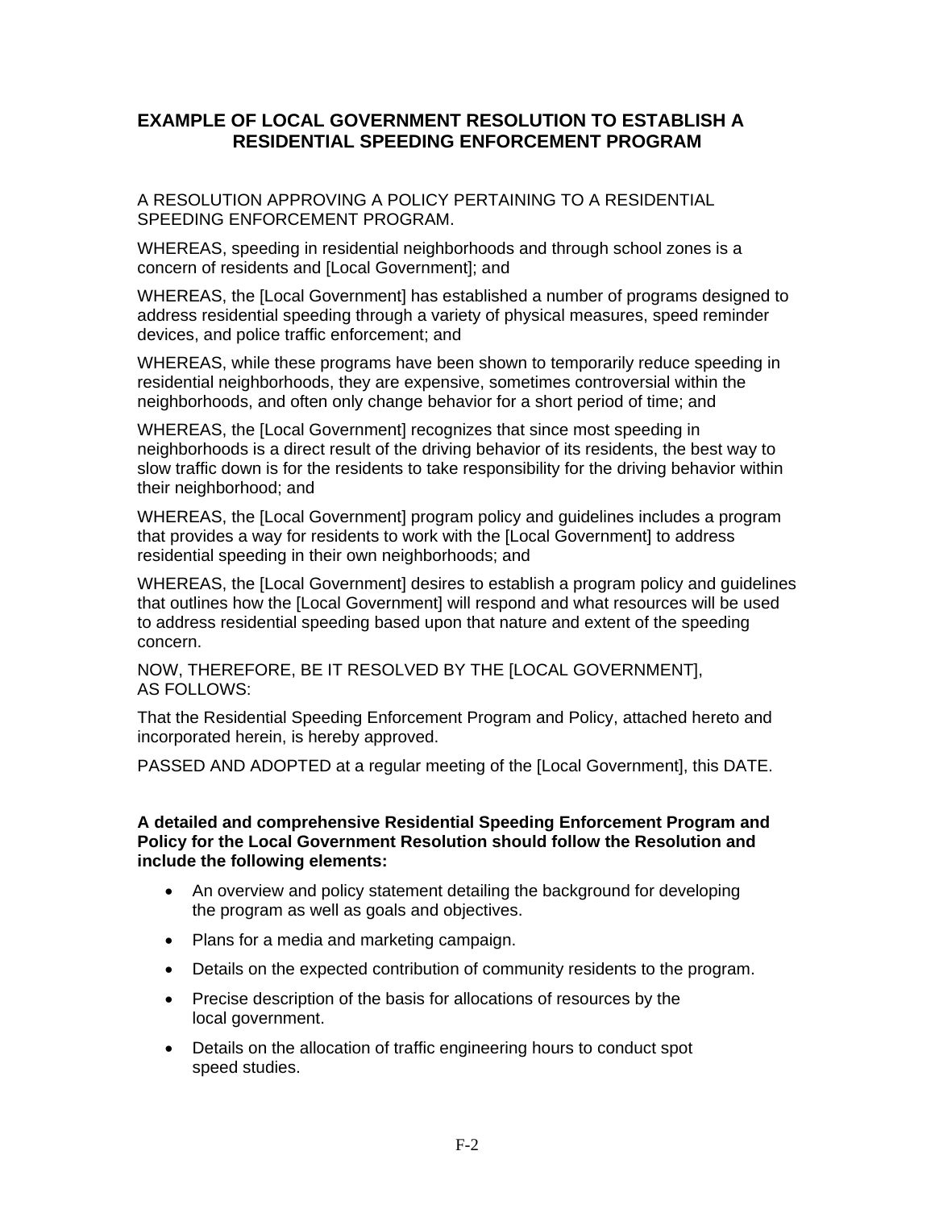## EXAMPLE OF LOCAL GOVERNMENT RESOLUTION TO ESTABLISH A RESIDENTIAL SPEEDING ENFORCEMENT PROGRAM

A RESOLUTION APPROVING A POLICY PERTAINING TO A RESIDENTIAL SPEEDING ENFORCEMENT PROGRAM.

WHEREAS, speeding in residential neighborhoods and through school zones is a concern of residents and [Local Government]; and

WHEREAS, the [Local Government] has established a number of programs designed to address residential speeding through a variety of physical measures, speed reminder devices, and police traffic enforcement; and

WHEREAS, while these programs have been shown to temporarily reduce speeding in residential neighborhoods, they are expensive, sometimes controversial within the neighborhoods, and often only change behavior for a short period of time; and

WHEREAS, the [Local Government] recognizes that since most speeding in neighborhoods is a direct result of the driving behavior of its residents, the best way to slow traffic down is for the residents to take responsibility for the driving behavior within their neighborhood; and

WHEREAS, the [Local Government] program policy and guidelines includes a program that provides a way for residents to work with the [Local Government] to address residential speeding in their own neighborhoods; and

WHEREAS, the [Local Government] desires to establish a program policy and guidelines that outlines how the [Local Government] will respond and what resources will be used to address residential speeding based upon that nature and extent of the speeding concern.

NOW, THEREFORE, BE IT RESOLVED BY THE [LOCAL GOVERNMENT], AS FOLLOWS:

That the Residential Speeding Enforcement Program and Policy, attached hereto and incorporated herein, is hereby approved.

PASSED AND ADOPTED at a regular meeting of the [Local Government], this DATE.

**A detailed and comprehensive Residential Speeding Enforcement Program and Policy for the Local Government Resolution should follow the Resolution and include the following elements:**

- An overview and policy statement detailing the background for developing the program as well as goals and objectives.
- Plans for a media and marketing campaign.
- Details on the expected contribution of community residents to the program.
- Precise description of the basis for allocations of resources by the local government.
- Details on the allocation of traffic engineering hours to conduct spot speed studies.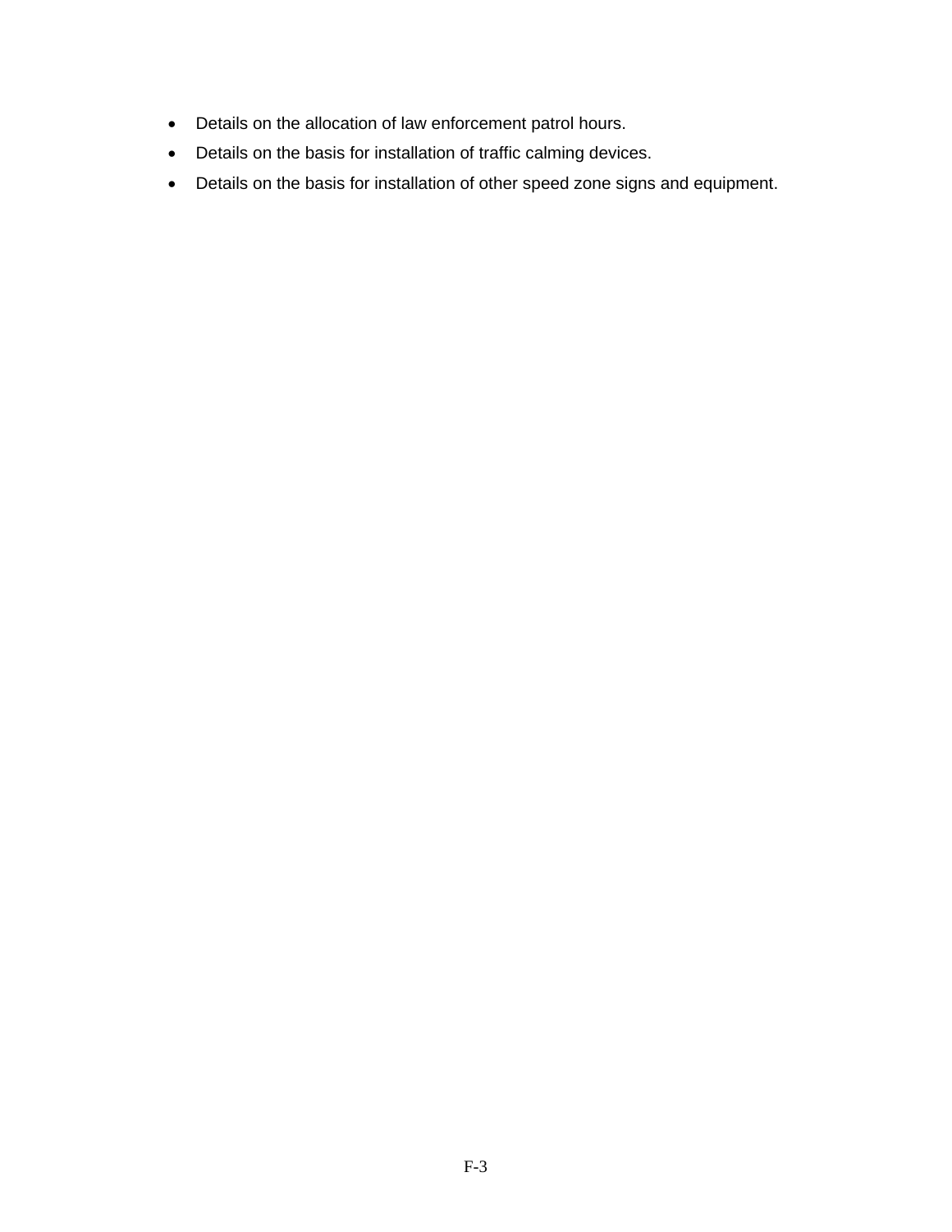- Details on the allocation of law enforcement patrol hours.
- Details on the basis for installation of traffic calming devices.
- Details on the basis for installation of other speed zone signs and equipment.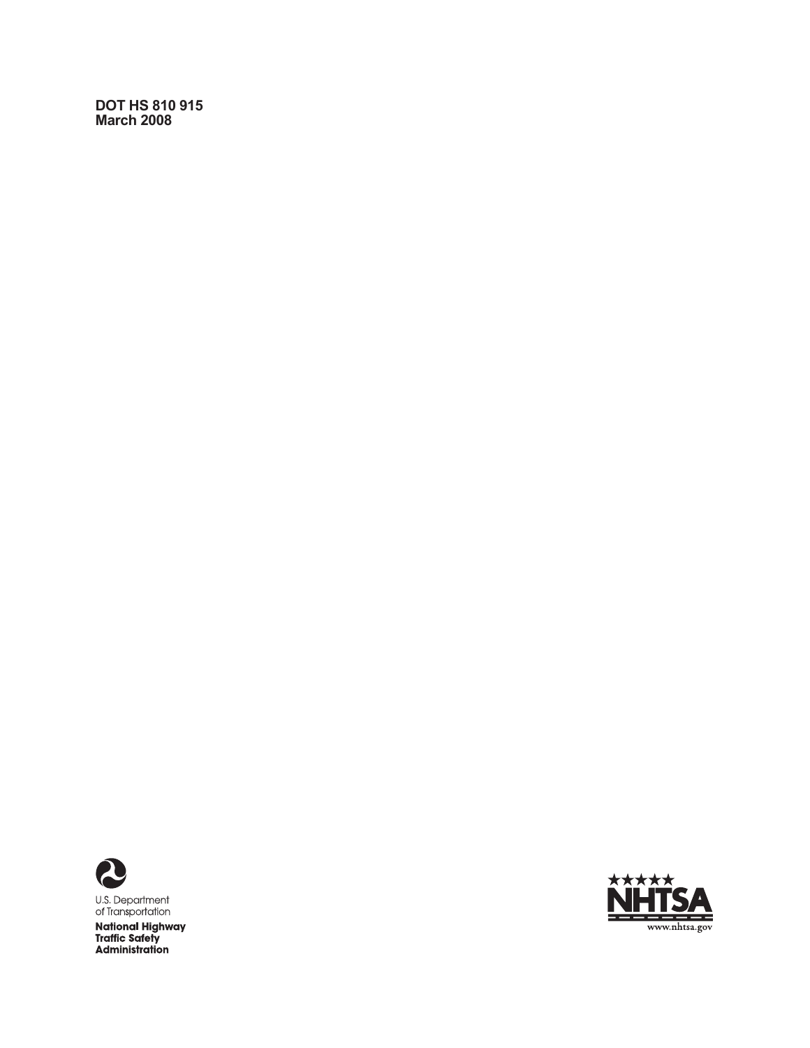**DOT HS 810 915**
**March 2008**

U.S. Department of Transportation

**National Highway Traffic Safety Administration**

NHTSA

www.nhtsa.gov